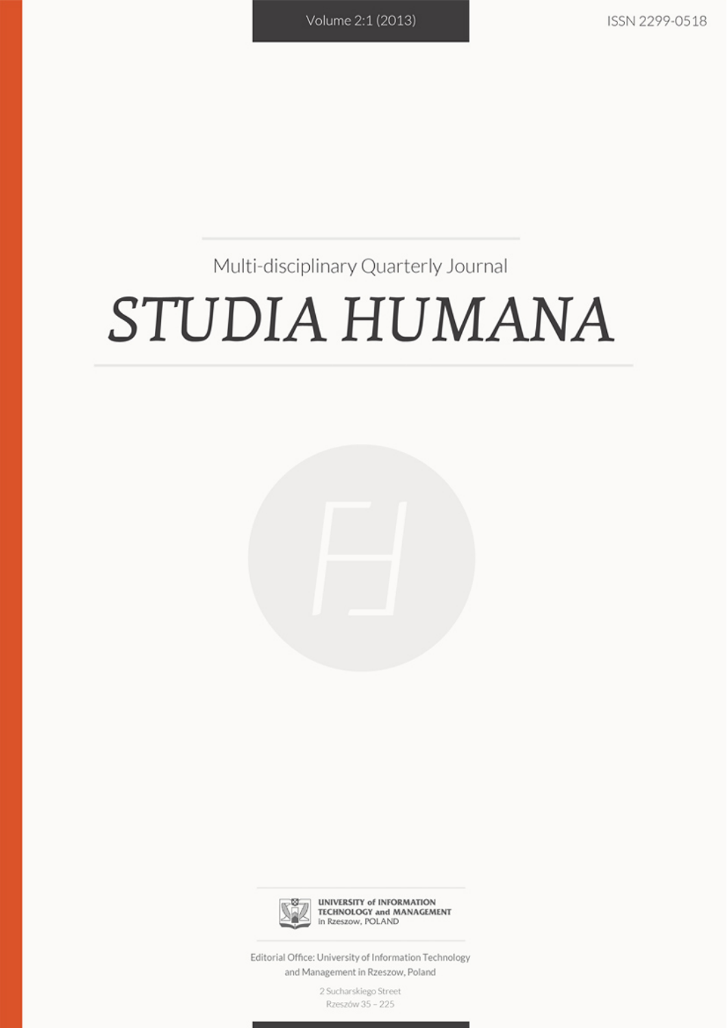Volume 2:1 (2013)

ISSN 2299-0518

Multi-disciplinary Quarterly Journal

# STUDIA HUMANA

UNIVERSITY of INFORMATION TECHNOLOGY and MANAGEMENT in Rzeszow, POLAND

Editorial Office: University of Information Technology and Management in Rzeszow, Poland

2 Sucharskiego Street
Rzeszów 35 – 225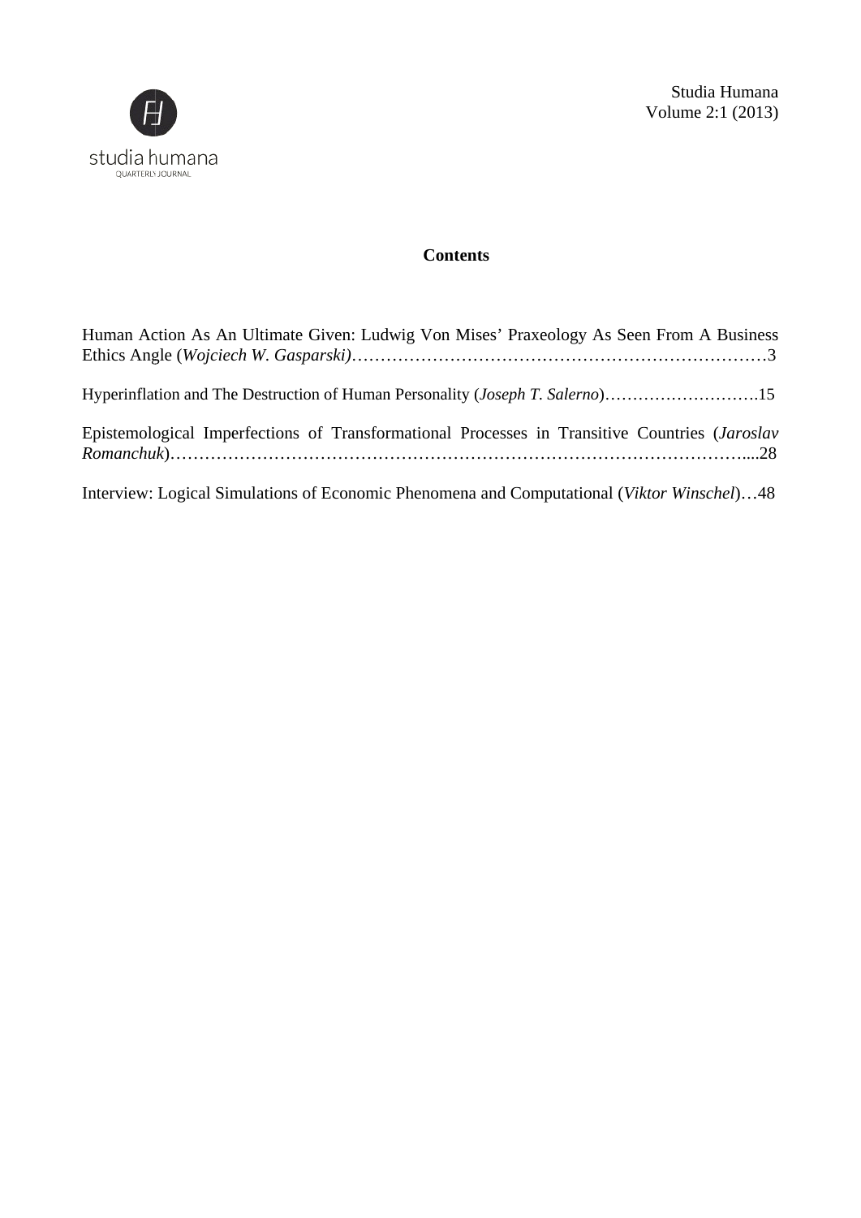## Contents

Human Action As An Ultimate Given: Ludwig Von Mises' Praxeology As Seen From A Business Ethics Angle (*Wojciech W. Gasparski*)……………………………………………………………3

Hyperinflation and The Destruction of Human Personality (*Joseph T. Salerno*)……………………….15

Epistemological Imperfections of Transformational Processes in Transitive Countries (*Jaroslav Romanchuk*)……………………………………………………………………………………....28

Interview: Logical Simulations of Economic Phenomena and Computational (*Viktor Winschel*)…48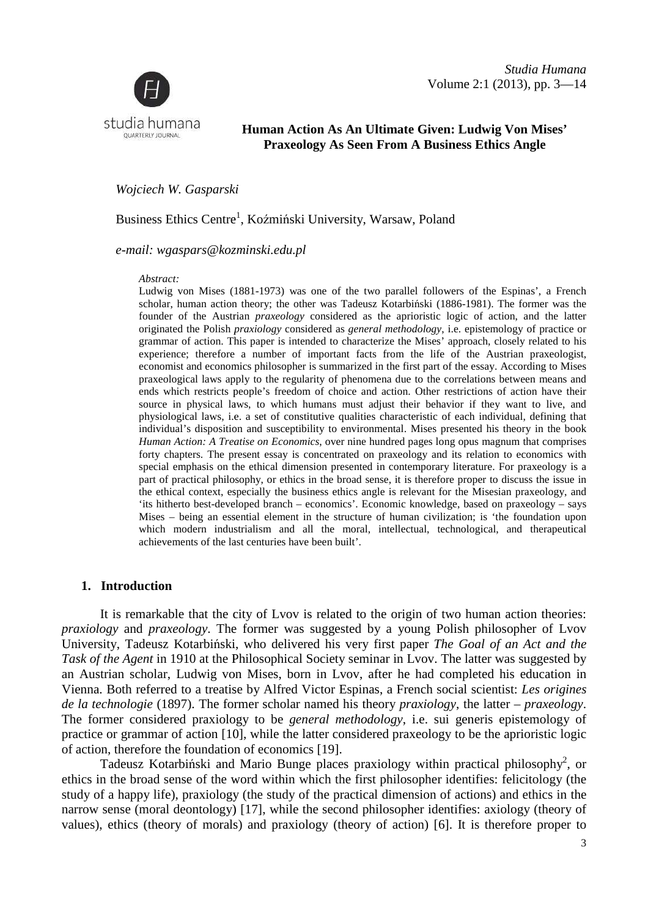**Human Action As An Ultimate Given: Ludwig Von Mises' Praxeology As Seen From A Business Ethics Angle**

*Wojciech W. Gasparski*

Business Ethics Centre[1], Koźmiński University, Warsaw, Poland

*e-mail: wgaspars@kozminski.edu.pl*

*Abstract:*

Ludwig von Mises (1881-1973) was one of the two parallel followers of the Espinas', a French scholar, human action theory; the other was Tadeusz Kotarbiński (1886-1981). The former was the founder of the Austrian *praxeology* considered as the aprioristic logic of action, and the latter originated the Polish *praxiology* considered as *general methodology*, i.e. epistemology of practice or grammar of action. This paper is intended to characterize the Mises' approach, closely related to his experience; therefore a number of important facts from the life of the Austrian praxeologist, economist and economics philosopher is summarized in the first part of the essay. According to Mises praxeological laws apply to the regularity of phenomena due to the correlations between means and ends which restricts people's freedom of choice and action. Other restrictions of action have their source in physical laws, to which humans must adjust their behavior if they want to live, and physiological laws, i.e. a set of constitutive qualities characteristic of each individual, defining that individual's disposition and susceptibility to environmental. Mises presented his theory in the book *Human Action: A Treatise on Economics*, over nine hundred pages long opus magnum that comprises forty chapters. The present essay is concentrated on praxeology and its relation to economics with special emphasis on the ethical dimension presented in contemporary literature. For praxeology is a part of practical philosophy, or ethics in the broad sense, it is therefore proper to discuss the issue in the ethical context, especially the business ethics angle is relevant for the Misesian praxeology, and 'its hitherto best-developed branch – economics'. Economic knowledge, based on praxeology – says Mises – being an essential element in the structure of human civilization; is 'the foundation upon which modern industrialism and all the moral, intellectual, technological, and therapeutical achievements of the last centuries have been built'.

## 1. Introduction

It is remarkable that the city of Lvov is related to the origin of two human action theories: *praxiology* and *praxeology*. The former was suggested by a young Polish philosopher of Lvov University, Tadeusz Kotarbiński, who delivered his very first paper *The Goal of an Act and the Task of the Agent* in 1910 at the Philosophical Society seminar in Lvov. The latter was suggested by an Austrian scholar, Ludwig von Mises, born in Lvov, after he had completed his education in Vienna. Both referred to a treatise by Alfred Victor Espinas, a French social scientist: *Les origines de la technologie* (1897). The former scholar named his theory *praxiology*, the latter – *praxeology*. The former considered praxiology to be *general methodology*, i.e. sui generis epistemology of practice or grammar of action [10], while the latter considered praxeology to be the aprioristic logic of action, therefore the foundation of economics [19].

Tadeusz Kotarbiński and Mario Bunge places praxiology within practical philosophy[2], or ethics in the broad sense of the word within which the first philosopher identifies: felicitology (the study of a happy life), praxiology (the study of the practical dimension of actions) and ethics in the narrow sense (moral deontology) [17], while the second philosopher identifies: axiology (theory of values), ethics (theory of morals) and praxiology (theory of action) [6]. It is therefore proper to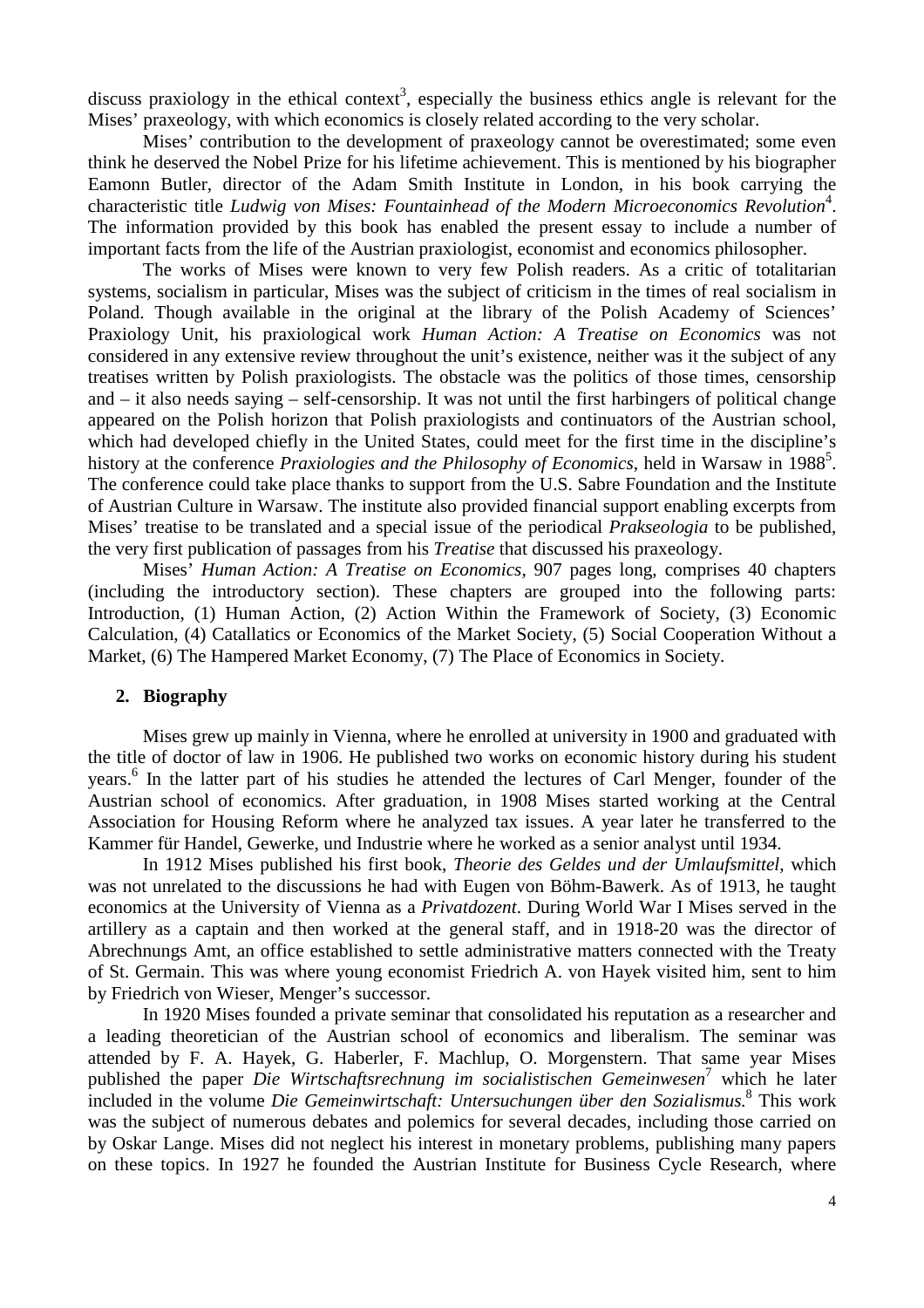discuss praxiology in the ethical context[3], especially the business ethics angle is relevant for the Mises' praxeology, with which economics is closely related according to the very scholar.

Mises' contribution to the development of praxeology cannot be overestimated; some even think he deserved the Nobel Prize for his lifetime achievement. This is mentioned by his biographer Eamonn Butler, director of the Adam Smith Institute in London, in his book carrying the characteristic title *Ludwig von Mises: Fountainhead of the Modern Microeconomics Revolution*[4]. The information provided by this book has enabled the present essay to include a number of important facts from the life of the Austrian praxiologist, economist and economics philosopher.

The works of Mises were known to very few Polish readers. As a critic of totalitarian systems, socialism in particular, Mises was the subject of criticism in the times of real socialism in Poland. Though available in the original at the library of the Polish Academy of Sciences' Praxiology Unit, his praxiological work *Human Action: A Treatise on Economics* was not considered in any extensive review throughout the unit's existence, neither was it the subject of any treatises written by Polish praxiologists. The obstacle was the politics of those times, censorship and – it also needs saying – self-censorship. It was not until the first harbingers of political change appeared on the Polish horizon that Polish praxiologists and continuators of the Austrian school, which had developed chiefly in the United States, could meet for the first time in the discipline's history at the conference *Praxiologies and the Philosophy of Economics*, held in Warsaw in 1988[5]. The conference could take place thanks to support from the U.S. Sabre Foundation and the Institute of Austrian Culture in Warsaw. The institute also provided financial support enabling excerpts from Mises' treatise to be translated and a special issue of the periodical *Prakseologia* to be published, the very first publication of passages from his *Treatise* that discussed his praxeology.

Mises' *Human Action: A Treatise on Economics*, 907 pages long, comprises 40 chapters (including the introductory section). These chapters are grouped into the following parts: Introduction, (1) Human Action, (2) Action Within the Framework of Society, (3) Economic Calculation, (4) Catallatics or Economics of the Market Society, (5) Social Cooperation Without a Market, (6) The Hampered Market Economy, (7) The Place of Economics in Society.

## 2. Biography

Mises grew up mainly in Vienna, where he enrolled at university in 1900 and graduated with the title of doctor of law in 1906. He published two works on economic history during his student years.[6] In the latter part of his studies he attended the lectures of Carl Menger, founder of the Austrian school of economics. After graduation, in 1908 Mises started working at the Central Association for Housing Reform where he analyzed tax issues. A year later he transferred to the Kammer für Handel, Gewerke, und Industrie where he worked as a senior analyst until 1934.

In 1912 Mises published his first book, *Theorie des Geldes und der Umlaufsmittel*, which was not unrelated to the discussions he had with Eugen von Böhm-Bawerk. As of 1913, he taught economics at the University of Vienna as a *Privatdozent*. During World War I Mises served in the artillery as a captain and then worked at the general staff, and in 1918-20 was the director of Abrechnungs Amt, an office established to settle administrative matters connected with the Treaty of St. Germain. This was where young economist Friedrich A. von Hayek visited him, sent to him by Friedrich von Wieser, Menger's successor.

In 1920 Mises founded a private seminar that consolidated his reputation as a researcher and a leading theoretician of the Austrian school of economics and liberalism. The seminar was attended by F. A. Hayek, G. Haberler, F. Machlup, O. Morgenstern. That same year Mises published the paper *Die Wirtschaftsrechnung im socialistischen Gemeinwesen*[7] which he later included in the volume *Die Gemeinwirtschaft: Untersuchungen über den Sozialismus.*[8] This work was the subject of numerous debates and polemics for several decades, including those carried on by Oskar Lange. Mises did not neglect his interest in monetary problems, publishing many papers on these topics. In 1927 he founded the Austrian Institute for Business Cycle Research, where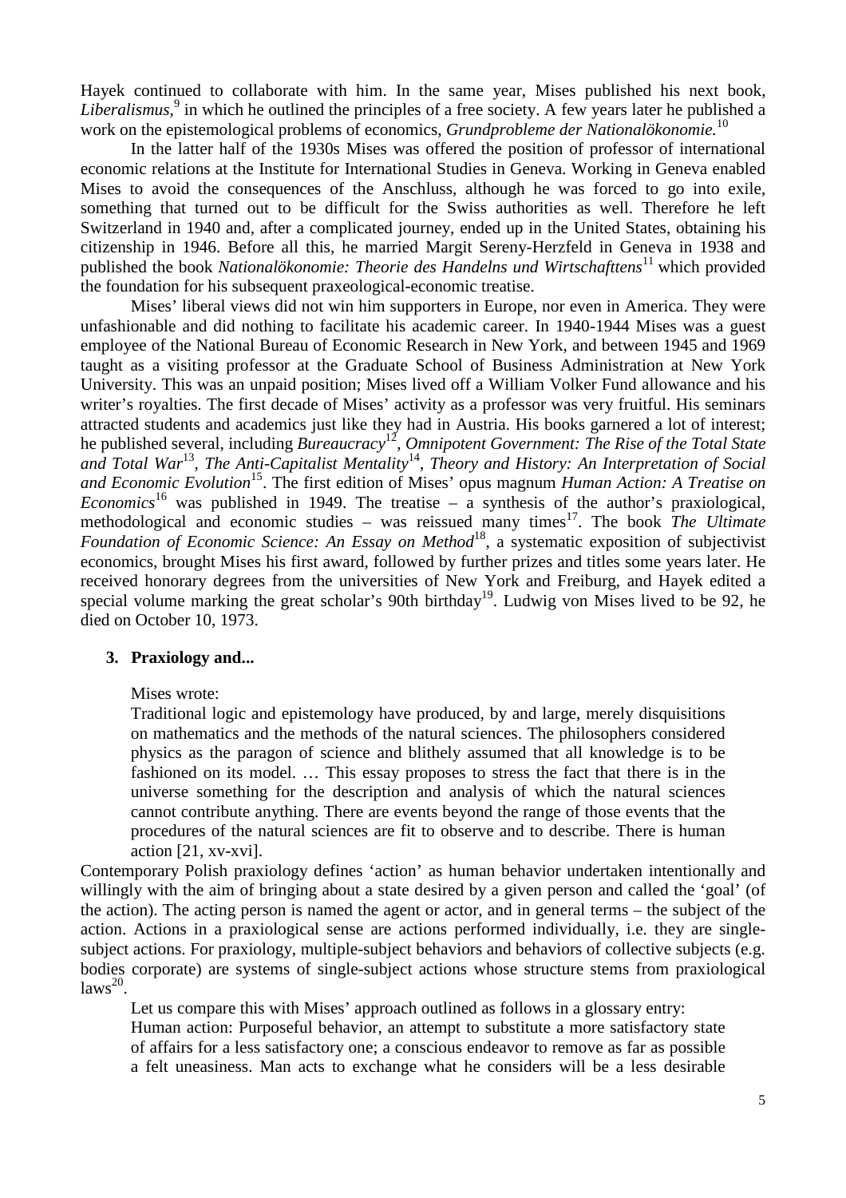Hayek continued to collaborate with him. In the same year, Mises published his next book, *Liberalismus*,[9] in which he outlined the principles of a free society. A few years later he published a work on the epistemological problems of economics, *Grundprobleme der Nationalökonomie.*[10]

In the latter half of the 1930s Mises was offered the position of professor of international economic relations at the Institute for International Studies in Geneva. Working in Geneva enabled Mises to avoid the consequences of the Anschluss, although he was forced to go into exile, something that turned out to be difficult for the Swiss authorities as well. Therefore he left Switzerland in 1940 and, after a complicated journey, ended up in the United States, obtaining his citizenship in 1946. Before all this, he married Margit Sereny-Herzfeld in Geneva in 1938 and published the book *Nationalökonomie: Theorie des Handelns und Wirtschafttens*[11] which provided the foundation for his subsequent praxeological-economic treatise.

Mises' liberal views did not win him supporters in Europe, nor even in America. They were unfashionable and did nothing to facilitate his academic career. In 1940-1944 Mises was a guest employee of the National Bureau of Economic Research in New York, and between 1945 and 1969 taught as a visiting professor at the Graduate School of Business Administration at New York University. This was an unpaid position; Mises lived off a William Volker Fund allowance and his writer's royalties. The first decade of Mises' activity as a professor was very fruitful. His seminars attracted students and academics just like they had in Austria. His books garnered a lot of interest; he published several, including *Bureaucracy*[12], *Omnipotent Government: The Rise of the Total State and Total War*[13], *The Anti-Capitalist Mentality*[14], *Theory and History: An Interpretation of Social and Economic Evolution*[15]. The first edition of Mises' opus magnum *Human Action: A Treatise on Economics*[16] was published in 1949. The treatise – a synthesis of the author's praxiological, methodological and economic studies – was reissued many times[17]. The book *The Ultimate Foundation of Economic Science: An Essay on Method*[18], a systematic exposition of subjectivist economics, brought Mises his first award, followed by further prizes and titles some years later. He received honorary degrees from the universities of New York and Freiburg, and Hayek edited a special volume marking the great scholar's 90th birthday[19]. Ludwig von Mises lived to be 92, he died on October 10, 1973.

### 3. Praxiology and...

Mises wrote:

> Traditional logic and epistemology have produced, by and large, merely disquisitions on mathematics and the methods of the natural sciences. The philosophers considered physics as the paragon of science and blithely assumed that all knowledge is to be fashioned on its model. … This essay proposes to stress the fact that there is in the universe something for the description and analysis of which the natural sciences cannot contribute anything. There are events beyond the range of those events that the procedures of the natural sciences are fit to observe and to describe. There is human action [21, xv-xvi].

Contemporary Polish praxiology defines 'action' as human behavior undertaken intentionally and willingly with the aim of bringing about a state desired by a given person and called the 'goal' (of the action). The acting person is named the agent or actor, and in general terms – the subject of the action. Actions in a praxiological sense are actions performed individually, i.e. they are single-subject actions. For praxiology, multiple-subject behaviors and behaviors of collective subjects (e.g. bodies corporate) are systems of single-subject actions whose structure stems from praxiological laws[20].

Let us compare this with Mises' approach outlined as follows in a glossary entry:

> Human action: Purposeful behavior, an attempt to substitute a more satisfactory state of affairs for a less satisfactory one; a conscious endeavor to remove as far as possible a felt uneasiness. Man acts to exchange what he considers will be a less desirable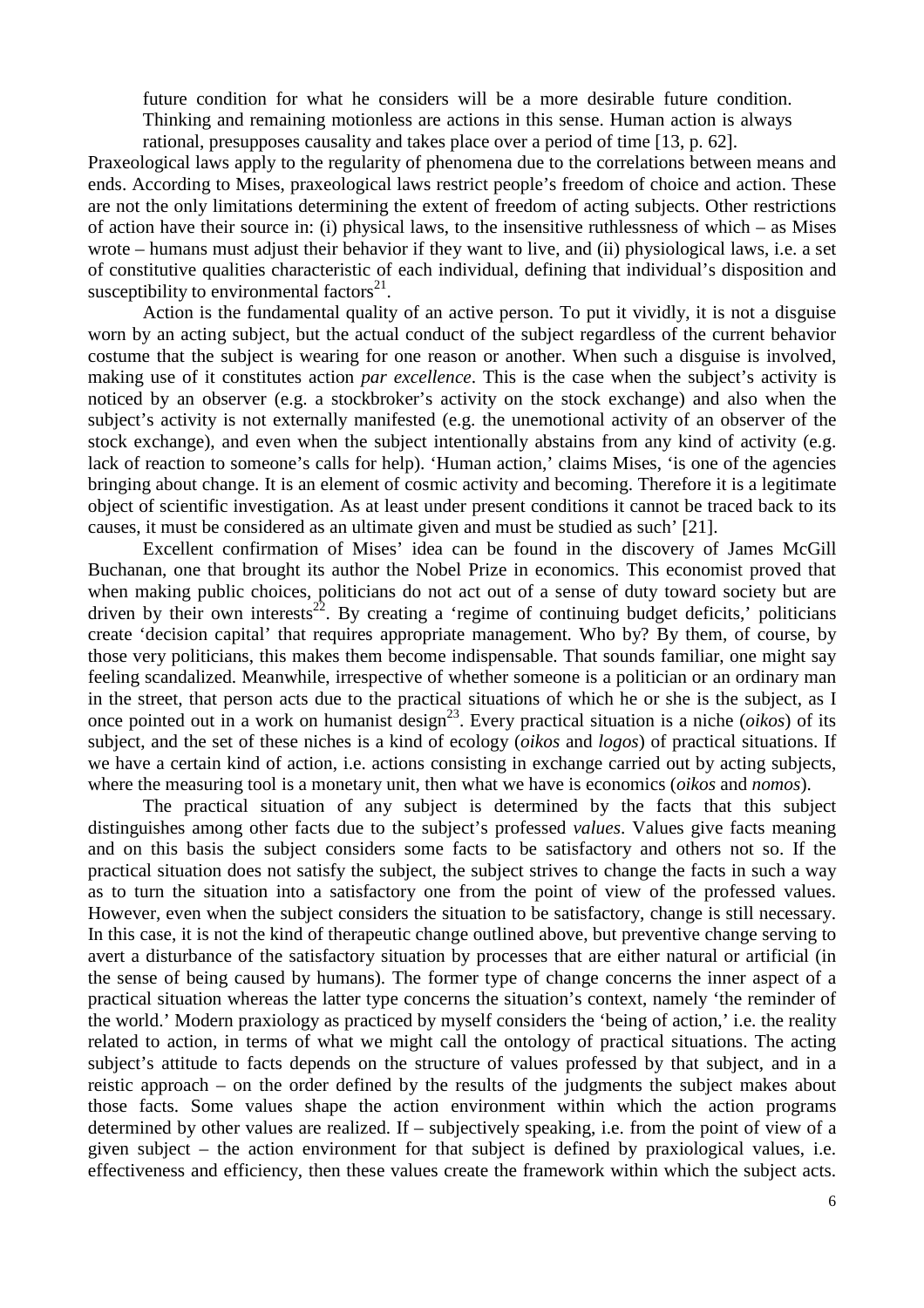> future condition for what he considers will be a more desirable future condition. Thinking and remaining motionless are actions in this sense. Human action is always rational, presupposes causality and takes place over a period of time [13, p. 62].

Praxeological laws apply to the regularity of phenomena due to the correlations between means and ends. According to Mises, praxeological laws restrict people's freedom of choice and action. These are not the only limitations determining the extent of freedom of acting subjects. Other restrictions of action have their source in: (i) physical laws, to the insensitive ruthlessness of which – as Mises wrote – humans must adjust their behavior if they want to live, and (ii) physiological laws, i.e. a set of constitutive qualities characteristic of each individual, defining that individual's disposition and susceptibility to environmental factors[21].

Action is the fundamental quality of an active person. To put it vividly, it is not a disguise worn by an acting subject, but the actual conduct of the subject regardless of the current behavior costume that the subject is wearing for one reason or another. When such a disguise is involved, making use of it constitutes action *par excellence*. This is the case when the subject's activity is noticed by an observer (e.g. a stockbroker's activity on the stock exchange) and also when the subject's activity is not externally manifested (e.g. the unemotional activity of an observer of the stock exchange), and even when the subject intentionally abstains from any kind of activity (e.g. lack of reaction to someone's calls for help). 'Human action,' claims Mises, 'is one of the agencies bringing about change. It is an element of cosmic activity and becoming. Therefore it is a legitimate object of scientific investigation. As at least under present conditions it cannot be traced back to its causes, it must be considered as an ultimate given and must be studied as such' [21].

Excellent confirmation of Mises' idea can be found in the discovery of James McGill Buchanan, one that brought its author the Nobel Prize in economics. This economist proved that when making public choices, politicians do not act out of a sense of duty toward society but are driven by their own interests[22]. By creating a 'regime of continuing budget deficits,' politicians create 'decision capital' that requires appropriate management. Who by? By them, of course, by those very politicians, this makes them become indispensable. That sounds familiar, one might say feeling scandalized. Meanwhile, irrespective of whether someone is a politician or an ordinary man in the street, that person acts due to the practical situations of which he or she is the subject, as I once pointed out in a work on humanist design[23]. Every practical situation is a niche (*oikos*) of its subject, and the set of these niches is a kind of ecology (*oikos* and *logos*) of practical situations. If we have a certain kind of action, i.e. actions consisting in exchange carried out by acting subjects, where the measuring tool is a monetary unit, then what we have is economics (*oikos* and *nomos*).

The practical situation of any subject is determined by the facts that this subject distinguishes among other facts due to the subject's professed *values*. Values give facts meaning and on this basis the subject considers some facts to be satisfactory and others not so. If the practical situation does not satisfy the subject, the subject strives to change the facts in such a way as to turn the situation into a satisfactory one from the point of view of the professed values. However, even when the subject considers the situation to be satisfactory, change is still necessary. In this case, it is not the kind of therapeutic change outlined above, but preventive change serving to avert a disturbance of the satisfactory situation by processes that are either natural or artificial (in the sense of being caused by humans). The former type of change concerns the inner aspect of a practical situation whereas the latter type concerns the situation's context, namely 'the reminder of the world.' Modern praxiology as practiced by myself considers the 'being of action,' i.e. the reality related to action, in terms of what we might call the ontology of practical situations. The acting subject's attitude to facts depends on the structure of values professed by that subject, and in a reistic approach – on the order defined by the results of the judgments the subject makes about those facts. Some values shape the action environment within which the action programs determined by other values are realized. If – subjectively speaking, i.e. from the point of view of a given subject – the action environment for that subject is defined by praxiological values, i.e. effectiveness and efficiency, then these values create the framework within which the subject acts.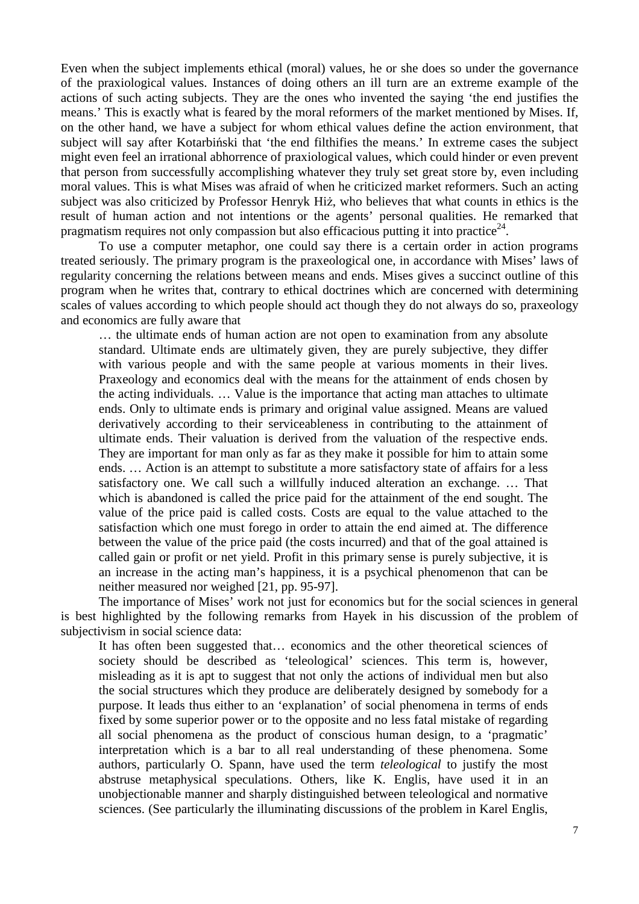Even when the subject implements ethical (moral) values, he or she does so under the governance of the praxiological values. Instances of doing others an ill turn are an extreme example of the actions of such acting subjects. They are the ones who invented the saying 'the end justifies the means.' This is exactly what is feared by the moral reformers of the market mentioned by Mises. If, on the other hand, we have a subject for whom ethical values define the action environment, that subject will say after Kotarbiński that 'the end filthifies the means.' In extreme cases the subject might even feel an irrational abhorrence of praxiological values, which could hinder or even prevent that person from successfully accomplishing whatever they truly set great store by, even including moral values. This is what Mises was afraid of when he criticized market reformers. Such an acting subject was also criticized by Professor Henryk Hiż, who believes that what counts in ethics is the result of human action and not intentions or the agents' personal qualities. He remarked that pragmatism requires not only compassion but also efficacious putting it into practice[24].

To use a computer metaphor, one could say there is a certain order in action programs treated seriously. The primary program is the praxeological one, in accordance with Mises' laws of regularity concerning the relations between means and ends. Mises gives a succinct outline of this program when he writes that, contrary to ethical doctrines which are concerned with determining scales of values according to which people should act though they do not always do so, praxeology and economics are fully aware that

> … the ultimate ends of human action are not open to examination from any absolute standard. Ultimate ends are ultimately given, they are purely subjective, they differ with various people and with the same people at various moments in their lives. Praxeology and economics deal with the means for the attainment of ends chosen by the acting individuals. … Value is the importance that acting man attaches to ultimate ends. Only to ultimate ends is primary and original value assigned. Means are valued derivatively according to their serviceableness in contributing to the attainment of ultimate ends. Their valuation is derived from the valuation of the respective ends. They are important for man only as far as they make it possible for him to attain some ends. … Action is an attempt to substitute a more satisfactory state of affairs for a less satisfactory one. We call such a willfully induced alteration an exchange. … That which is abandoned is called the price paid for the attainment of the end sought. The value of the price paid is called costs. Costs are equal to the value attached to the satisfaction which one must forego in order to attain the end aimed at. The difference between the value of the price paid (the costs incurred) and that of the goal attained is called gain or profit or net yield. Profit in this primary sense is purely subjective, it is an increase in the acting man's happiness, it is a psychical phenomenon that can be neither measured nor weighed [21, pp. 95-97].

The importance of Mises' work not just for economics but for the social sciences in general is best highlighted by the following remarks from Hayek in his discussion of the problem of subjectivism in social science data:

> It has often been suggested that… economics and the other theoretical sciences of society should be described as 'teleological' sciences. This term is, however, misleading as it is apt to suggest that not only the actions of individual men but also the social structures which they produce are deliberately designed by somebody for a purpose. It leads thus either to an 'explanation' of social phenomena in terms of ends fixed by some superior power or to the opposite and no less fatal mistake of regarding all social phenomena as the product of conscious human design, to a 'pragmatic' interpretation which is a bar to all real understanding of these phenomena. Some authors, particularly O. Spann, have used the term *teleological* to justify the most abstruse metaphysical speculations. Others, like K. Englis, have used it in an unobjectionable manner and sharply distinguished between teleological and normative sciences. (See particularly the illuminating discussions of the problem in Karel Englis,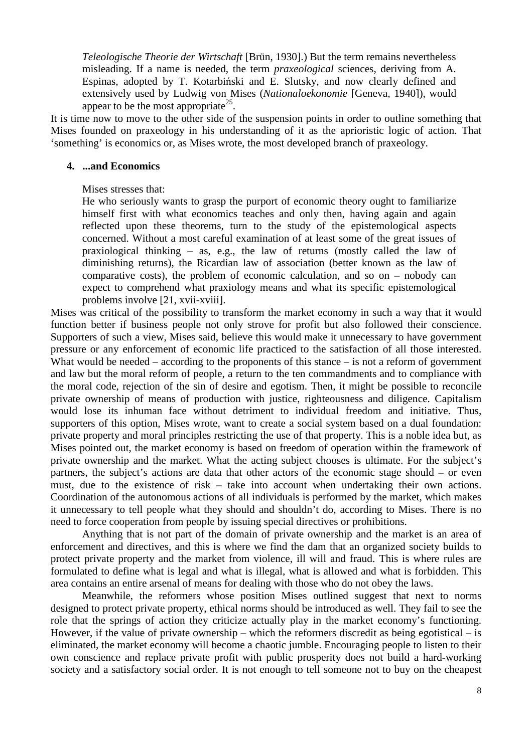*Teleologische Theorie der Wirtschaft* [Brün, 1930].) But the term remains nevertheless misleading. If a name is needed, the term *praxeological* sciences, deriving from A. Espinas, adopted by T. Kotarbiński and E. Slutsky, and now clearly defined and extensively used by Ludwig von Mises (*Nationaloekonomie* [Geneva, 1940]), would appear to be the most appropriate[25].

It is time now to move to the other side of the suspension points in order to outline something that Mises founded on praxeology in his understanding of it as the aprioristic logic of action. That 'something' is economics or, as Mises wrote, the most developed branch of praxeology.

## 4. ...and Economics

Mises stresses that:

> He who seriously wants to grasp the purport of economic theory ought to familiarize himself first with what economics teaches and only then, having again and again reflected upon these theorems, turn to the study of the epistemological aspects concerned. Without a most careful examination of at least some of the great issues of praxiological thinking – as, e.g., the law of returns (mostly called the law of diminishing returns), the Ricardian law of association (better known as the law of comparative costs), the problem of economic calculation, and so on – nobody can expect to comprehend what praxiology means and what its specific epistemological problems involve [21, xvii-xviii].

Mises was critical of the possibility to transform the market economy in such a way that it would function better if business people not only strove for profit but also followed their conscience. Supporters of such a view, Mises said, believe this would make it unnecessary to have government pressure or any enforcement of economic life practiced to the satisfaction of all those interested. What would be needed – according to the proponents of this stance – is not a reform of government and law but the moral reform of people, a return to the ten commandments and to compliance with the moral code, rejection of the sin of desire and egotism. Then, it might be possible to reconcile private ownership of means of production with justice, righteousness and diligence. Capitalism would lose its inhuman face without detriment to individual freedom and initiative. Thus, supporters of this option, Mises wrote, want to create a social system based on a dual foundation: private property and moral principles restricting the use of that property. This is a noble idea but, as Mises pointed out, the market economy is based on freedom of operation within the framework of private ownership and the market. What the acting subject chooses is ultimate. For the subject's partners, the subject's actions are data that other actors of the economic stage should – or even must, due to the existence of risk – take into account when undertaking their own actions. Coordination of the autonomous actions of all individuals is performed by the market, which makes it unnecessary to tell people what they should and shouldn't do, according to Mises. There is no need to force cooperation from people by issuing special directives or prohibitions.

Anything that is not part of the domain of private ownership and the market is an area of enforcement and directives, and this is where we find the dam that an organized society builds to protect private property and the market from violence, ill will and fraud. This is where rules are formulated to define what is legal and what is illegal, what is allowed and what is forbidden. This area contains an entire arsenal of means for dealing with those who do not obey the laws.

Meanwhile, the reformers whose position Mises outlined suggest that next to norms designed to protect private property, ethical norms should be introduced as well. They fail to see the role that the springs of action they criticize actually play in the market economy's functioning. However, if the value of private ownership – which the reformers discredit as being egotistical – is eliminated, the market economy will become a chaotic jumble. Encouraging people to listen to their own conscience and replace private profit with public prosperity does not build a hard-working society and a satisfactory social order. It is not enough to tell someone not to buy on the cheapest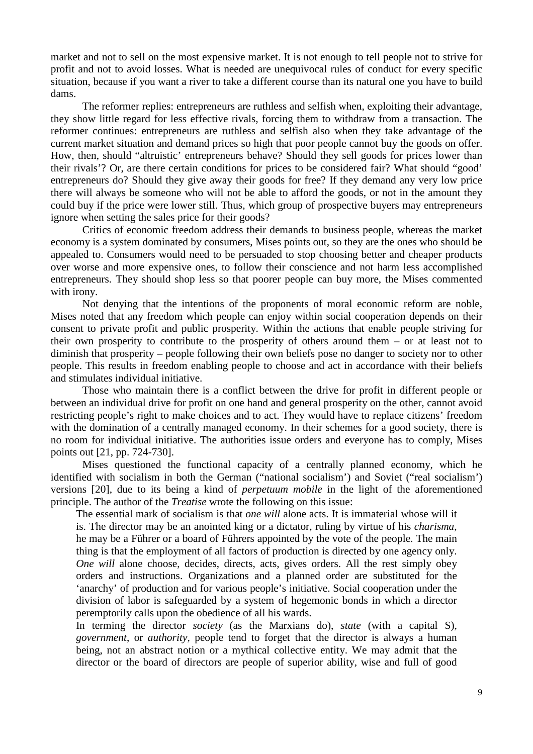market and not to sell on the most expensive market. It is not enough to tell people not to strive for profit and not to avoid losses. What is needed are unequivocal rules of conduct for every specific situation, because if you want a river to take a different course than its natural one you have to build dams.

The reformer replies: entrepreneurs are ruthless and selfish when, exploiting their advantage, they show little regard for less effective rivals, forcing them to withdraw from a transaction. The reformer continues: entrepreneurs are ruthless and selfish also when they take advantage of the current market situation and demand prices so high that poor people cannot buy the goods on offer. How, then, should "altruistic' entrepreneurs behave? Should they sell goods for prices lower than their rivals'? Or, are there certain conditions for prices to be considered fair? What should "good' entrepreneurs do? Should they give away their goods for free? If they demand any very low price there will always be someone who will not be able to afford the goods, or not in the amount they could buy if the price were lower still. Thus, which group of prospective buyers may entrepreneurs ignore when setting the sales price for their goods?

Critics of economic freedom address their demands to business people, whereas the market economy is a system dominated by consumers, Mises points out, so they are the ones who should be appealed to. Consumers would need to be persuaded to stop choosing better and cheaper products over worse and more expensive ones, to follow their conscience and not harm less accomplished entrepreneurs. They should shop less so that poorer people can buy more, the Mises commented with irony.

Not denying that the intentions of the proponents of moral economic reform are noble, Mises noted that any freedom which people can enjoy within social cooperation depends on their consent to private profit and public prosperity. Within the actions that enable people striving for their own prosperity to contribute to the prosperity of others around them – or at least not to diminish that prosperity – people following their own beliefs pose no danger to society nor to other people. This results in freedom enabling people to choose and act in accordance with their beliefs and stimulates individual initiative.

Those who maintain there is a conflict between the drive for profit in different people or between an individual drive for profit on one hand and general prosperity on the other, cannot avoid restricting people's right to make choices and to act. They would have to replace citizens' freedom with the domination of a centrally managed economy. In their schemes for a good society, there is no room for individual initiative. The authorities issue orders and everyone has to comply, Mises points out [21, pp. 724-730].

Mises questioned the functional capacity of a centrally planned economy, which he identified with socialism in both the German ("national socialism') and Soviet ("real socialism') versions [20], due to its being a kind of *perpetuum mobile* in the light of the aforementioned principle. The author of the *Treatise* wrote the following on this issue:

> The essential mark of socialism is that *one will* alone acts. It is immaterial whose will it is. The director may be an anointed king or a dictator, ruling by virtue of his *charisma*, he may be a Führer or a board of Führers appointed by the vote of the people. The main thing is that the employment of all factors of production is directed by one agency only. *One will* alone choose, decides, directs, acts, gives orders. All the rest simply obey orders and instructions. Organizations and a planned order are substituted for the 'anarchy' of production and for various people's initiative. Social cooperation under the division of labor is safeguarded by a system of hegemonic bonds in which a director peremptorily calls upon the obedience of all his wards.
>
> In terming the director *society* (as the Marxians do), *state* (with a capital S), *government*, or *authority*, people tend to forget that the director is always a human being, not an abstract notion or a mythical collective entity. We may admit that the director or the board of directors are people of superior ability, wise and full of good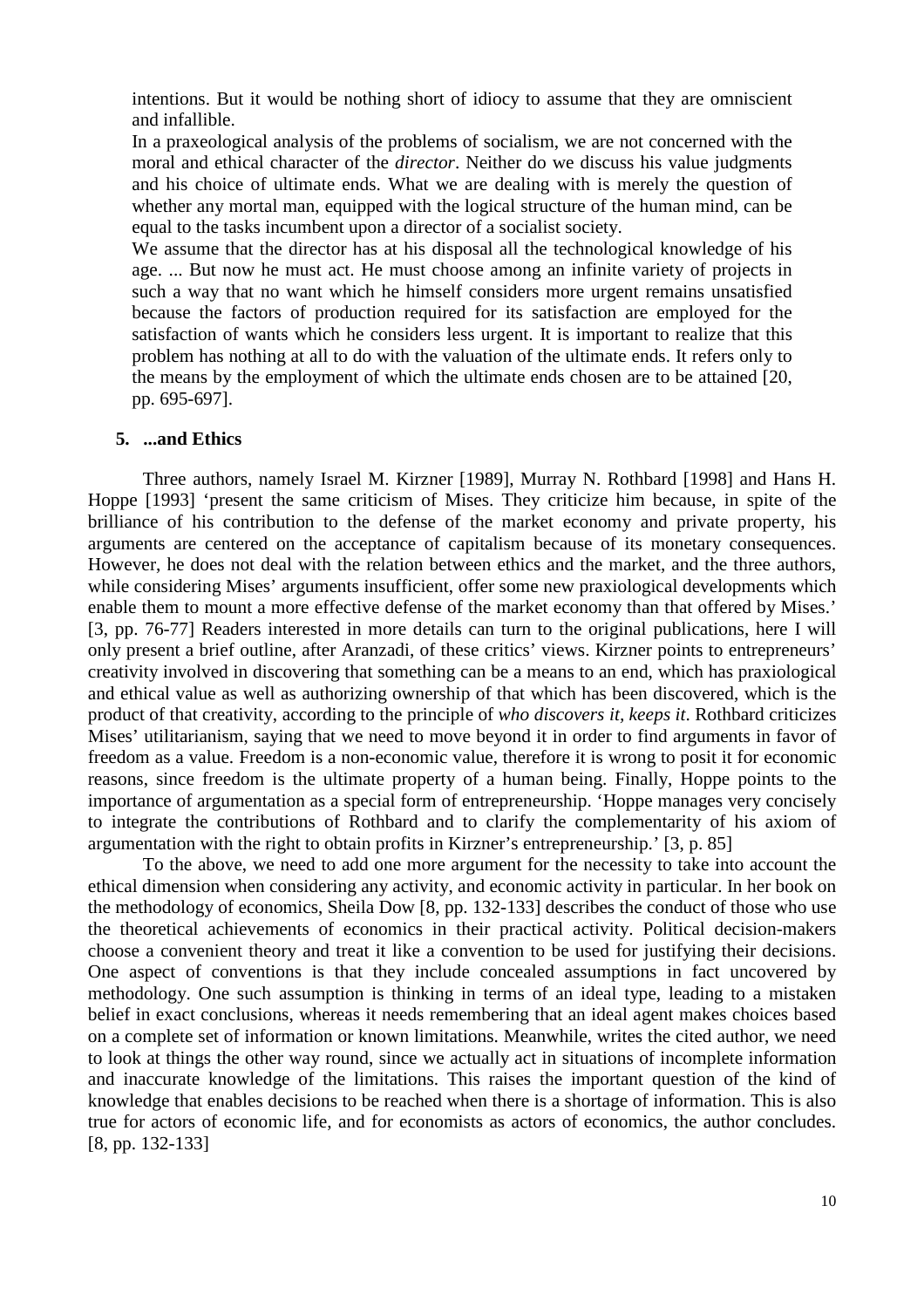> intentions. But it would be nothing short of idiocy to assume that they are omniscient and infallible.
>
> In a praxeological analysis of the problems of socialism, we are not concerned with the moral and ethical character of the *director*. Neither do we discuss his value judgments and his choice of ultimate ends. What we are dealing with is merely the question of whether any mortal man, equipped with the logical structure of the human mind, can be equal to the tasks incumbent upon a director of a socialist society.
>
> We assume that the director has at his disposal all the technological knowledge of his age. ... But now he must act. He must choose among an infinite variety of projects in such a way that no want which he himself considers more urgent remains unsatisfied because the factors of production required for its satisfaction are employed for the satisfaction of wants which he considers less urgent. It is important to realize that this problem has nothing at all to do with the valuation of the ultimate ends. It refers only to the means by the employment of which the ultimate ends chosen are to be attained [20, pp. 695-697].

## 5. ...and Ethics

Three authors, namely Israel M. Kirzner [1989], Murray N. Rothbard [1998] and Hans H. Hoppe [1993] 'present the same criticism of Mises. They criticize him because, in spite of the brilliance of his contribution to the defense of the market economy and private property, his arguments are centered on the acceptance of capitalism because of its monetary consequences. However, he does not deal with the relation between ethics and the market, and the three authors, while considering Mises' arguments insufficient, offer some new praxiological developments which enable them to mount a more effective defense of the market economy than that offered by Mises.' [3, pp. 76-77] Readers interested in more details can turn to the original publications, here I will only present a brief outline, after Aranzadi, of these critics' views. Kirzner points to entrepreneurs' creativity involved in discovering that something can be a means to an end, which has praxiological and ethical value as well as authorizing ownership of that which has been discovered, which is the product of that creativity, according to the principle of *who discovers it, keeps it*. Rothbard criticizes Mises' utilitarianism, saying that we need to move beyond it in order to find arguments in favor of freedom as a value. Freedom is a non-economic value, therefore it is wrong to posit it for economic reasons, since freedom is the ultimate property of a human being. Finally, Hoppe points to the importance of argumentation as a special form of entrepreneurship. 'Hoppe manages very concisely to integrate the contributions of Rothbard and to clarify the complementarity of his axiom of argumentation with the right to obtain profits in Kirzner's entrepreneurship.' [3, p. 85]

To the above, we need to add one more argument for the necessity to take into account the ethical dimension when considering any activity, and economic activity in particular. In her book on the methodology of economics, Sheila Dow [8, pp. 132-133] describes the conduct of those who use the theoretical achievements of economics in their practical activity. Political decision-makers choose a convenient theory and treat it like a convention to be used for justifying their decisions. One aspect of conventions is that they include concealed assumptions in fact uncovered by methodology. One such assumption is thinking in terms of an ideal type, leading to a mistaken belief in exact conclusions, whereas it needs remembering that an ideal agent makes choices based on a complete set of information or known limitations. Meanwhile, writes the cited author, we need to look at things the other way round, since we actually act in situations of incomplete information and inaccurate knowledge of the limitations. This raises the important question of the kind of knowledge that enables decisions to be reached when there is a shortage of information. This is also true for actors of economic life, and for economists as actors of economics, the author concludes. [8, pp. 132-133]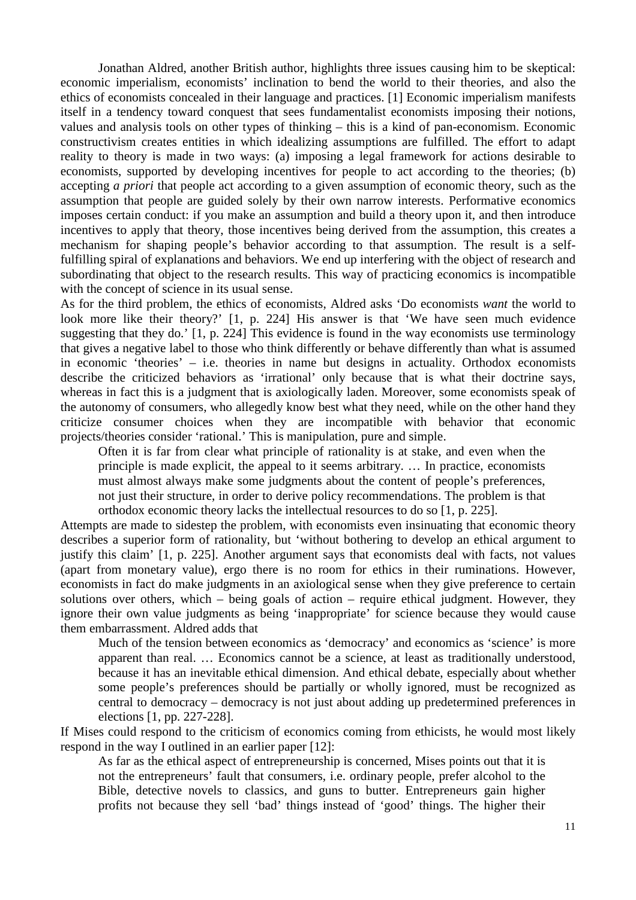Jonathan Aldred, another British author, highlights three issues causing him to be skeptical: economic imperialism, economists' inclination to bend the world to their theories, and also the ethics of economists concealed in their language and practices. [1] Economic imperialism manifests itself in a tendency toward conquest that sees fundamentalist economists imposing their notions, values and analysis tools on other types of thinking – this is a kind of pan-economism. Economic constructivism creates entities in which idealizing assumptions are fulfilled. The effort to adapt reality to theory is made in two ways: (a) imposing a legal framework for actions desirable to economists, supported by developing incentives for people to act according to the theories; (b) accepting *a priori* that people act according to a given assumption of economic theory, such as the assumption that people are guided solely by their own narrow interests. Performative economics imposes certain conduct: if you make an assumption and build a theory upon it, and then introduce incentives to apply that theory, those incentives being derived from the assumption, this creates a mechanism for shaping people's behavior according to that assumption. The result is a self-fulfilling spiral of explanations and behaviors. We end up interfering with the object of research and subordinating that object to the research results. This way of practicing economics is incompatible with the concept of science in its usual sense.

As for the third problem, the ethics of economists, Aldred asks 'Do economists *want* the world to look more like their theory?' [1, p. 224] His answer is that 'We have seen much evidence suggesting that they do.' [1, p. 224] This evidence is found in the way economists use terminology that gives a negative label to those who think differently or behave differently than what is assumed in economic 'theories' – i.e. theories in name but designs in actuality. Orthodox economists describe the criticized behaviors as 'irrational' only because that is what their doctrine says, whereas in fact this is a judgment that is axiologically laden. Moreover, some economists speak of the autonomy of consumers, who allegedly know best what they need, while on the other hand they criticize consumer choices when they are incompatible with behavior that economic projects/theories consider 'rational.' This is manipulation, pure and simple.

> Often it is far from clear what principle of rationality is at stake, and even when the principle is made explicit, the appeal to it seems arbitrary. … In practice, economists must almost always make some judgments about the content of people's preferences, not just their structure, in order to derive policy recommendations. The problem is that orthodox economic theory lacks the intellectual resources to do so [1, p. 225].

Attempts are made to sidestep the problem, with economists even insinuating that economic theory describes a superior form of rationality, but 'without bothering to develop an ethical argument to justify this claim' [1, p. 225]. Another argument says that economists deal with facts, not values (apart from monetary value), ergo there is no room for ethics in their ruminations. However, economists in fact do make judgments in an axiological sense when they give preference to certain solutions over others, which – being goals of action – require ethical judgment. However, they ignore their own value judgments as being 'inappropriate' for science because they would cause them embarrassment. Aldred adds that

> Much of the tension between economics as 'democracy' and economics as 'science' is more apparent than real. … Economics cannot be a science, at least as traditionally understood, because it has an inevitable ethical dimension. And ethical debate, especially about whether some people's preferences should be partially or wholly ignored, must be recognized as central to democracy – democracy is not just about adding up predetermined preferences in elections [1, pp. 227-228].

If Mises could respond to the criticism of economics coming from ethicists, he would most likely respond in the way I outlined in an earlier paper [12]:

> As far as the ethical aspect of entrepreneurship is concerned, Mises points out that it is not the entrepreneurs' fault that consumers, i.e. ordinary people, prefer alcohol to the Bible, detective novels to classics, and guns to butter. Entrepreneurs gain higher profits not because they sell 'bad' things instead of 'good' things. The higher their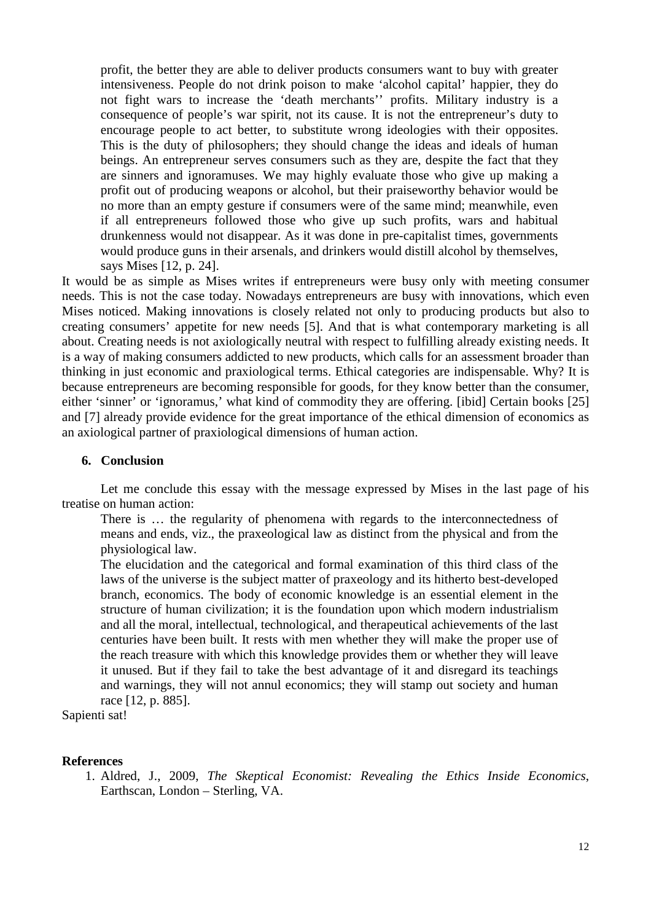> profit, the better they are able to deliver products consumers want to buy with greater intensiveness. People do not drink poison to make 'alcohol capital' happier, they do not fight wars to increase the 'death merchants'' profits. Military industry is a consequence of people's war spirit, not its cause. It is not the entrepreneur's duty to encourage people to act better, to substitute wrong ideologies with their opposites. This is the duty of philosophers; they should change the ideas and ideals of human beings. An entrepreneur serves consumers such as they are, despite the fact that they are sinners and ignoramuses. We may highly evaluate those who give up making a profit out of producing weapons or alcohol, but their praiseworthy behavior would be no more than an empty gesture if consumers were of the same mind; meanwhile, even if all entrepreneurs followed those who give up such profits, wars and habitual drunkenness would not disappear. As it was done in pre-capitalist times, governments would produce guns in their arsenals, and drinkers would distill alcohol by themselves, says Mises [12, p. 24].

It would be as simple as Mises writes if entrepreneurs were busy only with meeting consumer needs. This is not the case today. Nowadays entrepreneurs are busy with innovations, which even Mises noticed. Making innovations is closely related not only to producing products but also to creating consumers' appetite for new needs [5]. And that is what contemporary marketing is all about. Creating needs is not axiologically neutral with respect to fulfilling already existing needs. It is a way of making consumers addicted to new products, which calls for an assessment broader than thinking in just economic and praxiological terms. Ethical categories are indispensable. Why? It is because entrepreneurs are becoming responsible for goods, for they know better than the consumer, either 'sinner' or 'ignoramus,' what kind of commodity they are offering. [ibid] Certain books [25] and [7] already provide evidence for the great importance of the ethical dimension of economics as an axiological partner of praxiological dimensions of human action.

## 6. Conclusion

Let me conclude this essay with the message expressed by Mises in the last page of his treatise on human action:

> There is … the regularity of phenomena with regards to the interconnectedness of means and ends, viz., the praxeological law as distinct from the physical and from the physiological law.
>
> The elucidation and the categorical and formal examination of this third class of the laws of the universe is the subject matter of praxeology and its hitherto best-developed branch, economics. The body of economic knowledge is an essential element in the structure of human civilization; it is the foundation upon which modern industrialism and all the moral, intellectual, technological, and therapeutical achievements of the last centuries have been built. It rests with men whether they will make the proper use of the reach treasure with which this knowledge provides them or whether they will leave it unused. But if they fail to take the best advantage of it and disregard its teachings and warnings, they will not annul economics; they will stamp out society and human race [12, p. 885].

Sapienti sat!

## References

1. Aldred, J., 2009, *The Skeptical Economist: Revealing the Ethics Inside Economics*, Earthscan, London – Sterling, VA.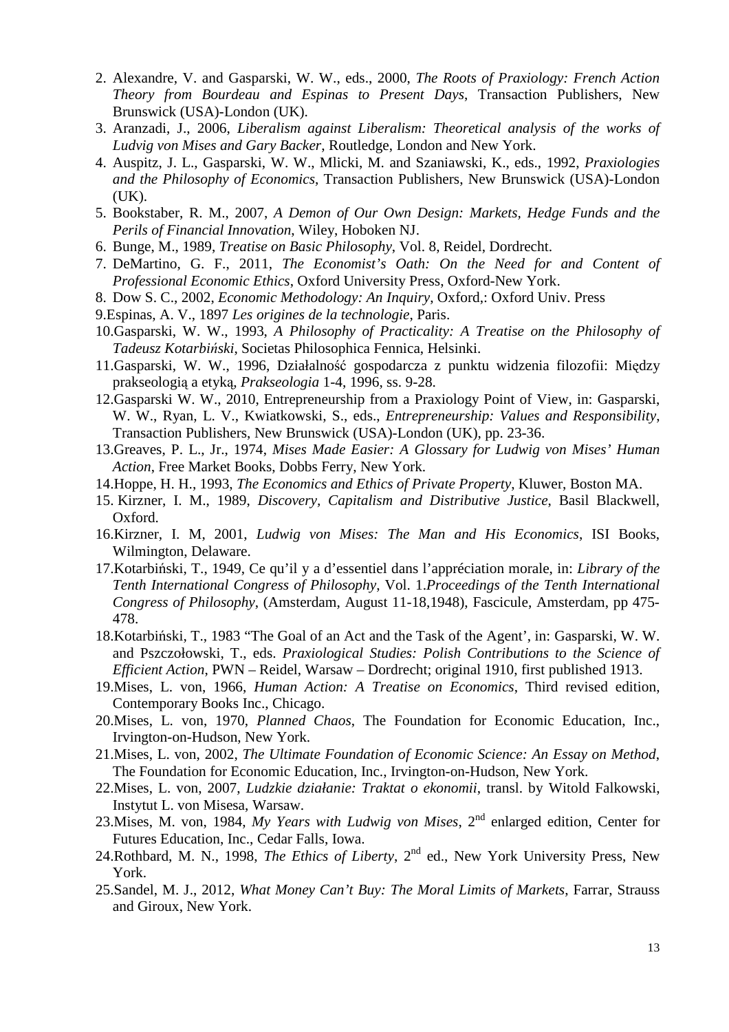2. Alexandre, V. and Gasparski, W. W., eds., 2000, *The Roots of Praxiology: French Action Theory from Bourdeau and Espinas to Present Days*, Transaction Publishers, New Brunswick (USA)-London (UK).
3. Aranzadi, J., 2006, *Liberalism against Liberalism: Theoretical analysis of the works of Ludvig von Mises and Gary Backer*, Routledge, London and New York.
4. Auspitz, J. L., Gasparski, W. W., Mlicki, M. and Szaniawski, K., eds., 1992, *Praxiologies and the Philosophy of Economics*, Transaction Publishers, New Brunswick (USA)-London (UK).
5. Bookstaber, R. M., 2007, *A Demon of Our Own Design: Markets, Hedge Funds and the Perils of Financial Innovation*, Wiley, Hoboken NJ.
6. Bunge, M., 1989, *Treatise on Basic Philosophy*, Vol. 8, Reidel, Dordrecht.
7. DeMartino, G. F., 2011, *The Economist's Oath: On the Need for and Content of Professional Economic Ethics*, Oxford University Press, Oxford-New York.
8. Dow S. C., 2002, *Economic Methodology: An Inquiry*, Oxford,: Oxford Univ. Press
9. Espinas, A. V., 1897 *Les origines de la technologie*, Paris.
10. Gasparski, W. W., 1993, *A Philosophy of Practicality: A Treatise on the Philosophy of Tadeusz Kotarbiński*, Societas Philosophica Fennica, Helsinki.
11. Gasparski, W. W., 1996, Działalność gospodarcza z punktu widzenia filozofii: Między prakseologią a etyką, *Prakseologia* 1-4, 1996, ss. 9-28.
12. Gasparski W. W., 2010, Entrepreneurship from a Praxiology Point of View, in: Gasparski, W. W., Ryan, L. V., Kwiatkowski, S., eds., *Entrepreneurship: Values and Responsibility*, Transaction Publishers, New Brunswick (USA)-London (UK), pp. 23-36.
13. Greaves, P. L., Jr., 1974, *Mises Made Easier: A Glossary for Ludwig von Mises' Human Action*, Free Market Books, Dobbs Ferry, New York.
14. Hoppe, H. H., 1993, *The Economics and Ethics of Private Property*, Kluwer, Boston MA.
15. Kirzner, I. M., 1989, *Discovery, Capitalism and Distributive Justice*, Basil Blackwell, Oxford.
16. Kirzner, I. M, 2001, *Ludwig von Mises: The Man and His Economics*, ISI Books, Wilmington, Delaware.
17. Kotarbiński, T., 1949, Ce qu'il y a d'essentiel dans l'appréciation morale, in: *Library of the Tenth International Congress of Philosophy*, Vol. 1.*Proceedings of the Tenth International Congress of Philosophy*, (Amsterdam, August 11-18,1948), Fascicule, Amsterdam, pp 475-478.
18. Kotarbiński, T., 1983 "The Goal of an Act and the Task of the Agent', in: Gasparski, W. W. and Pszczołowski, T., eds. *Praxiological Studies: Polish Contributions to the Science of Efficient Action*, PWN – Reidel, Warsaw – Dordrecht; original 1910, first published 1913.
19. Mises, L. von, 1966, *Human Action: A Treatise on Economics*, Third revised edition, Contemporary Books Inc., Chicago.
20. Mises, L. von, 1970, *Planned Chaos*, The Foundation for Economic Education, Inc., Irvington-on-Hudson, New York.
21. Mises, L. von, 2002, *The Ultimate Foundation of Economic Science: An Essay on Method*, The Foundation for Economic Education, Inc., Irvington-on-Hudson, New York.
22. Mises, L. von, 2007, *Ludzkie działanie: Traktat o ekonomii*, transl. by Witold Falkowski, Instytut L. von Misesa, Warsaw.
23. Mises, M. von, 1984, *My Years with Ludwig von Mises*, 2nd enlarged edition, Center for Futures Education, Inc., Cedar Falls, Iowa.
24. Rothbard, M. N., 1998, *The Ethics of Liberty*, 2nd ed., New York University Press, New York.
25. Sandel, M. J., 2012, *What Money Can't Buy: The Moral Limits of Markets*, Farrar, Strauss and Giroux, New York.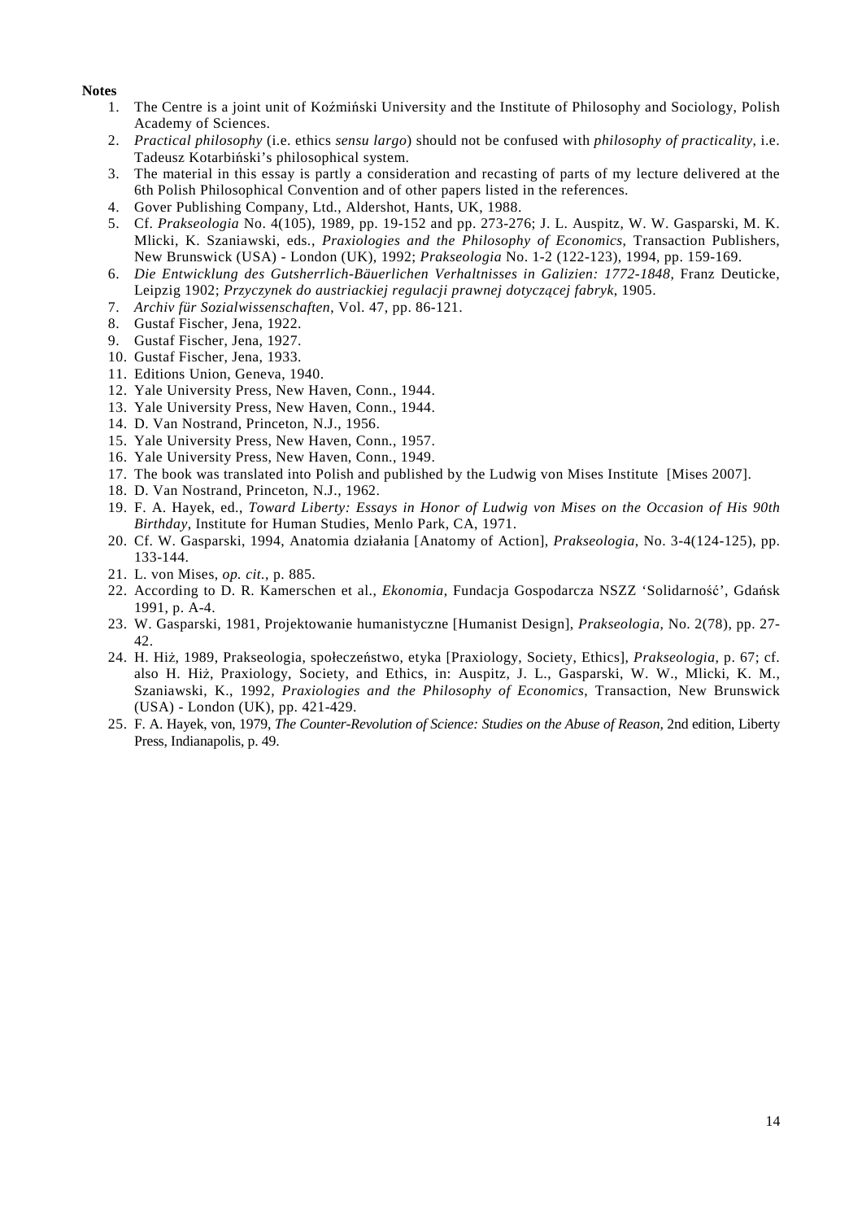**Notes**

1. The Centre is a joint unit of Koźmiński University and the Institute of Philosophy and Sociology, Polish Academy of Sciences.
2. *Practical philosophy* (i.e. ethics *sensu largo*) should not be confused with *philosophy of practicality*, i.e. Tadeusz Kotarbiński's philosophical system.
3. The material in this essay is partly a consideration and recasting of parts of my lecture delivered at the 6th Polish Philosophical Convention and of other papers listed in the references.
4. Gover Publishing Company, Ltd., Aldershot, Hants, UK, 1988.
5. Cf. *Prakseologia* No. 4(105), 1989, pp. 19-152 and pp. 273-276; J. L. Auspitz, W. W. Gasparski, M. K. Mlicki, K. Szaniawski, eds., *Praxiologies and the Philosophy of Economics*, Transaction Publishers, New Brunswick (USA) - London (UK), 1992; *Prakseologia* No. 1-2 (122-123), 1994, pp. 159-169.
6. *Die Entwicklung des Gutsherrlich-Bäuerlichen Verhaltnisses in Galizien: 1772-1848*, Franz Deuticke, Leipzig 1902; *Przyczynek do austriackiej regulacji prawnej dotyczącej fabryk*, 1905.
7. *Archiv für Sozialwissenschaften*, Vol. 47, pp. 86-121.
8. Gustaf Fischer, Jena, 1922.
9. Gustaf Fischer, Jena, 1927.
10. Gustaf Fischer, Jena, 1933.
11. Editions Union, Geneva, 1940.
12. Yale University Press, New Haven, Conn., 1944.
13. Yale University Press, New Haven, Conn., 1944.
14. D. Van Nostrand, Princeton, N.J., 1956.
15. Yale University Press, New Haven, Conn., 1957.
16. Yale University Press, New Haven, Conn., 1949.
17. The book was translated into Polish and published by the Ludwig von Mises Institute [Mises 2007].
18. D. Van Nostrand, Princeton, N.J., 1962.
19. F. A. Hayek, ed., *Toward Liberty: Essays in Honor of Ludwig von Mises on the Occasion of His 90th Birthday*, Institute for Human Studies, Menlo Park, CA, 1971.
20. Cf. W. Gasparski, 1994, Anatomia działania [Anatomy of Action], *Prakseologia*, No. 3-4(124-125), pp. 133-144.
21. L. von Mises, *op. cit.*, p. 885.
22. According to D. R. Kamerschen et al., *Ekonomia*, Fundacja Gospodarcza NSZZ 'Solidarność', Gdańsk 1991, p. A-4.
23. W. Gasparski, 1981, Projektowanie humanistyczne [Humanist Design], *Prakseologia*, No. 2(78), pp. 27-42.
24. H. Hiż, 1989, Prakseologia, społeczeństwo, etyka [Praxiology, Society, Ethics], *Prakseologia*, p. 67; cf. also H. Hiż, Praxiology, Society, and Ethics, in: Auspitz, J. L., Gasparski, W. W., Mlicki, K. M., Szaniawski, K., 1992, *Praxiologies and the Philosophy of Economics*, Transaction, New Brunswick (USA) - London (UK), pp. 421-429.
25. F. A. Hayek, von, 1979, *The Counter-Revolution of Science: Studies on the Abuse of Reason*, 2nd edition, Liberty Press, Indianapolis, p. 49.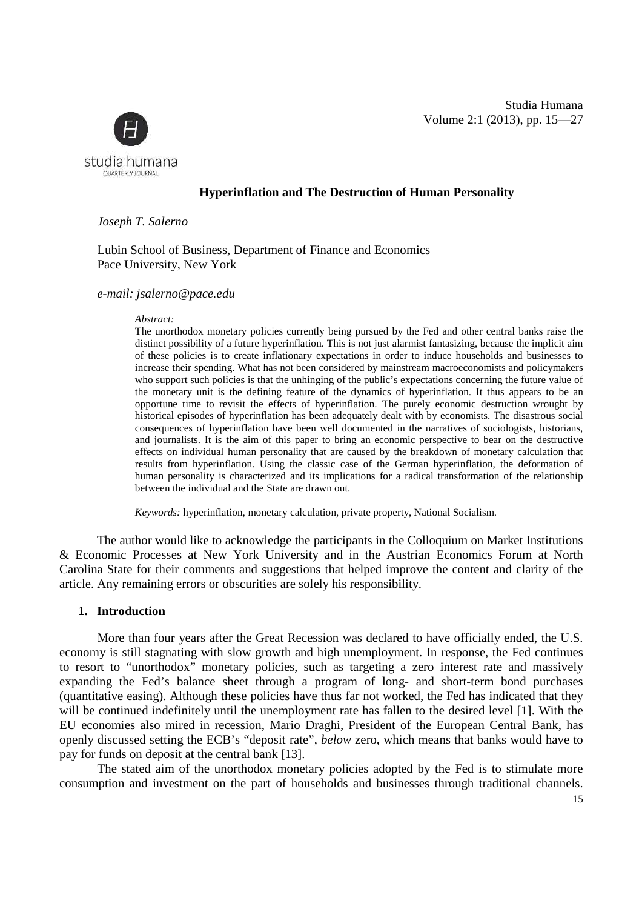# Hyperinflation and The Destruction of Human Personality

*Joseph T. Salerno*

Lubin School of Business, Department of Finance and Economics
Pace University, New York

*e-mail: jsalerno@pace.edu*

*Abstract:*

The unorthodox monetary policies currently being pursued by the Fed and other central banks raise the distinct possibility of a future hyperinflation. This is not just alarmist fantasizing, because the implicit aim of these policies is to create inflationary expectations in order to induce households and businesses to increase their spending. What has not been considered by mainstream macroeconomists and policymakers who support such policies is that the unhinging of the public's expectations concerning the future value of the monetary unit is the defining feature of the dynamics of hyperinflation. It thus appears to be an opportune time to revisit the effects of hyperinflation. The purely economic destruction wrought by historical episodes of hyperinflation has been adequately dealt with by economists. The disastrous social consequences of hyperinflation have been well documented in the narratives of sociologists, historians, and journalists. It is the aim of this paper to bring an economic perspective to bear on the destructive effects on individual human personality that are caused by the breakdown of monetary calculation that results from hyperinflation. Using the classic case of the German hyperinflation, the deformation of human personality is characterized and its implications for a radical transformation of the relationship between the individual and the State are drawn out.

*Keywords:* hyperinflation, monetary calculation, private property, National Socialism.

The author would like to acknowledge the participants in the Colloquium on Market Institutions & Economic Processes at New York University and in the Austrian Economics Forum at North Carolina State for their comments and suggestions that helped improve the content and clarity of the article. Any remaining errors or obscurities are solely his responsibility.

## 1. Introduction

More than four years after the Great Recession was declared to have officially ended, the U.S. economy is still stagnating with slow growth and high unemployment. In response, the Fed continues to resort to "unorthodox" monetary policies, such as targeting a zero interest rate and massively expanding the Fed's balance sheet through a program of long- and short-term bond purchases (quantitative easing). Although these policies have thus far not worked, the Fed has indicated that they will be continued indefinitely until the unemployment rate has fallen to the desired level [1]. With the EU economies also mired in recession, Mario Draghi, President of the European Central Bank, has openly discussed setting the ECB's "deposit rate", *below* zero, which means that banks would have to pay for funds on deposit at the central bank [13].

The stated aim of the unorthodox monetary policies adopted by the Fed is to stimulate more consumption and investment on the part of households and businesses through traditional channels.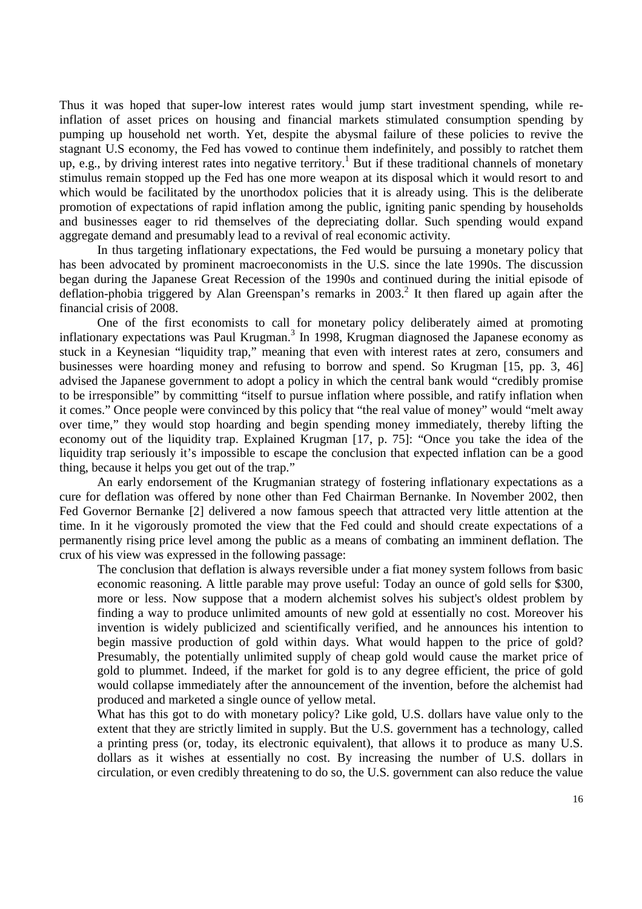Thus it was hoped that super-low interest rates would jump start investment spending, while re-inflation of asset prices on housing and financial markets stimulated consumption spending by pumping up household net worth. Yet, despite the abysmal failure of these policies to revive the stagnant U.S economy, the Fed has vowed to continue them indefinitely, and possibly to ratchet them up, e.g., by driving interest rates into negative territory.[1] But if these traditional channels of monetary stimulus remain stopped up the Fed has one more weapon at its disposal which it would resort to and which would be facilitated by the unorthodox policies that it is already using. This is the deliberate promotion of expectations of rapid inflation among the public, igniting panic spending by households and businesses eager to rid themselves of the depreciating dollar. Such spending would expand aggregate demand and presumably lead to a revival of real economic activity.

In thus targeting inflationary expectations, the Fed would be pursuing a monetary policy that has been advocated by prominent macroeconomists in the U.S. since the late 1990s. The discussion began during the Japanese Great Recession of the 1990s and continued during the initial episode of deflation-phobia triggered by Alan Greenspan's remarks in 2003.[2] It then flared up again after the financial crisis of 2008.

One of the first economists to call for monetary policy deliberately aimed at promoting inflationary expectations was Paul Krugman.[3] In 1998, Krugman diagnosed the Japanese economy as stuck in a Keynesian "liquidity trap," meaning that even with interest rates at zero, consumers and businesses were hoarding money and refusing to borrow and spend. So Krugman [15, pp. 3, 46] advised the Japanese government to adopt a policy in which the central bank would "credibly promise to be irresponsible" by committing "itself to pursue inflation where possible, and ratify inflation when it comes." Once people were convinced by this policy that "the real value of money" would "melt away over time," they would stop hoarding and begin spending money immediately, thereby lifting the economy out of the liquidity trap. Explained Krugman [17, p. 75]: "Once you take the idea of the liquidity trap seriously it's impossible to escape the conclusion that expected inflation can be a good thing, because it helps you get out of the trap."

An early endorsement of the Krugmanian strategy of fostering inflationary expectations as a cure for deflation was offered by none other than Fed Chairman Bernanke. In November 2002, then Fed Governor Bernanke [2] delivered a now famous speech that attracted very little attention at the time. In it he vigorously promoted the view that the Fed could and should create expectations of a permanently rising price level among the public as a means of combating an imminent deflation. The crux of his view was expressed in the following passage:

> The conclusion that deflation is always reversible under a fiat money system follows from basic economic reasoning. A little parable may prove useful: Today an ounce of gold sells for $300, more or less. Now suppose that a modern alchemist solves his subject's oldest problem by finding a way to produce unlimited amounts of new gold at essentially no cost. Moreover his invention is widely publicized and scientifically verified, and he announces his intention to begin massive production of gold within days. What would happen to the price of gold? Presumably, the potentially unlimited supply of cheap gold would cause the market price of gold to plummet. Indeed, if the market for gold is to any degree efficient, the price of gold would collapse immediately after the announcement of the invention, before the alchemist had produced and marketed a single ounce of yellow metal.
>
> What has this got to do with monetary policy? Like gold, U.S. dollars have value only to the extent that they are strictly limited in supply. But the U.S. government has a technology, called a printing press (or, today, its electronic equivalent), that allows it to produce as many U.S. dollars as it wishes at essentially no cost. By increasing the number of U.S. dollars in circulation, or even credibly threatening to do so, the U.S. government can also reduce the value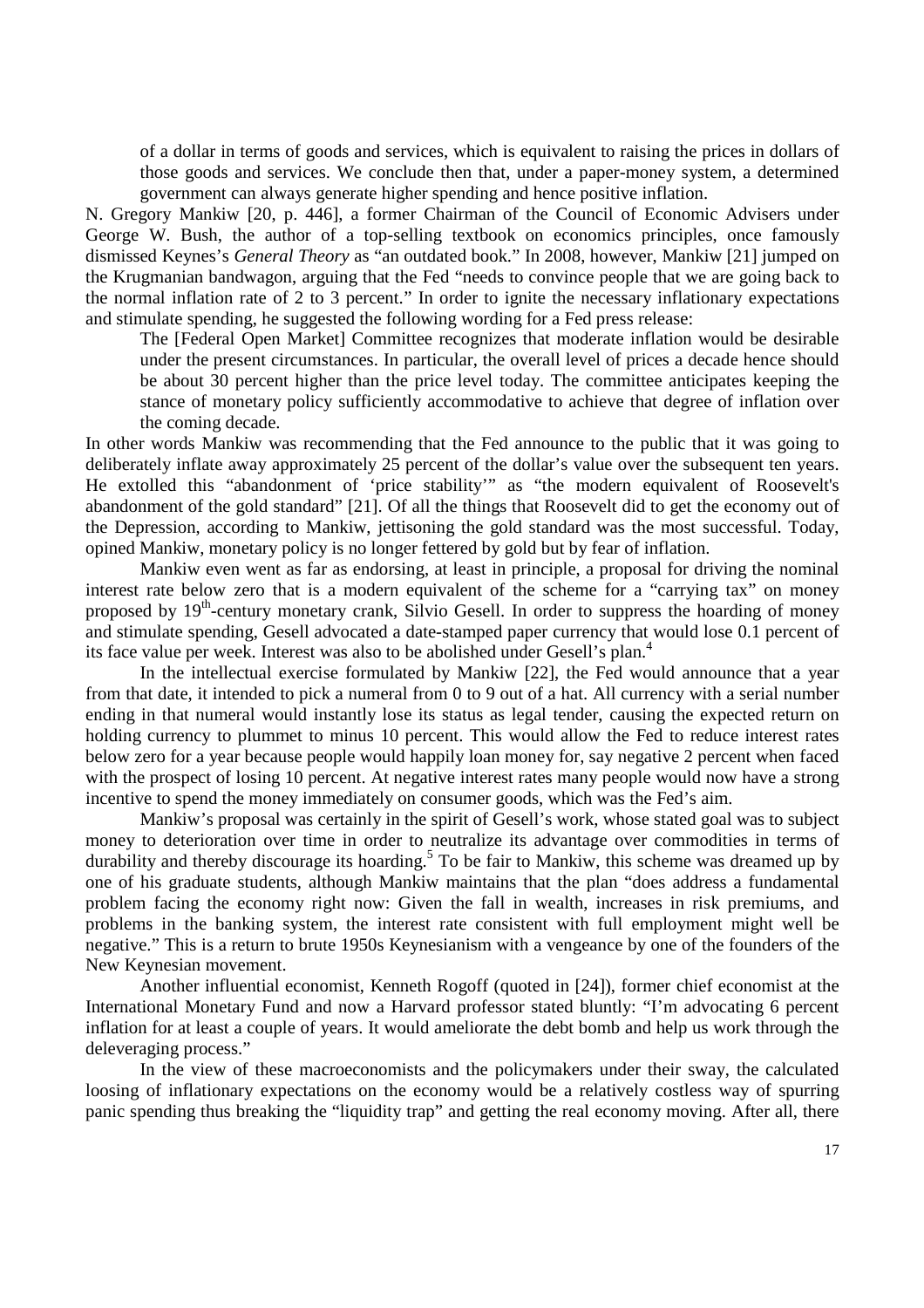> of a dollar in terms of goods and services, which is equivalent to raising the prices in dollars of those goods and services. We conclude then that, under a paper-money system, a determined government can always generate higher spending and hence positive inflation.

N. Gregory Mankiw [20, p. 446], a former Chairman of the Council of Economic Advisers under George W. Bush, the author of a top-selling textbook on economics principles, once famously dismissed Keynes's *General Theory* as "an outdated book." In 2008, however, Mankiw [21] jumped on the Krugmanian bandwagon, arguing that the Fed "needs to convince people that we are going back to the normal inflation rate of 2 to 3 percent." In order to ignite the necessary inflationary expectations and stimulate spending, he suggested the following wording for a Fed press release:

> The [Federal Open Market] Committee recognizes that moderate inflation would be desirable under the present circumstances. In particular, the overall level of prices a decade hence should be about 30 percent higher than the price level today. The committee anticipates keeping the stance of monetary policy sufficiently accommodative to achieve that degree of inflation over the coming decade.

In other words Mankiw was recommending that the Fed announce to the public that it was going to deliberately inflate away approximately 25 percent of the dollar's value over the subsequent ten years. He extolled this "abandonment of 'price stability'" as "the modern equivalent of Roosevelt's abandonment of the gold standard" [21]. Of all the things that Roosevelt did to get the economy out of the Depression, according to Mankiw, jettisoning the gold standard was the most successful. Today, opined Mankiw, monetary policy is no longer fettered by gold but by fear of inflation.

Mankiw even went as far as endorsing, at least in principle, a proposal for driving the nominal interest rate below zero that is a modern equivalent of the scheme for a "carrying tax" on money proposed by 19th-century monetary crank, Silvio Gesell. In order to suppress the hoarding of money and stimulate spending, Gesell advocated a date-stamped paper currency that would lose 0.1 percent of its face value per week. Interest was also to be abolished under Gesell's plan.[4]

In the intellectual exercise formulated by Mankiw [22], the Fed would announce that a year from that date, it intended to pick a numeral from 0 to 9 out of a hat. All currency with a serial number ending in that numeral would instantly lose its status as legal tender, causing the expected return on holding currency to plummet to minus 10 percent. This would allow the Fed to reduce interest rates below zero for a year because people would happily loan money for, say negative 2 percent when faced with the prospect of losing 10 percent. At negative interest rates many people would now have a strong incentive to spend the money immediately on consumer goods, which was the Fed's aim.

Mankiw's proposal was certainly in the spirit of Gesell's work, whose stated goal was to subject money to deterioration over time in order to neutralize its advantage over commodities in terms of durability and thereby discourage its hoarding.[5] To be fair to Mankiw, this scheme was dreamed up by one of his graduate students, although Mankiw maintains that the plan "does address a fundamental problem facing the economy right now: Given the fall in wealth, increases in risk premiums, and problems in the banking system, the interest rate consistent with full employment might well be negative." This is a return to brute 1950s Keynesianism with a vengeance by one of the founders of the New Keynesian movement.

Another influential economist, Kenneth Rogoff (quoted in [24]), former chief economist at the International Monetary Fund and now a Harvard professor stated bluntly: "I'm advocating 6 percent inflation for at least a couple of years. It would ameliorate the debt bomb and help us work through the deleveraging process."

In the view of these macroeconomists and the policymakers under their sway, the calculated loosing of inflationary expectations on the economy would be a relatively costless way of spurring panic spending thus breaking the "liquidity trap" and getting the real economy moving. After all, there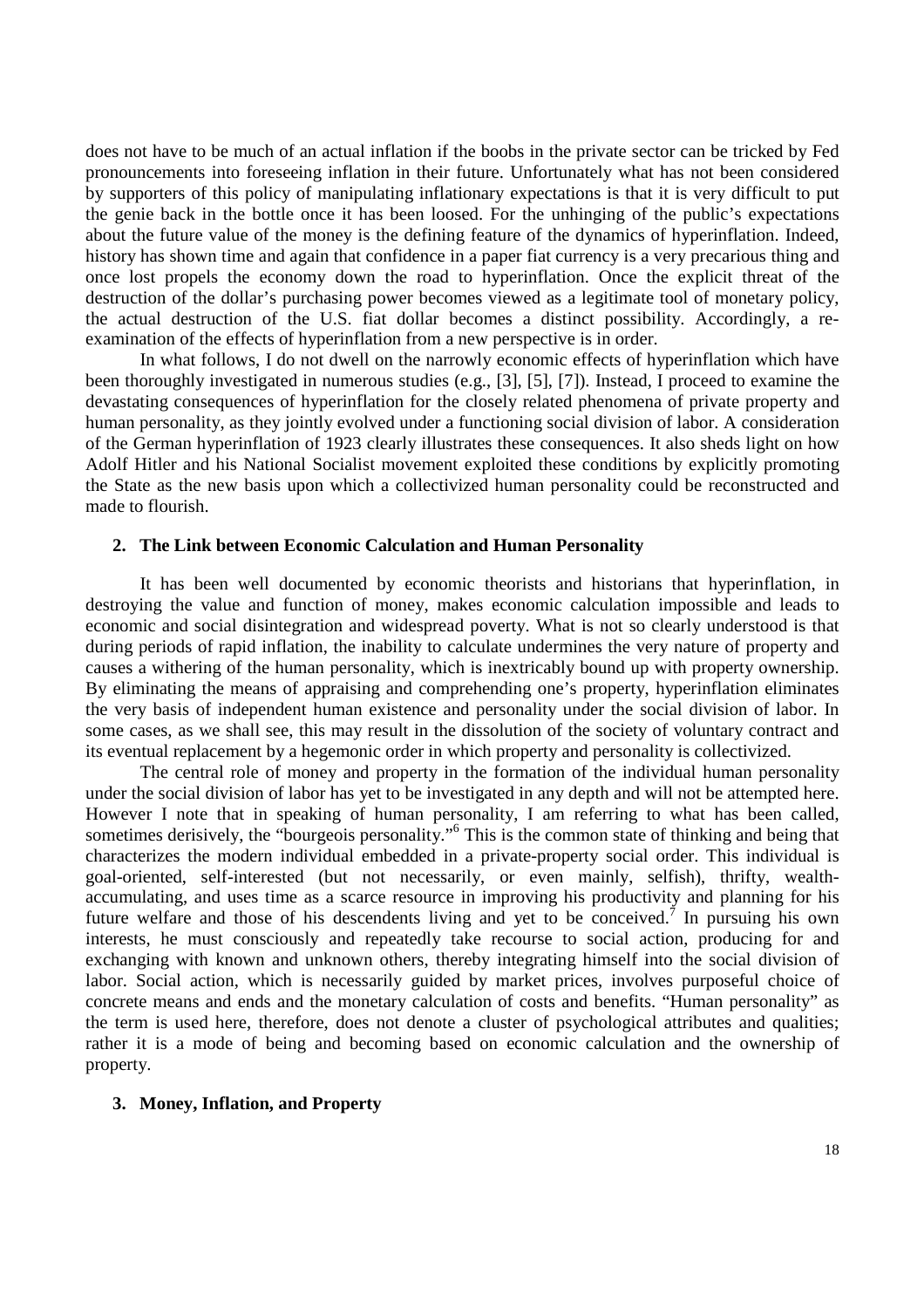does not have to be much of an actual inflation if the boobs in the private sector can be tricked by Fed pronouncements into foreseeing inflation in their future. Unfortunately what has not been considered by supporters of this policy of manipulating inflationary expectations is that it is very difficult to put the genie back in the bottle once it has been loosed. For the unhinging of the public's expectations about the future value of the money is the defining feature of the dynamics of hyperinflation. Indeed, history has shown time and again that confidence in a paper fiat currency is a very precarious thing and once lost propels the economy down the road to hyperinflation. Once the explicit threat of the destruction of the dollar's purchasing power becomes viewed as a legitimate tool of monetary policy, the actual destruction of the U.S. fiat dollar becomes a distinct possibility. Accordingly, a re-examination of the effects of hyperinflation from a new perspective is in order.

In what follows, I do not dwell on the narrowly economic effects of hyperinflation which have been thoroughly investigated in numerous studies (e.g., [3], [5], [7]). Instead, I proceed to examine the devastating consequences of hyperinflation for the closely related phenomena of private property and human personality, as they jointly evolved under a functioning social division of labor. A consideration of the German hyperinflation of 1923 clearly illustrates these consequences. It also sheds light on how Adolf Hitler and his National Socialist movement exploited these conditions by explicitly promoting the State as the new basis upon which a collectivized human personality could be reconstructed and made to flourish.

## 2. The Link between Economic Calculation and Human Personality

It has been well documented by economic theorists and historians that hyperinflation, in destroying the value and function of money, makes economic calculation impossible and leads to economic and social disintegration and widespread poverty. What is not so clearly understood is that during periods of rapid inflation, the inability to calculate undermines the very nature of property and causes a withering of the human personality, which is inextricably bound up with property ownership. By eliminating the means of appraising and comprehending one's property, hyperinflation eliminates the very basis of independent human existence and personality under the social division of labor. In some cases, as we shall see, this may result in the dissolution of the society of voluntary contract and its eventual replacement by a hegemonic order in which property and personality is collectivized.

The central role of money and property in the formation of the individual human personality under the social division of labor has yet to be investigated in any depth and will not be attempted here. However I note that in speaking of human personality, I am referring to what has been called, sometimes derisively, the "bourgeois personality."[6] This is the common state of thinking and being that characterizes the modern individual embedded in a private-property social order. This individual is goal-oriented, self-interested (but not necessarily, or even mainly, selfish), thrifty, wealth-accumulating, and uses time as a scarce resource in improving his productivity and planning for his future welfare and those of his descendents living and yet to be conceived.[7] In pursuing his own interests, he must consciously and repeatedly take recourse to social action, producing for and exchanging with known and unknown others, thereby integrating himself into the social division of labor. Social action, which is necessarily guided by market prices, involves purposeful choice of concrete means and ends and the monetary calculation of costs and benefits. "Human personality" as the term is used here, therefore, does not denote a cluster of psychological attributes and qualities; rather it is a mode of being and becoming based on economic calculation and the ownership of property.

## 3. Money, Inflation, and Property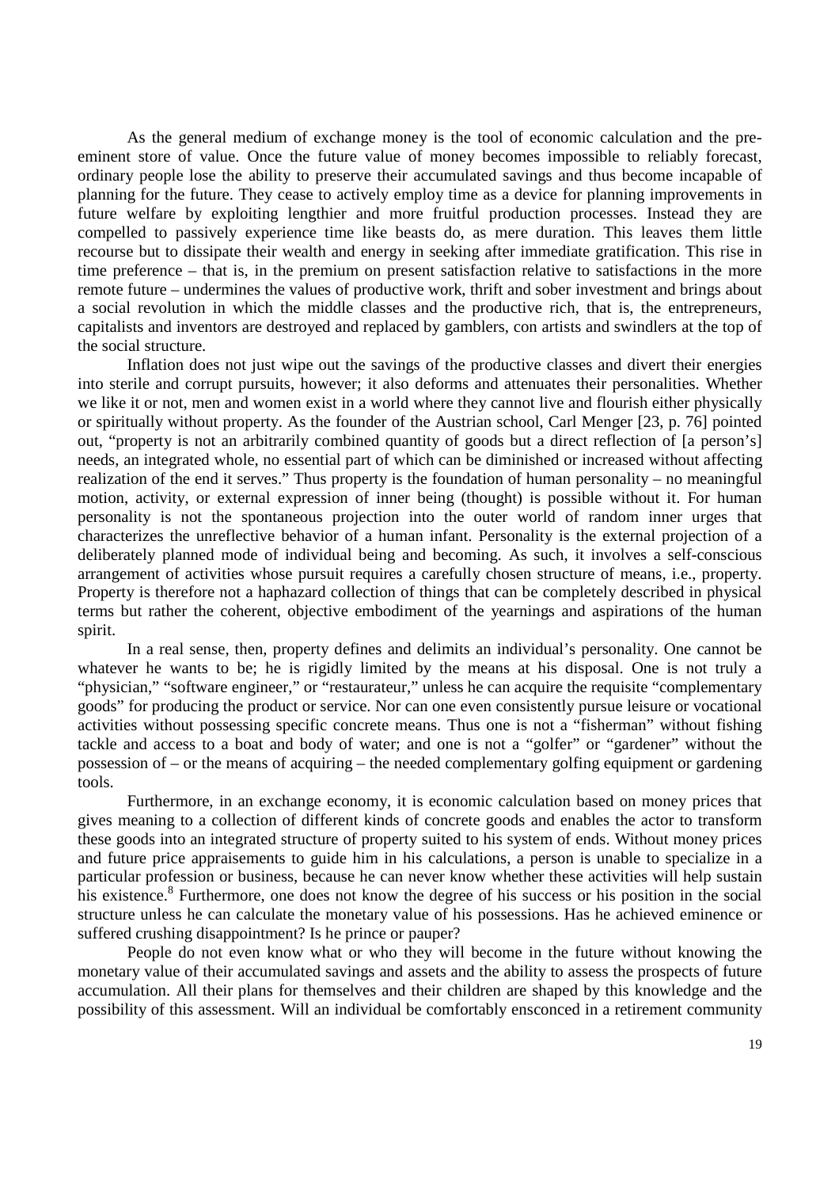As the general medium of exchange money is the tool of economic calculation and the pre-eminent store of value. Once the future value of money becomes impossible to reliably forecast, ordinary people lose the ability to preserve their accumulated savings and thus become incapable of planning for the future. They cease to actively employ time as a device for planning improvements in future welfare by exploiting lengthier and more fruitful production processes. Instead they are compelled to passively experience time like beasts do, as mere duration. This leaves them little recourse but to dissipate their wealth and energy in seeking after immediate gratification. This rise in time preference – that is, in the premium on present satisfaction relative to satisfactions in the more remote future – undermines the values of productive work, thrift and sober investment and brings about a social revolution in which the middle classes and the productive rich, that is, the entrepreneurs, capitalists and inventors are destroyed and replaced by gamblers, con artists and swindlers at the top of the social structure.

Inflation does not just wipe out the savings of the productive classes and divert their energies into sterile and corrupt pursuits, however; it also deforms and attenuates their personalities. Whether we like it or not, men and women exist in a world where they cannot live and flourish either physically or spiritually without property. As the founder of the Austrian school, Carl Menger [23, p. 76] pointed out, "property is not an arbitrarily combined quantity of goods but a direct reflection of [a person's] needs, an integrated whole, no essential part of which can be diminished or increased without affecting realization of the end it serves." Thus property is the foundation of human personality – no meaningful motion, activity, or external expression of inner being (thought) is possible without it. For human personality is not the spontaneous projection into the outer world of random inner urges that characterizes the unreflective behavior of a human infant. Personality is the external projection of a deliberately planned mode of individual being and becoming. As such, it involves a self-conscious arrangement of activities whose pursuit requires a carefully chosen structure of means, i.e., property. Property is therefore not a haphazard collection of things that can be completely described in physical terms but rather the coherent, objective embodiment of the yearnings and aspirations of the human spirit.

In a real sense, then, property defines and delimits an individual's personality. One cannot be whatever he wants to be; he is rigidly limited by the means at his disposal. One is not truly a "physician," "software engineer," or "restaurateur," unless he can acquire the requisite "complementary goods" for producing the product or service. Nor can one even consistently pursue leisure or vocational activities without possessing specific concrete means. Thus one is not a "fisherman" without fishing tackle and access to a boat and body of water; and one is not a "golfer" or "gardener" without the possession of – or the means of acquiring – the needed complementary golfing equipment or gardening tools.

Furthermore, in an exchange economy, it is economic calculation based on money prices that gives meaning to a collection of different kinds of concrete goods and enables the actor to transform these goods into an integrated structure of property suited to his system of ends. Without money prices and future price appraisements to guide him in his calculations, a person is unable to specialize in a particular profession or business, because he can never know whether these activities will help sustain his existence.[8] Furthermore, one does not know the degree of his success or his position in the social structure unless he can calculate the monetary value of his possessions. Has he achieved eminence or suffered crushing disappointment? Is he prince or pauper?

People do not even know what or who they will become in the future without knowing the monetary value of their accumulated savings and assets and the ability to assess the prospects of future accumulation. All their plans for themselves and their children are shaped by this knowledge and the possibility of this assessment. Will an individual be comfortably ensconced in a retirement community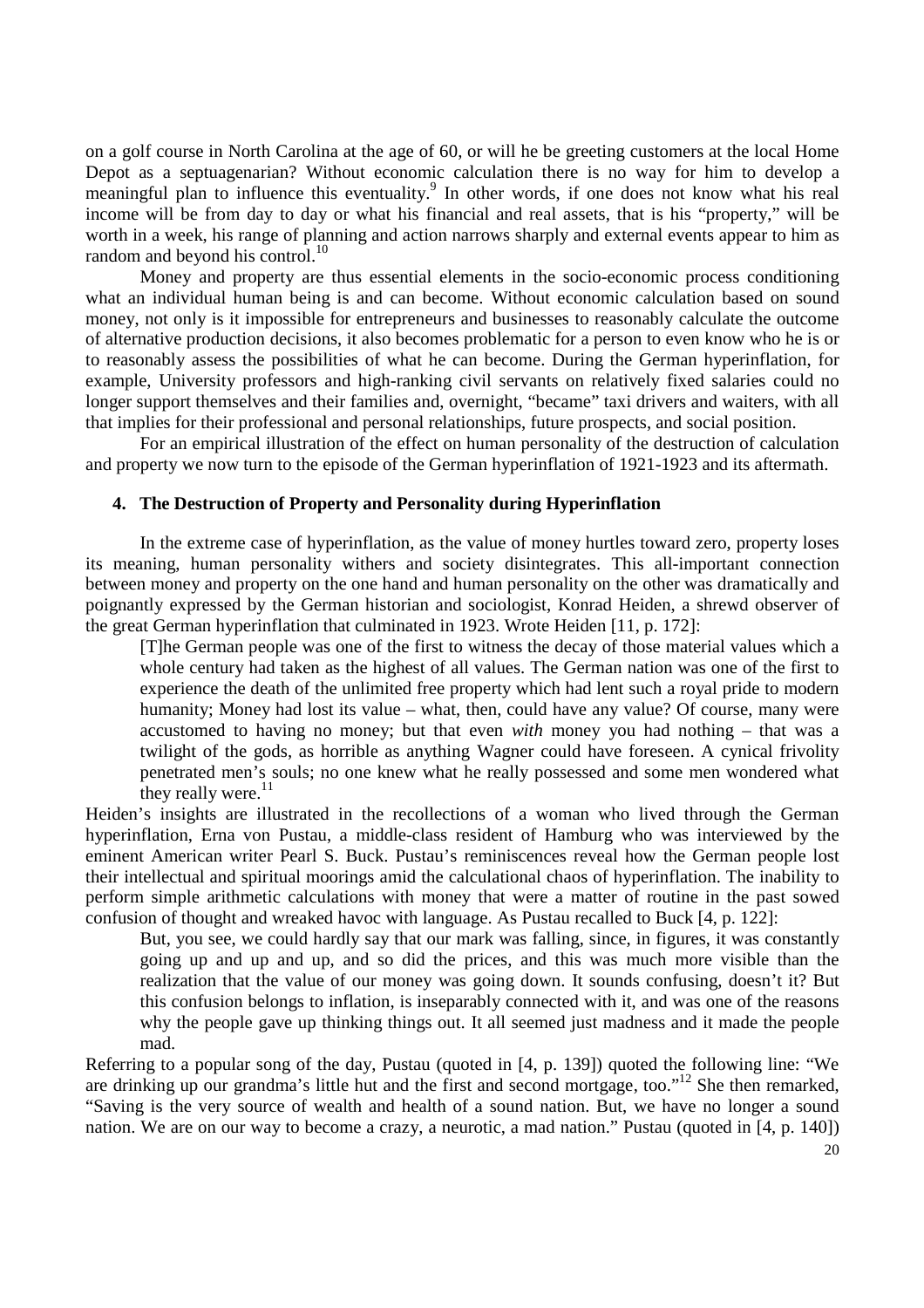on a golf course in North Carolina at the age of 60, or will he be greeting customers at the local Home Depot as a septuagenarian? Without economic calculation there is no way for him to develop a meaningful plan to influence this eventuality.[9] In other words, if one does not know what his real income will be from day to day or what his financial and real assets, that is his "property," will be worth in a week, his range of planning and action narrows sharply and external events appear to him as random and beyond his control.[10]

Money and property are thus essential elements in the socio-economic process conditioning what an individual human being is and can become. Without economic calculation based on sound money, not only is it impossible for entrepreneurs and businesses to reasonably calculate the outcome of alternative production decisions, it also becomes problematic for a person to even know who he is or to reasonably assess the possibilities of what he can become. During the German hyperinflation, for example, University professors and high-ranking civil servants on relatively fixed salaries could no longer support themselves and their families and, overnight, "became" taxi drivers and waiters, with all that implies for their professional and personal relationships, future prospects, and social position.

For an empirical illustration of the effect on human personality of the destruction of calculation and property we now turn to the episode of the German hyperinflation of 1921-1923 and its aftermath.

## 4. The Destruction of Property and Personality during Hyperinflation

In the extreme case of hyperinflation, as the value of money hurtles toward zero, property loses its meaning, human personality withers and society disintegrates. This all-important connection between money and property on the one hand and human personality on the other was dramatically and poignantly expressed by the German historian and sociologist, Konrad Heiden, a shrewd observer of the great German hyperinflation that culminated in 1923. Wrote Heiden [11, p. 172]:

> [T]he German people was one of the first to witness the decay of those material values which a whole century had taken as the highest of all values. The German nation was one of the first to experience the death of the unlimited free property which had lent such a royal pride to modern humanity; Money had lost its value – what, then, could have any value? Of course, many were accustomed to having no money; but that even *with* money you had nothing – that was a twilight of the gods, as horrible as anything Wagner could have foreseen. A cynical frivolity penetrated men's souls; no one knew what he really possessed and some men wondered what they really were.[11]

Heiden's insights are illustrated in the recollections of a woman who lived through the German hyperinflation, Erna von Pustau, a middle-class resident of Hamburg who was interviewed by the eminent American writer Pearl S. Buck. Pustau's reminiscences reveal how the German people lost their intellectual and spiritual moorings amid the calculational chaos of hyperinflation. The inability to perform simple arithmetic calculations with money that were a matter of routine in the past sowed confusion of thought and wreaked havoc with language. As Pustau recalled to Buck [4, p. 122]:

> But, you see, we could hardly say that our mark was falling, since, in figures, it was constantly going up and up and up, and so did the prices, and this was much more visible than the realization that the value of our money was going down. It sounds confusing, doesn't it? But this confusion belongs to inflation, is inseparably connected with it, and was one of the reasons why the people gave up thinking things out. It all seemed just madness and it made the people mad.

Referring to a popular song of the day, Pustau (quoted in [4, p. 139]) quoted the following line: "We are drinking up our grandma's little hut and the first and second mortgage, too."[12] She then remarked, "Saving is the very source of wealth and health of a sound nation. But, we have no longer a sound nation. We are on our way to become a crazy, a neurotic, a mad nation." Pustau (quoted in [4, p. 140])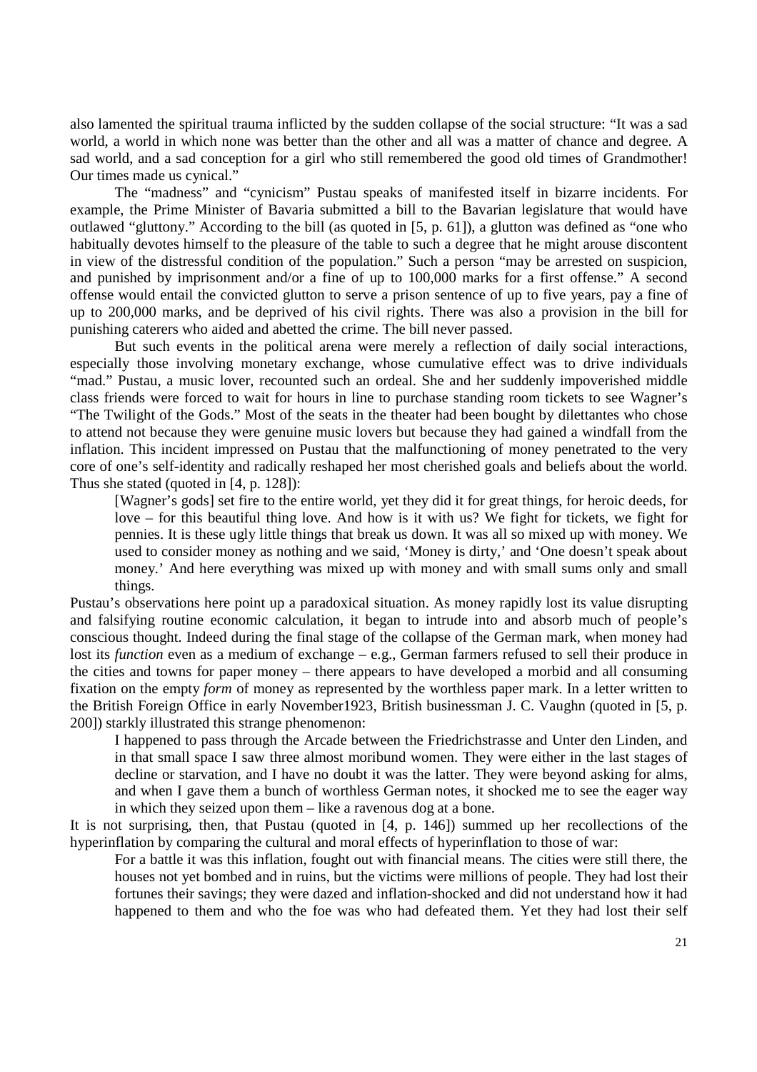also lamented the spiritual trauma inflicted by the sudden collapse of the social structure: "It was a sad world, a world in which none was better than the other and all was a matter of chance and degree. A sad world, and a sad conception for a girl who still remembered the good old times of Grandmother! Our times made us cynical."

The "madness" and "cynicism" Pustau speaks of manifested itself in bizarre incidents. For example, the Prime Minister of Bavaria submitted a bill to the Bavarian legislature that would have outlawed "gluttony." According to the bill (as quoted in [5, p. 61]), a glutton was defined as "one who habitually devotes himself to the pleasure of the table to such a degree that he might arouse discontent in view of the distressful condition of the population." Such a person "may be arrested on suspicion, and punished by imprisonment and/or a fine of up to 100,000 marks for a first offense." A second offense would entail the convicted glutton to serve a prison sentence of up to five years, pay a fine of up to 200,000 marks, and be deprived of his civil rights. There was also a provision in the bill for punishing caterers who aided and abetted the crime. The bill never passed.

But such events in the political arena were merely a reflection of daily social interactions, especially those involving monetary exchange, whose cumulative effect was to drive individuals "mad." Pustau, a music lover, recounted such an ordeal. She and her suddenly impoverished middle class friends were forced to wait for hours in line to purchase standing room tickets to see Wagner's "The Twilight of the Gods." Most of the seats in the theater had been bought by dilettantes who chose to attend not because they were genuine music lovers but because they had gained a windfall from the inflation. This incident impressed on Pustau that the malfunctioning of money penetrated to the very core of one's self-identity and radically reshaped her most cherished goals and beliefs about the world. Thus she stated (quoted in [4, p. 128]):

> [Wagner's gods] set fire to the entire world, yet they did it for great things, for heroic deeds, for love – for this beautiful thing love. And how is it with us? We fight for tickets, we fight for pennies. It is these ugly little things that break us down. It was all so mixed up with money. We used to consider money as nothing and we said, 'Money is dirty,' and 'One doesn't speak about money.' And here everything was mixed up with money and with small sums only and small things.

Pustau's observations here point up a paradoxical situation. As money rapidly lost its value disrupting and falsifying routine economic calculation, it began to intrude into and absorb much of people's conscious thought. Indeed during the final stage of the collapse of the German mark, when money had lost its *function* even as a medium of exchange – e.g., German farmers refused to sell their produce in the cities and towns for paper money – there appears to have developed a morbid and all consuming fixation on the empty *form* of money as represented by the worthless paper mark. In a letter written to the British Foreign Office in early November1923, British businessman J. C. Vaughn (quoted in [5, p. 200]) starkly illustrated this strange phenomenon:

> I happened to pass through the Arcade between the Friedrichstrasse and Unter den Linden, and in that small space I saw three almost moribund women. They were either in the last stages of decline or starvation, and I have no doubt it was the latter. They were beyond asking for alms, and when I gave them a bunch of worthless German notes, it shocked me to see the eager way in which they seized upon them – like a ravenous dog at a bone.

It is not surprising, then, that Pustau (quoted in [4, p. 146]) summed up her recollections of the hyperinflation by comparing the cultural and moral effects of hyperinflation to those of war:

> For a battle it was this inflation, fought out with financial means. The cities were still there, the houses not yet bombed and in ruins, but the victims were millions of people. They had lost their fortunes their savings; they were dazed and inflation-shocked and did not understand how it had happened to them and who the foe was who had defeated them. Yet they had lost their self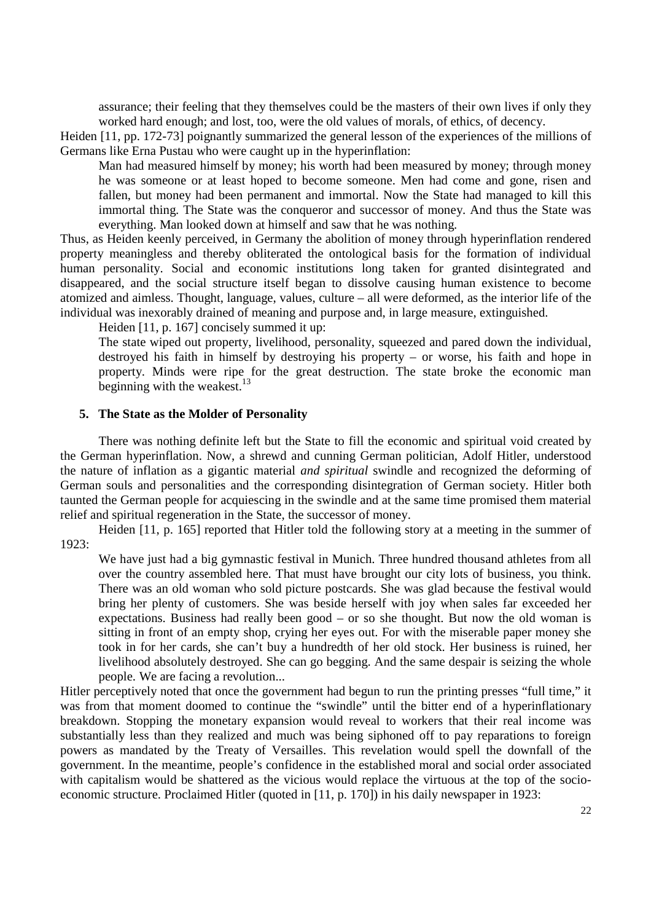assurance; their feeling that they themselves could be the masters of their own lives if only they worked hard enough; and lost, too, were the old values of morals, of ethics, of decency.

Heiden [11, pp. 172-73] poignantly summarized the general lesson of the experiences of the millions of Germans like Erna Pustau who were caught up in the hyperinflation:

> Man had measured himself by money; his worth had been measured by money; through money he was someone or at least hoped to become someone. Men had come and gone, risen and fallen, but money had been permanent and immortal. Now the State had managed to kill this immortal thing. The State was the conqueror and successor of money. And thus the State was everything. Man looked down at himself and saw that he was nothing.

Thus, as Heiden keenly perceived, in Germany the abolition of money through hyperinflation rendered property meaningless and thereby obliterated the ontological basis for the formation of individual human personality. Social and economic institutions long taken for granted disintegrated and disappeared, and the social structure itself began to dissolve causing human existence to become atomized and aimless. Thought, language, values, culture – all were deformed, as the interior life of the individual was inexorably drained of meaning and purpose and, in large measure, extinguished.

Heiden [11, p. 167] concisely summed it up:

> The state wiped out property, livelihood, personality, squeezed and pared down the individual, destroyed his faith in himself by destroying his property – or worse, his faith and hope in property. Minds were ripe for the great destruction. The state broke the economic man beginning with the weakest.[13]

## 5. The State as the Molder of Personality

There was nothing definite left but the State to fill the economic and spiritual void created by the German hyperinflation. Now, a shrewd and cunning German politician, Adolf Hitler, understood the nature of inflation as a gigantic material *and spiritual* swindle and recognized the deforming of German souls and personalities and the corresponding disintegration of German society. Hitler both taunted the German people for acquiescing in the swindle and at the same time promised them material relief and spiritual regeneration in the State, the successor of money.

Heiden [11, p. 165] reported that Hitler told the following story at a meeting in the summer of 1923:

> We have just had a big gymnastic festival in Munich. Three hundred thousand athletes from all over the country assembled here. That must have brought our city lots of business, you think. There was an old woman who sold picture postcards. She was glad because the festival would bring her plenty of customers. She was beside herself with joy when sales far exceeded her expectations. Business had really been good – or so she thought. But now the old woman is sitting in front of an empty shop, crying her eyes out. For with the miserable paper money she took in for her cards, she can't buy a hundredth of her old stock. Her business is ruined, her livelihood absolutely destroyed. She can go begging. And the same despair is seizing the whole people. We are facing a revolution...

Hitler perceptively noted that once the government had begun to run the printing presses "full time," it was from that moment doomed to continue the "swindle" until the bitter end of a hyperinflationary breakdown. Stopping the monetary expansion would reveal to workers that their real income was substantially less than they realized and much was being siphoned off to pay reparations to foreign powers as mandated by the Treaty of Versailles. This revelation would spell the downfall of the government. In the meantime, people's confidence in the established moral and social order associated with capitalism would be shattered as the vicious would replace the virtuous at the top of the socio-economic structure. Proclaimed Hitler (quoted in [11, p. 170]) in his daily newspaper in 1923: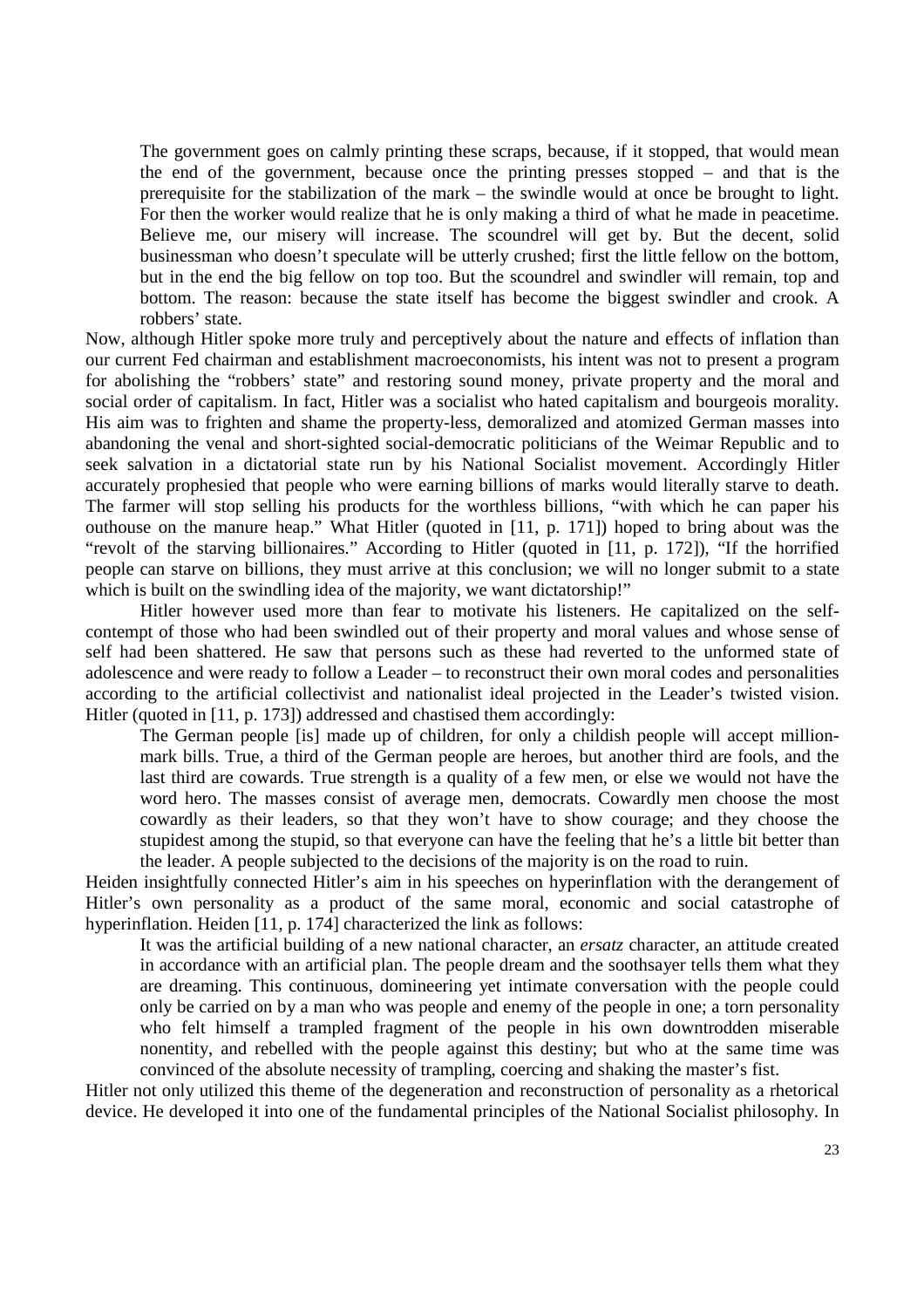> The government goes on calmly printing these scraps, because, if it stopped, that would mean the end of the government, because once the printing presses stopped – and that is the prerequisite for the stabilization of the mark – the swindle would at once be brought to light. For then the worker would realize that he is only making a third of what he made in peacetime. Believe me, our misery will increase. The scoundrel will get by. But the decent, solid businessman who doesn't speculate will be utterly crushed; first the little fellow on the bottom, but in the end the big fellow on top too. But the scoundrel and swindler will remain, top and bottom. The reason: because the state itself has become the biggest swindler and crook. A robbers' state.

Now, although Hitler spoke more truly and perceptively about the nature and effects of inflation than our current Fed chairman and establishment macroeconomists, his intent was not to present a program for abolishing the "robbers' state" and restoring sound money, private property and the moral and social order of capitalism. In fact, Hitler was a socialist who hated capitalism and bourgeois morality. His aim was to frighten and shame the property-less, demoralized and atomized German masses into abandoning the venal and short-sighted social-democratic politicians of the Weimar Republic and to seek salvation in a dictatorial state run by his National Socialist movement. Accordingly Hitler accurately prophesied that people who were earning billions of marks would literally starve to death. The farmer will stop selling his products for the worthless billions, "with which he can paper his outhouse on the manure heap." What Hitler (quoted in [11, p. 171]) hoped to bring about was the "revolt of the starving billionaires." According to Hitler (quoted in [11, p. 172]), "If the horrified people can starve on billions, they must arrive at this conclusion; we will no longer submit to a state which is built on the swindling idea of the majority, we want dictatorship!"

Hitler however used more than fear to motivate his listeners. He capitalized on the self-contempt of those who had been swindled out of their property and moral values and whose sense of self had been shattered. He saw that persons such as these had reverted to the unformed state of adolescence and were ready to follow a Leader – to reconstruct their own moral codes and personalities according to the artificial collectivist and nationalist ideal projected in the Leader's twisted vision. Hitler (quoted in [11, p. 173]) addressed and chastised them accordingly:

> The German people [is] made up of children, for only a childish people will accept million-mark bills. True, a third of the German people are heroes, but another third are fools, and the last third are cowards. True strength is a quality of a few men, or else we would not have the word hero. The masses consist of average men, democrats. Cowardly men choose the most cowardly as their leaders, so that they won't have to show courage; and they choose the stupidest among the stupid, so that everyone can have the feeling that he's a little bit better than the leader. A people subjected to the decisions of the majority is on the road to ruin.

Heiden insightfully connected Hitler's aim in his speeches on hyperinflation with the derangement of Hitler's own personality as a product of the same moral, economic and social catastrophe of hyperinflation. Heiden [11, p. 174] characterized the link as follows:

> It was the artificial building of a new national character, an *ersatz* character, an attitude created in accordance with an artificial plan. The people dream and the soothsayer tells them what they are dreaming. This continuous, domineering yet intimate conversation with the people could only be carried on by a man who was people and enemy of the people in one; a torn personality who felt himself a trampled fragment of the people in his own downtrodden miserable nonentity, and rebelled with the people against this destiny; but who at the same time was convinced of the absolute necessity of trampling, coercing and shaking the master's fist.

Hitler not only utilized this theme of the degeneration and reconstruction of personality as a rhetorical device. He developed it into one of the fundamental principles of the National Socialist philosophy. In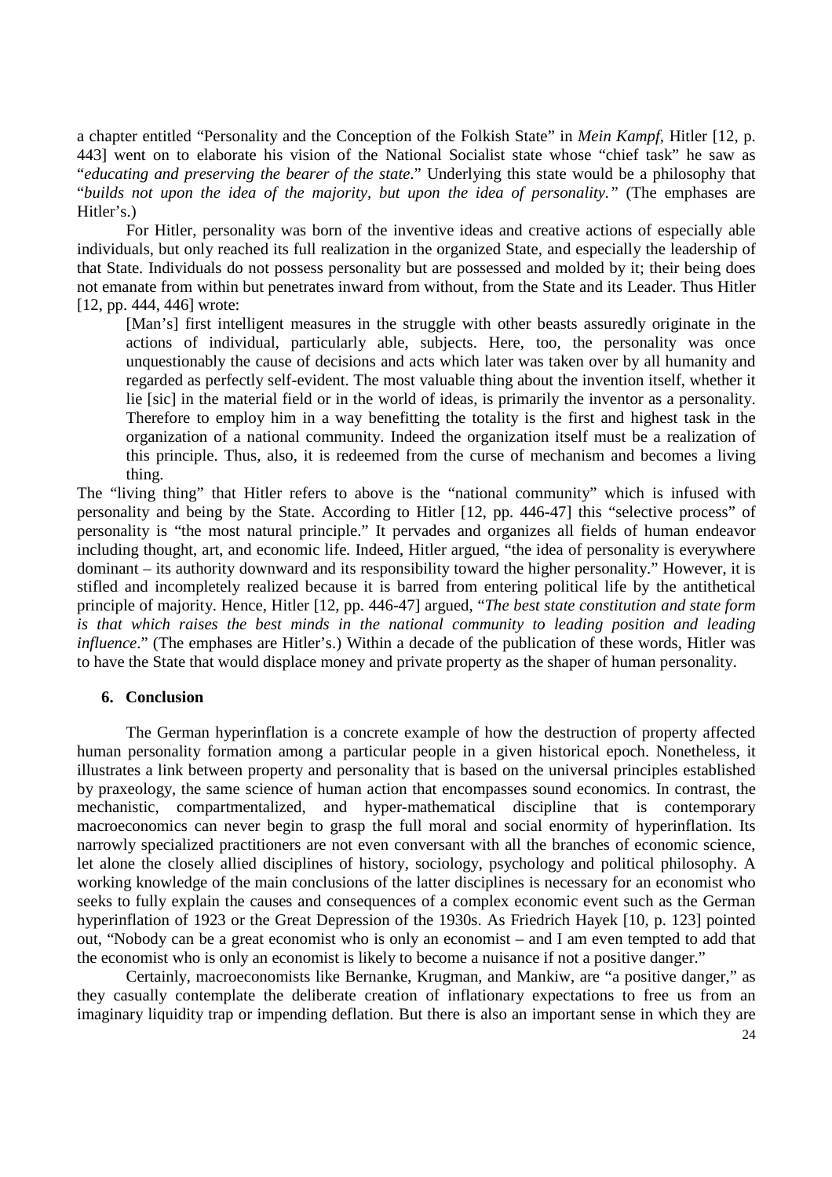a chapter entitled "Personality and the Conception of the Folkish State" in *Mein Kampf*, Hitler [12, p. 443] went on to elaborate his vision of the National Socialist state whose "chief task" he saw as "*educating and preserving the bearer of the state*." Underlying this state would be a philosophy that "*builds not upon the idea of the majority, but upon the idea of personality.*" (The emphases are Hitler's.)

For Hitler, personality was born of the inventive ideas and creative actions of especially able individuals, but only reached its full realization in the organized State, and especially the leadership of that State. Individuals do not possess personality but are possessed and molded by it; their being does not emanate from within but penetrates inward from without, from the State and its Leader. Thus Hitler [12, pp. 444, 446] wrote:

> [Man's] first intelligent measures in the struggle with other beasts assuredly originate in the actions of individual, particularly able, subjects. Here, too, the personality was once unquestionably the cause of decisions and acts which later was taken over by all humanity and regarded as perfectly self-evident. The most valuable thing about the invention itself, whether it lie [sic] in the material field or in the world of ideas, is primarily the inventor as a personality. Therefore to employ him in a way benefitting the totality is the first and highest task in the organization of a national community. Indeed the organization itself must be a realization of this principle. Thus, also, it is redeemed from the curse of mechanism and becomes a living thing.

The "living thing" that Hitler refers to above is the "national community" which is infused with personality and being by the State. According to Hitler [12, pp. 446-47] this "selective process" of personality is "the most natural principle." It pervades and organizes all fields of human endeavor including thought, art, and economic life. Indeed, Hitler argued, "the idea of personality is everywhere dominant – its authority downward and its responsibility toward the higher personality." However, it is stifled and incompletely realized because it is barred from entering political life by the antithetical principle of majority. Hence, Hitler [12, pp. 446-47] argued, "*The best state constitution and state form is that which raises the best minds in the national community to leading position and leading influence*." (The emphases are Hitler's.) Within a decade of the publication of these words, Hitler was to have the State that would displace money and private property as the shaper of human personality.

## 6. Conclusion

The German hyperinflation is a concrete example of how the destruction of property affected human personality formation among a particular people in a given historical epoch. Nonetheless, it illustrates a link between property and personality that is based on the universal principles established by praxeology, the same science of human action that encompasses sound economics. In contrast, the mechanistic, compartmentalized, and hyper-mathematical discipline that is contemporary macroeconomics can never begin to grasp the full moral and social enormity of hyperinflation. Its narrowly specialized practitioners are not even conversant with all the branches of economic science, let alone the closely allied disciplines of history, sociology, psychology and political philosophy. A working knowledge of the main conclusions of the latter disciplines is necessary for an economist who seeks to fully explain the causes and consequences of a complex economic event such as the German hyperinflation of 1923 or the Great Depression of the 1930s. As Friedrich Hayek [10, p. 123] pointed out, "Nobody can be a great economist who is only an economist – and I am even tempted to add that the economist who is only an economist is likely to become a nuisance if not a positive danger."

Certainly, macroeconomists like Bernanke, Krugman, and Mankiw, are "a positive danger," as they casually contemplate the deliberate creation of inflationary expectations to free us from an imaginary liquidity trap or impending deflation. But there is also an important sense in which they are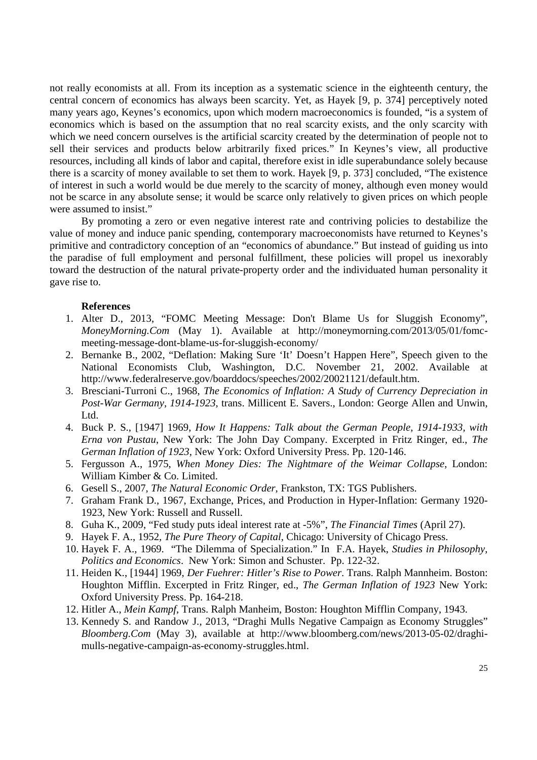not really economists at all. From its inception as a systematic science in the eighteenth century, the central concern of economics has always been scarcity. Yet, as Hayek [9, p. 374] perceptively noted many years ago, Keynes's economics, upon which modern macroeconomics is founded, "is a system of economics which is based on the assumption that no real scarcity exists, and the only scarcity with which we need concern ourselves is the artificial scarcity created by the determination of people not to sell their services and products below arbitrarily fixed prices." In Keynes's view, all productive resources, including all kinds of labor and capital, therefore exist in idle superabundance solely because there is a scarcity of money available to set them to work. Hayek [9, p. 373] concluded, "The existence of interest in such a world would be due merely to the scarcity of money, although even money would not be scarce in any absolute sense; it would be scarce only relatively to given prices on which people were assumed to insist."

By promoting a zero or even negative interest rate and contriving policies to destabilize the value of money and induce panic spending, contemporary macroeconomists have returned to Keynes's primitive and contradictory conception of an "economics of abundance." But instead of guiding us into the paradise of full employment and personal fulfillment, these policies will propel us inexorably toward the destruction of the natural private-property order and the individuated human personality it gave rise to.

**References**

1. Alter D., 2013, "FOMC Meeting Message: Don't Blame Us for Sluggish Economy", *MoneyMorning.Com* (May 1). Available at http://moneymorning.com/2013/05/01/fomc-meeting-message-dont-blame-us-for-sluggish-economy/
2. Bernanke B., 2002, "Deflation: Making Sure 'It' Doesn't Happen Here", Speech given to the National Economists Club, Washington, D.C. November 21, 2002. Available at http://www.federalreserve.gov/boarddocs/speeches/2002/20021121/default.htm.
3. Bresciani-Turroni C., 1968, *The Economics of Inflation: A Study of Currency Depreciation in Post-War Germany, 1914-1923*, trans. Millicent E. Savers., London: George Allen and Unwin, Ltd.
4. Buck P. S., [1947] 1969, *How It Happens: Talk about the German People, 1914-1933, with Erna von Pustau*, New York: The John Day Company. Excerpted in Fritz Ringer, ed., *The German Inflation of 1923*, New York: Oxford University Press. Pp. 120-146.
5. Fergusson A., 1975, *When Money Dies: The Nightmare of the Weimar Collapse*, London: William Kimber & Co. Limited.
6. Gesell S., 2007, *The Natural Economic Order*, Frankston, TX: TGS Publishers.
7. Graham Frank D., 1967, Exchange, Prices, and Production in Hyper-Inflation: Germany 1920-1923, New York: Russell and Russell.
8. Guha K., 2009, "Fed study puts ideal interest rate at -5%", *The Financial Times* (April 27).
9. Hayek F. A., 1952, *The Pure Theory of Capital*, Chicago: University of Chicago Press.
10. Hayek F. A., 1969. "The Dilemma of Specialization." In F.A. Hayek, *Studies in Philosophy, Politics and Economics*. New York: Simon and Schuster. Pp. 122-32.
11. Heiden K., [1944] 1969, *Der Fuehrer: Hitler's Rise to Power*. Trans. Ralph Mannheim. Boston: Houghton Mifflin. Excerpted in Fritz Ringer, ed., *The German Inflation of 1923* New York: Oxford University Press. Pp. 164-218.
12. Hitler A., *Mein Kampf*, Trans. Ralph Manheim, Boston: Houghton Mifflin Company, 1943.
13. Kennedy S. and Randow J., 2013, "Draghi Mulls Negative Campaign as Economy Struggles" *Bloomberg.Com* (May 3), available at http://www.bloomberg.com/news/2013-05-02/draghi-mulls-negative-campaign-as-economy-struggles.html.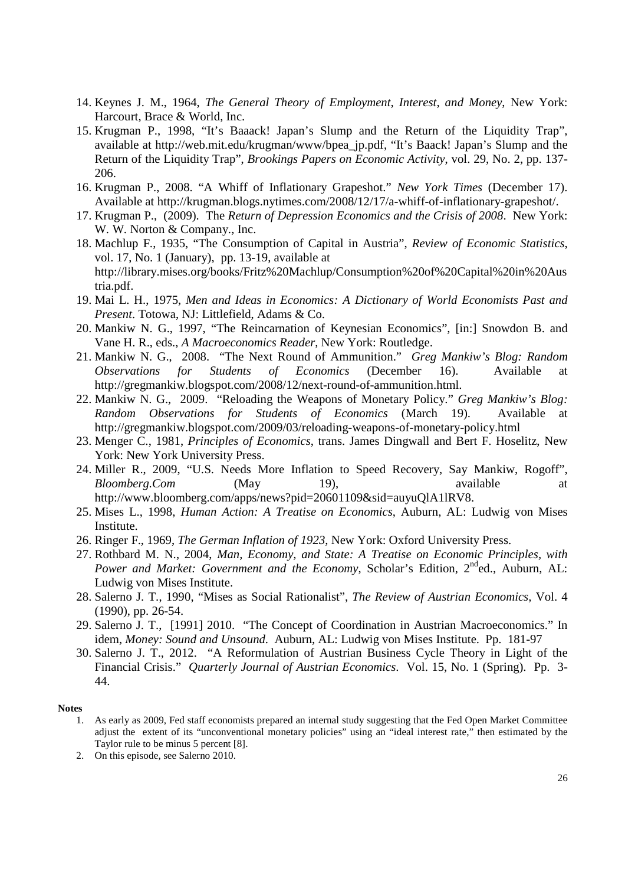14. Keynes J. M., 1964, *The General Theory of Employment, Interest, and Money*, New York: Harcourt, Brace & World, Inc.
15. Krugman P., 1998, "It's Baaack! Japan's Slump and the Return of the Liquidity Trap", available at http://web.mit.edu/krugman/www/bpea_jp.pdf, "It's Baack! Japan's Slump and the Return of the Liquidity Trap", *Brookings Papers on Economic Activity*, vol. 29, No. 2, pp. 137-206.
16. Krugman P., 2008. "A Whiff of Inflationary Grapeshot." *New York Times* (December 17). Available at http://krugman.blogs.nytimes.com/2008/12/17/a-whiff-of-inflationary-grapeshot/.
17. Krugman P., (2009). The *Return of Depression Economics and the Crisis of 2008*. New York: W. W. Norton & Company., Inc.
18. Machlup F., 1935, "The Consumption of Capital in Austria", *Review of Economic Statistics*, vol. 17, No. 1 (January), pp. 13-19, available at http://library.mises.org/books/Fritz%20Machlup/Consumption%20of%20Capital%20in%20Austria.pdf.
19. Mai L. H., 1975, *Men and Ideas in Economics: A Dictionary of World Economists Past and Present*. Totowa, NJ: Littlefield, Adams & Co.
20. Mankiw N. G., 1997, "The Reincarnation of Keynesian Economics", [in:] Snowdon B. and Vane H. R., eds., *A Macroeconomics Reader*, New York: Routledge.
21. Mankiw N. G., 2008. "The Next Round of Ammunition." *Greg Mankiw's Blog: Random Observations for Students of Economics* (December 16). Available at http://gregmankiw.blogspot.com/2008/12/next-round-of-ammunition.html.
22. Mankiw N. G., 2009. "Reloading the Weapons of Monetary Policy." *Greg Mankiw's Blog: Random Observations for Students of Economics* (March 19). Available at http://gregmankiw.blogspot.com/2009/03/reloading-weapons-of-monetary-policy.html
23. Menger C., 1981, *Principles of Economics*, trans. James Dingwall and Bert F. Hoselitz, New York: New York University Press.
24. Miller R., 2009, "U.S. Needs More Inflation to Speed Recovery, Say Mankiw, Rogoff", *Bloomberg.Com* (May 19), available at http://www.bloomberg.com/apps/news?pid=20601109&sid=auyuQlA1lRV8.
25. Mises L., 1998, *Human Action: A Treatise on Economics*, Auburn, AL: Ludwig von Mises Institute.
26. Ringer F., 1969, *The German Inflation of 1923*, New York: Oxford University Press.
27. Rothbard M. N., 2004, *Man, Economy, and State: A Treatise on Economic Principles, with Power and Market: Government and the Economy*, Scholar's Edition, 2nd ed., Auburn, AL: Ludwig von Mises Institute.
28. Salerno J. T., 1990, "Mises as Social Rationalist", *The Review of Austrian Economics*, Vol. 4 (1990), pp. 26-54.
29. Salerno J. T., [1991] 2010. "The Concept of Coordination in Austrian Macroeconomics." In idem, *Money: Sound and Unsound*. Auburn, AL: Ludwig von Mises Institute. Pp. 181-97
30. Salerno J. T., 2012. "A Reformulation of Austrian Business Cycle Theory in Light of the Financial Crisis." *Quarterly Journal of Austrian Economics*. Vol. 15, No. 1 (Spring). Pp. 3-44.

**Notes**

1. As early as 2009, Fed staff economists prepared an internal study suggesting that the Fed Open Market Committee adjust the extent of its "unconventional monetary policies" using an "ideal interest rate," then estimated by the Taylor rule to be minus 5 percent [8].
2. On this episode, see Salerno 2010.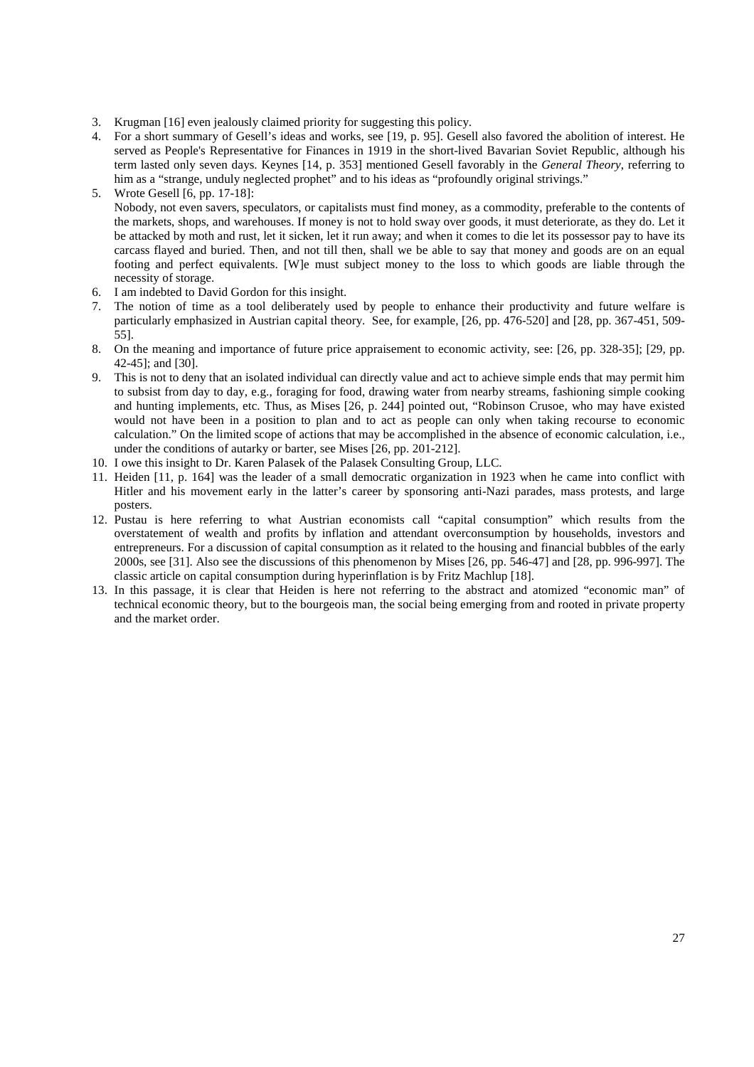3. Krugman [16] even jealously claimed priority for suggesting this policy.
4. For a short summary of Gesell's ideas and works, see [19, p. 95]. Gesell also favored the abolition of interest. He served as People's Representative for Finances in 1919 in the short-lived Bavarian Soviet Republic, although his term lasted only seven days. Keynes [14, p. 353] mentioned Gesell favorably in the *General Theory*, referring to him as a "strange, unduly neglected prophet" and to his ideas as "profoundly original strivings."
5. Wrote Gesell [6, pp. 17-18]:
   Nobody, not even savers, speculators, or capitalists must find money, as a commodity, preferable to the contents of the markets, shops, and warehouses. If money is not to hold sway over goods, it must deteriorate, as they do. Let it be attacked by moth and rust, let it sicken, let it run away; and when it comes to die let its possessor pay to have its carcass flayed and buried. Then, and not till then, shall we be able to say that money and goods are on an equal footing and perfect equivalents. [W]e must subject money to the loss to which goods are liable through the necessity of storage.
6. I am indebted to David Gordon for this insight.
7. The notion of time as a tool deliberately used by people to enhance their productivity and future welfare is particularly emphasized in Austrian capital theory. See, for example, [26, pp. 476-520] and [28, pp. 367-451, 509-55].
8. On the meaning and importance of future price appraisement to economic activity, see: [26, pp. 328-35]; [29, pp. 42-45]; and [30].
9. This is not to deny that an isolated individual can directly value and act to achieve simple ends that may permit him to subsist from day to day, e.g., foraging for food, drawing water from nearby streams, fashioning simple cooking and hunting implements, etc. Thus, as Mises [26, p. 244] pointed out, "Robinson Crusoe, who may have existed would not have been in a position to plan and to act as people can only when taking recourse to economic calculation." On the limited scope of actions that may be accomplished in the absence of economic calculation, i.e., under the conditions of autarky or barter, see Mises [26, pp. 201-212].
10. I owe this insight to Dr. Karen Palasek of the Palasek Consulting Group, LLC.
11. Heiden [11, p. 164] was the leader of a small democratic organization in 1923 when he came into conflict with Hitler and his movement early in the latter's career by sponsoring anti-Nazi parades, mass protests, and large posters.
12. Pustau is here referring to what Austrian economists call "capital consumption" which results from the overstatement of wealth and profits by inflation and attendant overconsumption by households, investors and entrepreneurs. For a discussion of capital consumption as it related to the housing and financial bubbles of the early 2000s, see [31]. Also see the discussions of this phenomenon by Mises [26, pp. 546-47] and [28, pp. 996-997]. The classic article on capital consumption during hyperinflation is by Fritz Machlup [18].
13. In this passage, it is clear that Heiden is here not referring to the abstract and atomized "economic man" of technical economic theory, but to the bourgeois man, the social being emerging from and rooted in private property and the market order.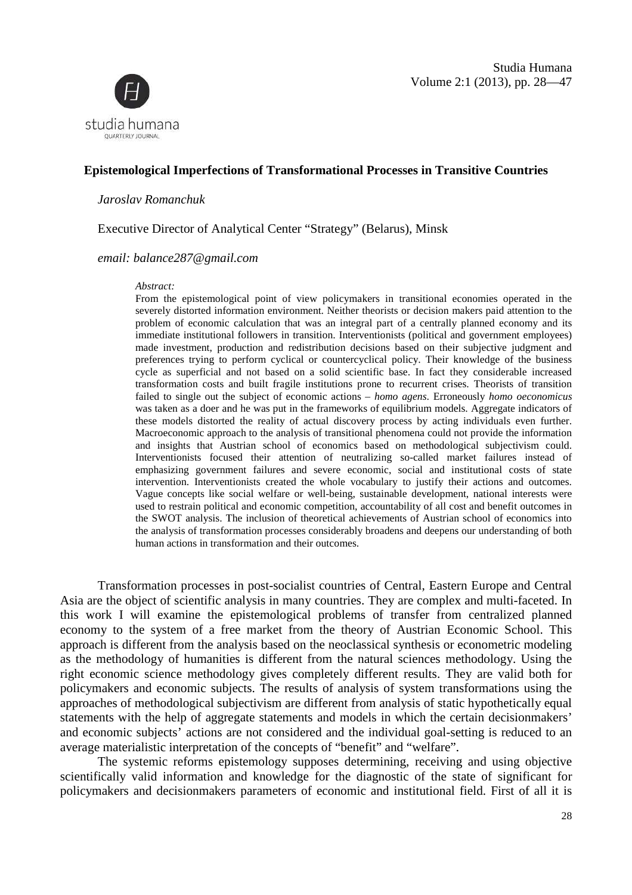## Epistemological Imperfections of Transformational Processes in Transitive Countries

*Jaroslav Romanchuk*

Executive Director of Analytical Center "Strategy" (Belarus), Minsk

*email: balance287@gmail.com*

*Abstract:*

From the epistemological point of view policymakers in transitional economies operated in the severely distorted information environment. Neither theorists or decision makers paid attention to the problem of economic calculation that was an integral part of a centrally planned economy and its immediate institutional followers in transition. Interventionists (political and government employees) made investment, production and redistribution decisions based on their subjective judgment and preferences trying to perform cyclical or countercyclical policy. Their knowledge of the business cycle as superficial and not based on a solid scientific base. In fact they considerable increased transformation costs and built fragile institutions prone to recurrent crises. Theorists of transition failed to single out the subject of economic actions – *homo agens*. Erroneously *homo oeconomicus* was taken as a doer and he was put in the frameworks of equilibrium models. Aggregate indicators of these models distorted the reality of actual discovery process by acting individuals even further. Macroeconomic approach to the analysis of transitional phenomena could not provide the information and insights that Austrian school of economics based on methodological subjectivism could. Interventionists focused their attention of neutralizing so-called market failures instead of emphasizing government failures and severe economic, social and institutional costs of state intervention. Interventionists created the whole vocabulary to justify their actions and outcomes. Vague concepts like social welfare or well-being, sustainable development, national interests were used to restrain political and economic competition, accountability of all cost and benefit outcomes in the SWOT analysis. The inclusion of theoretical achievements of Austrian school of economics into the analysis of transformation processes considerably broadens and deepens our understanding of both human actions in transformation and their outcomes.

Transformation processes in post-socialist countries of Central, Eastern Europe and Central Asia are the object of scientific analysis in many countries. They are complex and multi-faceted. In this work I will examine the epistemological problems of transfer from centralized planned economy to the system of a free market from the theory of Austrian Economic School. This approach is different from the analysis based on the neoclassical synthesis or econometric modeling as the methodology of humanities is different from the natural sciences methodology. Using the right economic science methodology gives completely different results. They are valid both for policymakers and economic subjects. The results of analysis of system transformations using the approaches of methodological subjectivism are different from analysis of static hypothetically equal statements with the help of aggregate statements and models in which the certain decisionmakers' and economic subjects' actions are not considered and the individual goal-setting is reduced to an average materialistic interpretation of the concepts of "benefit" and "welfare".

The systemic reforms epistemology supposes determining, receiving and using objective scientifically valid information and knowledge for the diagnostic of the state of significant for policymakers and decisionmakers parameters of economic and institutional field. First of all it is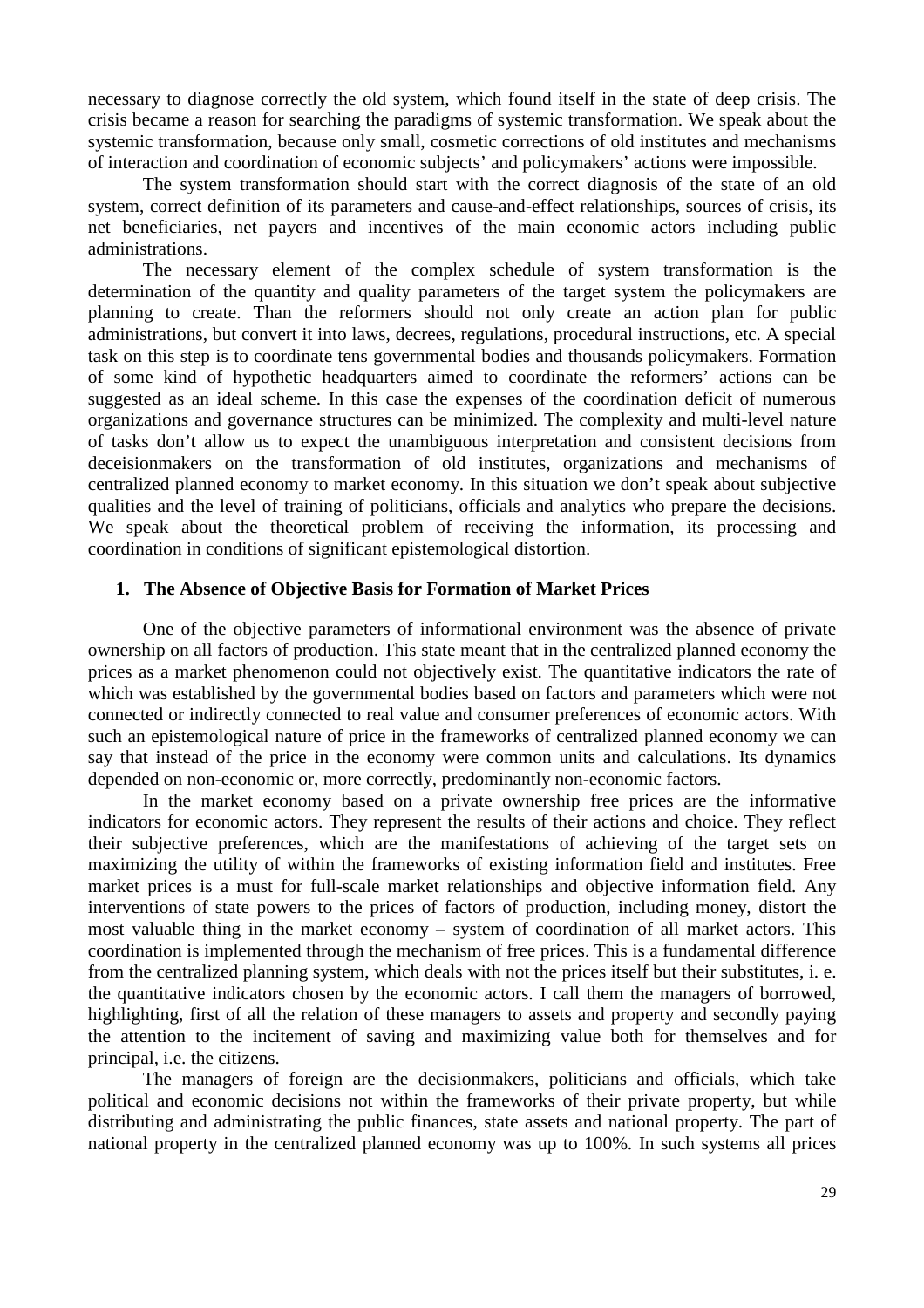necessary to diagnose correctly the old system, which found itself in the state of deep crisis. The crisis became a reason for searching the paradigms of systemic transformation. We speak about the systemic transformation, because only small, cosmetic corrections of old institutes and mechanisms of interaction and coordination of economic subjects' and policymakers' actions were impossible.

The system transformation should start with the correct diagnosis of the state of an old system, correct definition of its parameters and cause-and-effect relationships, sources of crisis, its net beneficiaries, net payers and incentives of the main economic actors including public administrations.

The necessary element of the complex schedule of system transformation is the determination of the quantity and quality parameters of the target system the policymakers are planning to create. Than the reformers should not only create an action plan for public administrations, but convert it into laws, decrees, regulations, procedural instructions, etc. A special task on this step is to coordinate tens governmental bodies and thousands policymakers. Formation of some kind of hypothetic headquarters aimed to coordinate the reformers' actions can be suggested as an ideal scheme. In this case the expenses of the coordination deficit of numerous organizations and governance structures can be minimized. The complexity and multi-level nature of tasks don't allow us to expect the unambiguous interpretation and consistent decisions from deceisionmakers on the transformation of old institutes, organizations and mechanisms of centralized planned economy to market economy. In this situation we don't speak about subjective qualities and the level of training of politicians, officials and analytics who prepare the decisions. We speak about the theoretical problem of receiving the information, its processing and coordination in conditions of significant epistemological distortion.

## 1. The Absence of Objective Basis for Formation of Market Prices

One of the objective parameters of informational environment was the absence of private ownership on all factors of production. This state meant that in the centralized planned economy the prices as a market phenomenon could not objectively exist. The quantitative indicators the rate of which was established by the governmental bodies based on factors and parameters which were not connected or indirectly connected to real value and consumer preferences of economic actors. With such an epistemological nature of price in the frameworks of centralized planned economy we can say that instead of the price in the economy were common units and calculations. Its dynamics depended on non-economic or, more correctly, predominantly non-economic factors.

In the market economy based on a private ownership free prices are the informative indicators for economic actors. They represent the results of their actions and choice. They reflect their subjective preferences, which are the manifestations of achieving of the target sets on maximizing the utility of within the frameworks of existing information field and institutes. Free market prices is a must for full-scale market relationships and objective information field. Any interventions of state powers to the prices of factors of production, including money, distort the most valuable thing in the market economy – system of coordination of all market actors. This coordination is implemented through the mechanism of free prices. This is a fundamental difference from the centralized planning system, which deals with not the prices itself but their substitutes, i. e. the quantitative indicators chosen by the economic actors. I call them the managers of borrowed, highlighting, first of all the relation of these managers to assets and property and secondly paying the attention to the incitement of saving and maximizing value both for themselves and for principal, i.e. the citizens.

The managers of foreign are the decisionmakers, politicians and officials, which take political and economic decisions not within the frameworks of their private property, but while distributing and administrating the public finances, state assets and national property. The part of national property in the centralized planned economy was up to 100%. In such systems all prices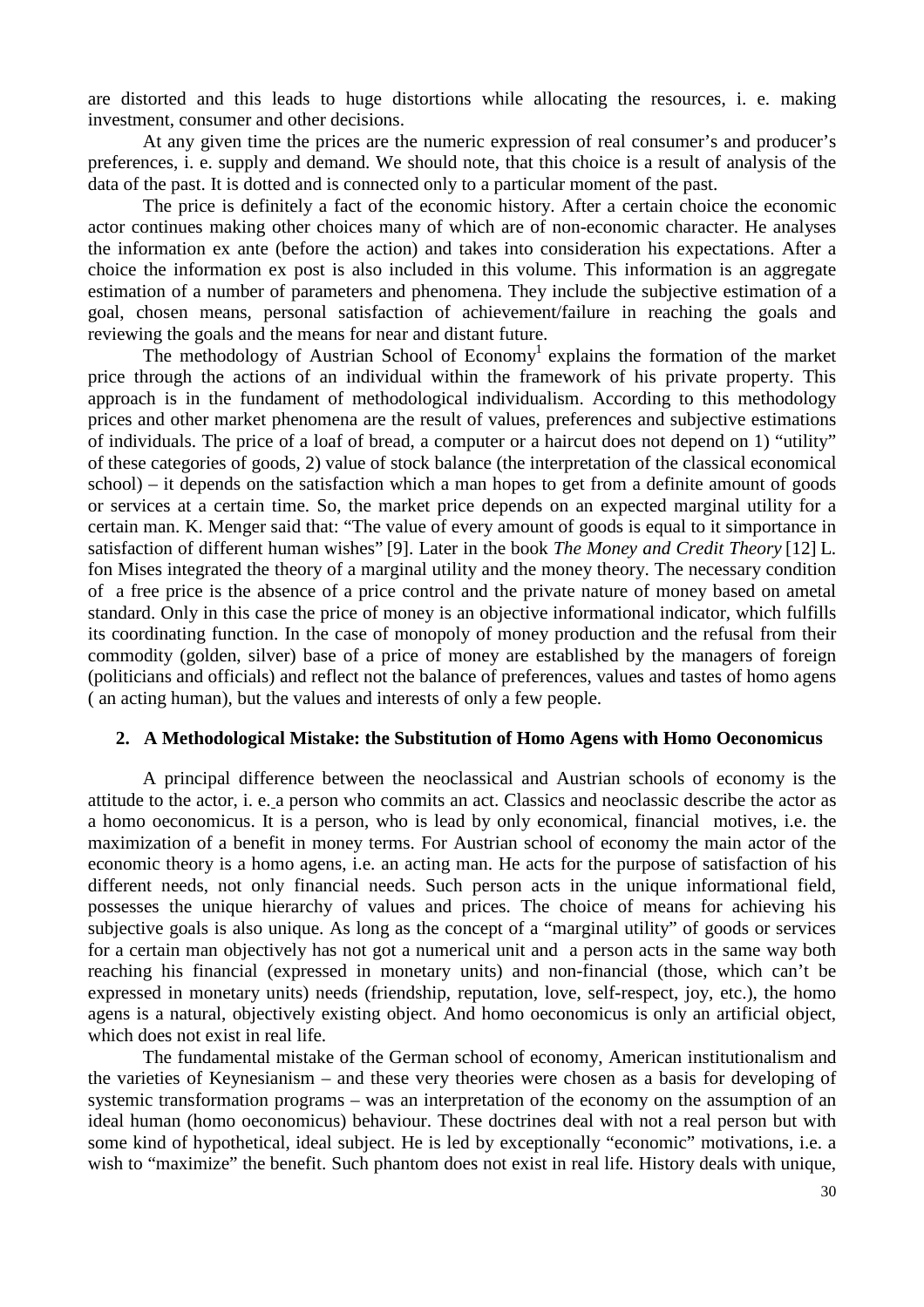are distorted and this leads to huge distortions while allocating the resources, i. e. making investment, consumer and other decisions.

At any given time the prices are the numeric expression of real consumer's and producer's preferences, i. e. supply and demand. We should note, that this choice is a result of analysis of the data of the past. It is dotted and is connected only to a particular moment of the past.

The price is definitely a fact of the economic history. After a certain choice the economic actor continues making other choices many of which are of non-economic character. He analyses the information ex ante (before the action) and takes into consideration his expectations. After a choice the information ex post is also included in this volume. This information is an aggregate estimation of a number of parameters and phenomena. They include the subjective estimation of a goal, chosen means, personal satisfaction of achievement/failure in reaching the goals and reviewing the goals and the means for near and distant future.

The methodology of Austrian School of Economy[1] explains the formation of the market price through the actions of an individual within the framework of his private property. This approach is in the fundament of methodological individualism. According to this methodology prices and other market phenomena are the result of values, preferences and subjective estimations of individuals. The price of a loaf of bread, a computer or a haircut does not depend on 1) "utility" of these categories of goods, 2) value of stock balance (the interpretation of the classical economical school) – it depends on the satisfaction which a man hopes to get from a definite amount of goods or services at a certain time. So, the market price depends on an expected marginal utility for a certain man. K. Menger said that: "The value of every amount of goods is equal to it simportance in satisfaction of different human wishes" [9]. Later in the book *The Money and Credit Theory* [12] L. fon Mises integrated the theory of a marginal utility and the money theory. The necessary condition of a free price is the absence of a price control and the private nature of money based on ametal standard. Only in this case the price of money is an objective informational indicator, which fulfills its coordinating function. In the case of monopoly of money production and the refusal from their commodity (golden, silver) base of a price of money are established by the managers of foreign (politicians and officials) and reflect not the balance of preferences, values and tastes of homo agens ( an acting human), but the values and interests of only a few people.

## 2. A Methodological Mistake: the Substitution of Homo Agens with Homo Oeconomicus

A principal difference between the neoclassical and Austrian schools of economy is the attitude to the actor, i. e. a person who commits an act. Classics and neoclassic describe the actor as a homo oeconomicus. It is a person, who is lead by only economical, financial motives, i.e. the maximization of a benefit in money terms. For Austrian school of economy the main actor of the economic theory is a homo agens, i.e. an acting man. He acts for the purpose of satisfaction of his different needs, not only financial needs. Such person acts in the unique informational field, possesses the unique hierarchy of values and prices. The choice of means for achieving his subjective goals is also unique. As long as the concept of a "marginal utility" of goods or services for a certain man objectively has not got a numerical unit and a person acts in the same way both reaching his financial (expressed in monetary units) and non-financial (those, which can't be expressed in monetary units) needs (friendship, reputation, love, self-respect, joy, etc.), the homo agens is a natural, objectively existing object. And homo oeconomicus is only an artificial object, which does not exist in real life.

The fundamental mistake of the German school of economy, American institutionalism and the varieties of Keynesianism – and these very theories were chosen as a basis for developing of systemic transformation programs – was an interpretation of the economy on the assumption of an ideal human (homo oeconomicus) behaviour. These doctrines deal with not a real person but with some kind of hypothetical, ideal subject. He is led by exceptionally "economic" motivations, i.e. a wish to "maximize" the benefit. Such phantom does not exist in real life. History deals with unique,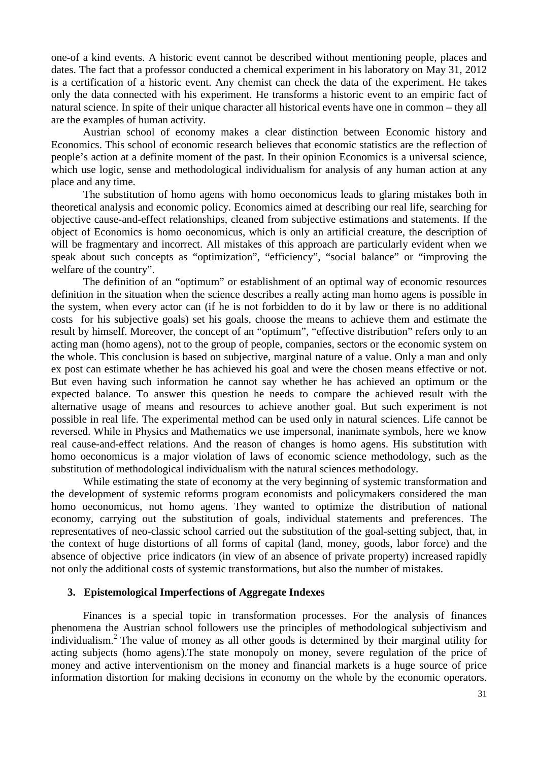one-of a kind events. A historic event cannot be described without mentioning people, places and dates. The fact that a professor conducted a chemical experiment in his laboratory on May 31, 2012 is a certification of a historic event. Any chemist can check the data of the experiment. He takes only the data connected with his experiment. He transforms a historic event to an empiric fact of natural science. In spite of their unique character all historical events have one in common – they all are the examples of human activity.

Austrian school of economy makes a clear distinction between Economic history and Economics. This school of economic research believes that economic statistics are the reflection of people's action at a definite moment of the past. In their opinion Economics is a universal science, which use logic, sense and methodological individualism for analysis of any human action at any place and any time.

The substitution of homo agens with homo oeconomicus leads to glaring mistakes both in theoretical analysis and economic policy. Economics aimed at describing our real life, searching for objective cause-and-effect relationships, cleaned from subjective estimations and statements. If the object of Economics is homo oeconomicus, which is only an artificial creature, the description of will be fragmentary and incorrect. All mistakes of this approach are particularly evident when we speak about such concepts as "optimization", "efficiency", "social balance" or "improving the welfare of the country".

The definition of an "optimum" or establishment of an optimal way of economic resources definition in the situation when the science describes a really acting man homo agens is possible in the system, when every actor can (if he is not forbidden to do it by law or there is no additional costs for his subjective goals) set his goals, choose the means to achieve them and estimate the result by himself. Moreover, the concept of an "optimum", "effective distribution" refers only to an acting man (homo agens), not to the group of people, companies, sectors or the economic system on the whole. This conclusion is based on subjective, marginal nature of a value. Only a man and only ex post can estimate whether he has achieved his goal and were the chosen means effective or not. But even having such information he cannot say whether he has achieved an optimum or the expected balance. To answer this question he needs to compare the achieved result with the alternative usage of means and resources to achieve another goal. But such experiment is not possible in real life. The experimental method can be used only in natural sciences. Life cannot be reversed. While in Physics and Mathematics we use impersonal, inanimate symbols, here we know real cause-and-effect relations. And the reason of changes is homo agens. His substitution with homo oeconomicus is a major violation of laws of economic science methodology, such as the substitution of methodological individualism with the natural sciences methodology.

While estimating the state of economy at the very beginning of systemic transformation and the development of systemic reforms program economists and policymakers considered the man homo oeconomicus, not homo agens. They wanted to optimize the distribution of national economy, carrying out the substitution of goals, individual statements and preferences. The representatives of neo-classic school carried out the substitution of the goal-setting subject, that, in the context of huge distortions of all forms of capital (land, money, goods, labor force) and the absence of objective price indicators (in view of an absence of private property) increased rapidly not only the additional costs of systemic transformations, but also the number of mistakes.

## 3. Epistemological Imperfections of Aggregate Indexes

Finances is a special topic in transformation processes. For the analysis of finances phenomena the Austrian school followers use the principles of methodological subjectivism and individualism.[2] The value of money as all other goods is determined by their marginal utility for acting subjects (homo agens).The state monopoly on money, severe regulation of the price of money and active interventionism on the money and financial markets is a huge source of price information distortion for making decisions in economy on the whole by the economic operators.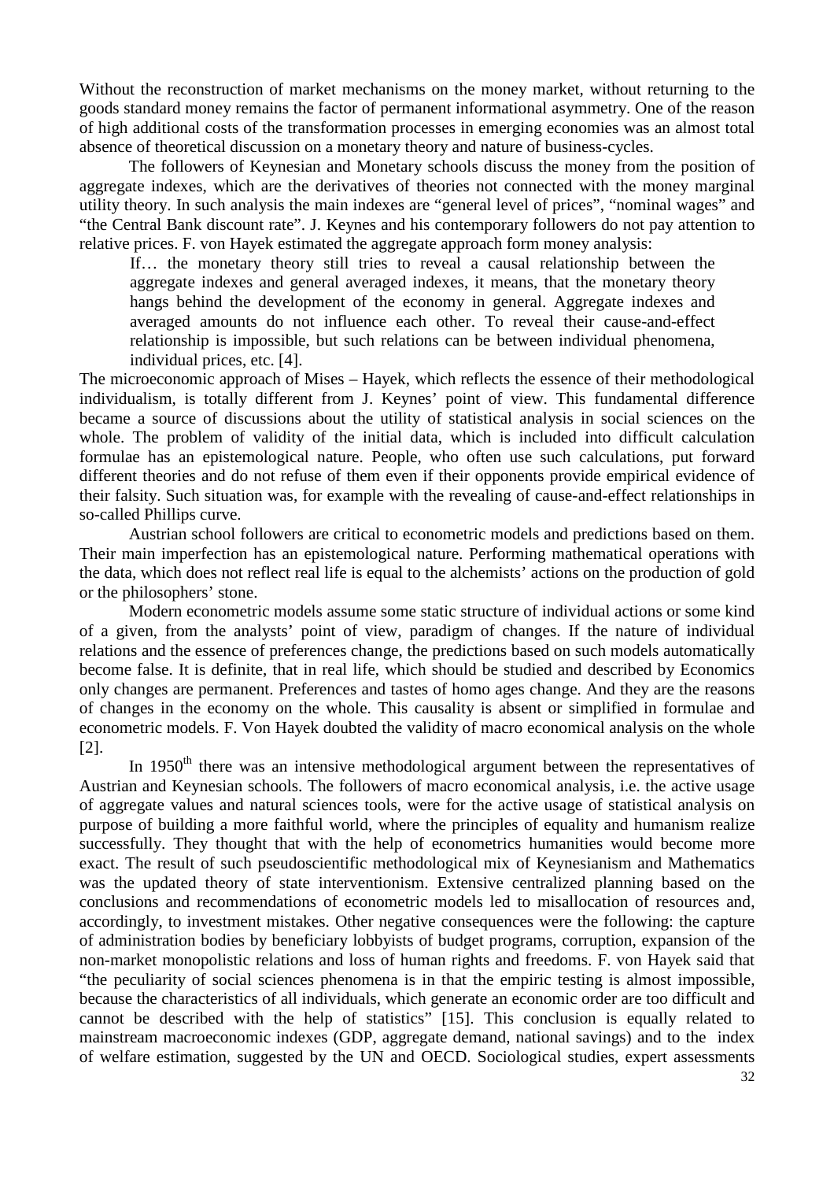Without the reconstruction of market mechanisms on the money market, without returning to the goods standard money remains the factor of permanent informational asymmetry. One of the reason of high additional costs of the transformation processes in emerging economies was an almost total absence of theoretical discussion on a monetary theory and nature of business-cycles.

The followers of Keynesian and Monetary schools discuss the money from the position of aggregate indexes, which are the derivatives of theories not connected with the money marginal utility theory. In such analysis the main indexes are "general level of prices", "nominal wages" and "the Central Bank discount rate". J. Keynes and his contemporary followers do not pay attention to relative prices. F. von Hayek estimated the aggregate approach form money analysis:

> If… the monetary theory still tries to reveal a causal relationship between the aggregate indexes and general averaged indexes, it means, that the monetary theory hangs behind the development of the economy in general. Aggregate indexes and averaged amounts do not influence each other. To reveal their cause-and-effect relationship is impossible, but such relations can be between individual phenomena, individual prices, etc. [4].

The microeconomic approach of Mises – Hayek, which reflects the essence of their methodological individualism, is totally different from J. Keynes' point of view. This fundamental difference became a source of discussions about the utility of statistical analysis in social sciences on the whole. The problem of validity of the initial data, which is included into difficult calculation formulae has an epistemological nature. People, who often use such calculations, put forward different theories and do not refuse of them even if their opponents provide empirical evidence of their falsity. Such situation was, for example with the revealing of cause-and-effect relationships in so-called Phillips curve.

Austrian school followers are critical to econometric models and predictions based on them. Their main imperfection has an epistemological nature. Performing mathematical operations with the data, which does not reflect real life is equal to the alchemists' actions on the production of gold or the philosophers' stone.

Modern econometric models assume some static structure of individual actions or some kind of a given, from the analysts' point of view, paradigm of changes. If the nature of individual relations and the essence of preferences change, the predictions based on such models automatically become false. It is definite, that in real life, which should be studied and described by Economics only changes are permanent. Preferences and tastes of homo ages change. And they are the reasons of changes in the economy on the whole. This causality is absent or simplified in formulae and econometric models. F. Von Hayek doubted the validity of macro economical analysis on the whole [2].

In 1950[th] there was an intensive methodological argument between the representatives of Austrian and Keynesian schools. The followers of macro economical analysis, i.e. the active usage of aggregate values and natural sciences tools, were for the active usage of statistical analysis on purpose of building a more faithful world, where the principles of equality and humanism realize successfully. They thought that with the help of econometrics humanities would become more exact. The result of such pseudoscientific methodological mix of Keynesianism and Mathematics was the updated theory of state interventionism. Extensive centralized planning based on the conclusions and recommendations of econometric models led to misallocation of resources and, accordingly, to investment mistakes. Other negative consequences were the following: the capture of administration bodies by beneficiary lobbyists of budget programs, corruption, expansion of the non-market monopolistic relations and loss of human rights and freedoms. F. von Hayek said that "the peculiarity of social sciences phenomena is in that the empiric testing is almost impossible, because the characteristics of all individuals, which generate an economic order are too difficult and cannot be described with the help of statistics" [15]. This conclusion is equally related to mainstream macroeconomic indexes (GDP, aggregate demand, national savings) and to the index of welfare estimation, suggested by the UN and OECD. Sociological studies, expert assessments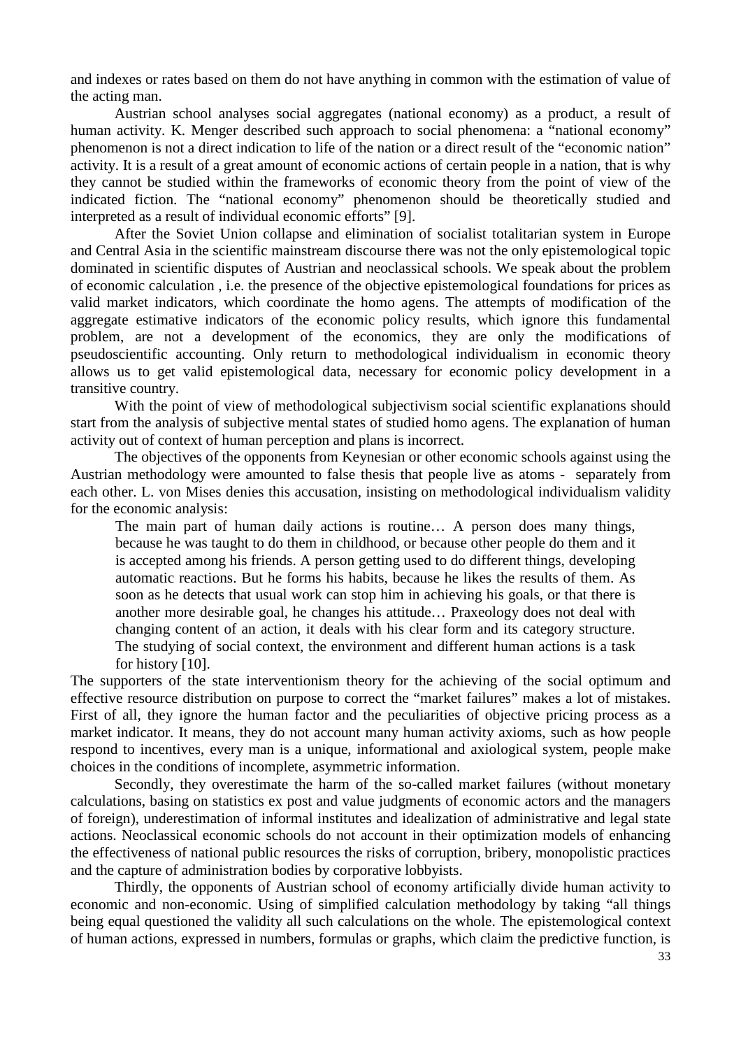and indexes or rates based on them do not have anything in common with the estimation of value of the acting man.

Austrian school analyses social aggregates (national economy) as a product, a result of human activity. K. Menger described such approach to social phenomena: a "national economy" phenomenon is not a direct indication to life of the nation or a direct result of the "economic nation" activity. It is a result of a great amount of economic actions of certain people in a nation, that is why they cannot be studied within the frameworks of economic theory from the point of view of the indicated fiction. The "national economy" phenomenon should be theoretically studied and interpreted as a result of individual economic efforts" [9].

After the Soviet Union collapse and elimination of socialist totalitarian system in Europe and Central Asia in the scientific mainstream discourse there was not the only epistemological topic dominated in scientific disputes of Austrian and neoclassical schools. We speak about the problem of economic calculation , i.e. the presence of the objective epistemological foundations for prices as valid market indicators, which coordinate the homo agens. The attempts of modification of the aggregate estimative indicators of the economic policy results, which ignore this fundamental problem, are not a development of the economics, they are only the modifications of pseudoscientific accounting. Only return to methodological individualism in economic theory allows us to get valid epistemological data, necessary for economic policy development in a transitive country.

With the point of view of methodological subjectivism social scientific explanations should start from the analysis of subjective mental states of studied homo agens. The explanation of human activity out of context of human perception and plans is incorrect.

The objectives of the opponents from Keynesian or other economic schools against using the Austrian methodology were amounted to false thesis that people live as atoms - separately from each other. L. von Mises denies this accusation, insisting on methodological individualism validity for the economic analysis:

> The main part of human daily actions is routine… A person does many things, because he was taught to do them in childhood, or because other people do them and it is accepted among his friends. A person getting used to do different things, developing automatic reactions. But he forms his habits, because he likes the results of them. As soon as he detects that usual work can stop him in achieving his goals, or that there is another more desirable goal, he changes his attitude… Praxeology does not deal with changing content of an action, it deals with his clear form and its category structure. The studying of social context, the environment and different human actions is a task for history [10].

The supporters of the state interventionism theory for the achieving of the social optimum and effective resource distribution on purpose to correct the "market failures" makes a lot of mistakes. First of all, they ignore the human factor and the peculiarities of objective pricing process as a market indicator. It means, they do not account many human activity axioms, such as how people respond to incentives, every man is a unique, informational and axiological system, people make choices in the conditions of incomplete, asymmetric information.

Secondly, they overestimate the harm of the so-called market failures (without monetary calculations, basing on statistics ex post and value judgments of economic actors and the managers of foreign), underestimation of informal institutes and idealization of administrative and legal state actions. Neoclassical economic schools do not account in their optimization models of enhancing the effectiveness of national public resources the risks of corruption, bribery, monopolistic practices and the capture of administration bodies by corporative lobbyists.

Thirdly, the opponents of Austrian school of economy artificially divide human activity to economic and non-economic. Using of simplified calculation methodology by taking "all things being equal questioned the validity all such calculations on the whole. The epistemological context of human actions, expressed in numbers, formulas or graphs, which claim the predictive function, is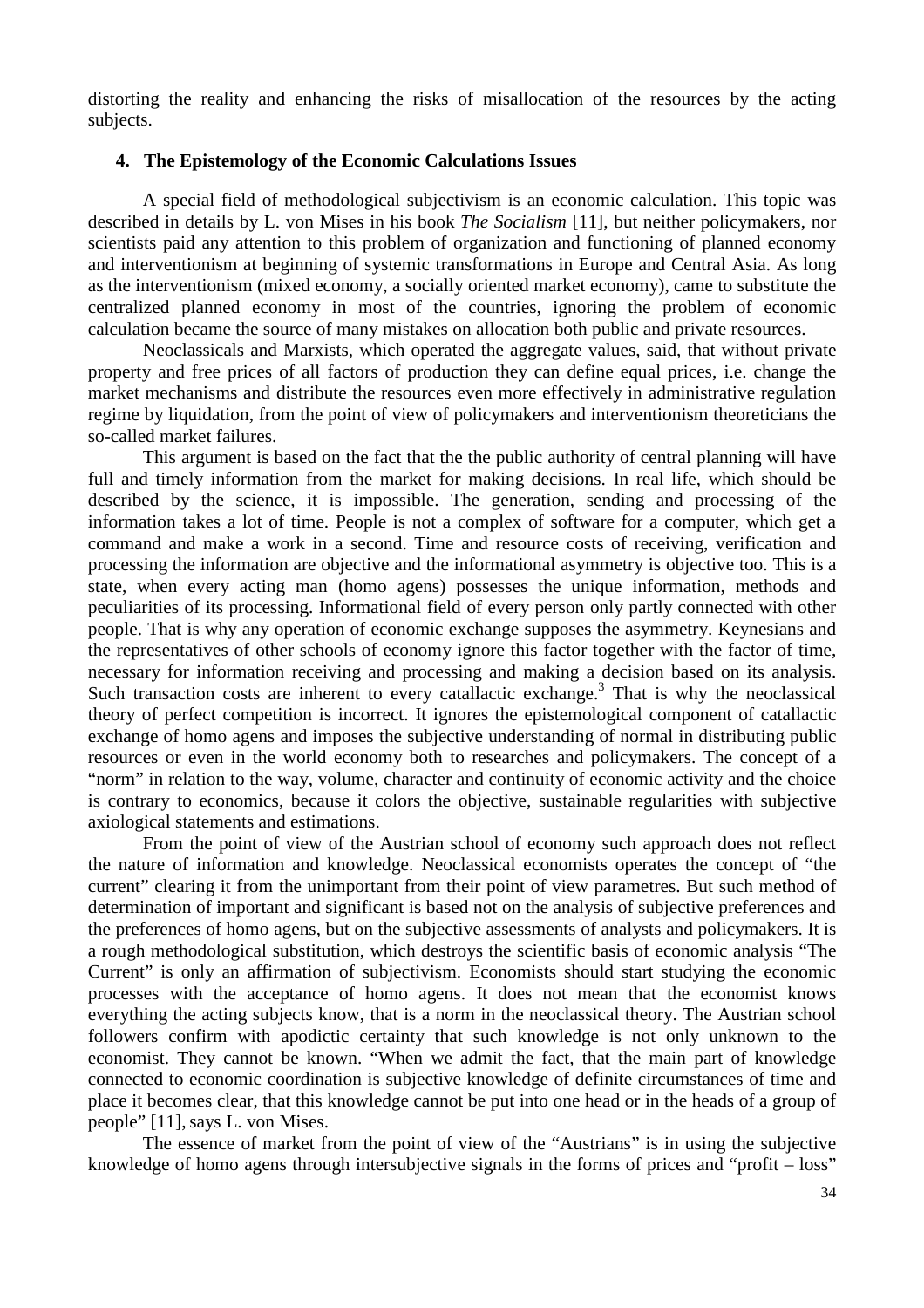distorting the reality and enhancing the risks of misallocation of the resources by the acting subjects.

## 4. The Epistemology of the Economic Calculations Issues

A special field of methodological subjectivism is an economic calculation. This topic was described in details by L. von Mises in his book *The Socialism* [11], but neither policymakers, nor scientists paid any attention to this problem of organization and functioning of planned economy and interventionism at beginning of systemic transformations in Europe and Central Asia. As long as the interventionism (mixed economy, a socially oriented market economy), came to substitute the centralized planned economy in most of the countries, ignoring the problem of economic calculation became the source of many mistakes on allocation both public and private resources.

Neoclassicals and Marxists, which operated the aggregate values, said, that without private property and free prices of all factors of production they can define equal prices, i.e. change the market mechanisms and distribute the resources even more effectively in administrative regulation regime by liquidation, from the point of view of policymakers and interventionism theoreticians the so-called market failures.

This argument is based on the fact that the the public authority of central planning will have full and timely information from the market for making decisions. In real life, which should be described by the science, it is impossible. The generation, sending and processing of the information takes a lot of time. People is not a complex of software for a computer, which get a command and make a work in a second. Time and resource costs of receiving, verification and processing the information are objective and the informational asymmetry is objective too. This is a state, when every acting man (homo agens) possesses the unique information, methods and peculiarities of its processing. Informational field of every person only partly connected with other people. That is why any operation of economic exchange supposes the asymmetry. Keynesians and the representatives of other schools of economy ignore this factor together with the factor of time, necessary for information receiving and processing and making a decision based on its analysis. Such transaction costs are inherent to every catallactic exchange.[3] That is why the neoclassical theory of perfect competition is incorrect. It ignores the epistemological component of catallactic exchange of homo agens and imposes the subjective understanding of normal in distributing public resources or even in the world economy both to researches and policymakers. The concept of a "norm" in relation to the way, volume, character and continuity of economic activity and the choice is contrary to economics, because it colors the objective, sustainable regularities with subjective axiological statements and estimations.

From the point of view of the Austrian school of economy such approach does not reflect the nature of information and knowledge. Neoclassical economists operates the concept of "the current" clearing it from the unimportant from their point of view parametres. But such method of determination of important and significant is based not on the analysis of subjective preferences and the preferences of homo agens, but on the subjective assessments of analysts and policymakers. It is a rough methodological substitution, which destroys the scientific basis of economic analysis "The Current" is only an affirmation of subjectivism. Economists should start studying the economic processes with the acceptance of homo agens. It does not mean that the economist knows everything the acting subjects know, that is a norm in the neoclassical theory. The Austrian school followers confirm with apodictic certainty that such knowledge is not only unknown to the economist. They cannot be known. "When we admit the fact, that the main part of knowledge connected to economic coordination is subjective knowledge of definite circumstances of time and place it becomes clear, that this knowledge cannot be put into one head or in the heads of a group of people" [11], says L. von Mises.

The essence of market from the point of view of the "Austrians" is in using the subjective knowledge of homo agens through intersubjective signals in the forms of prices and "profit – loss"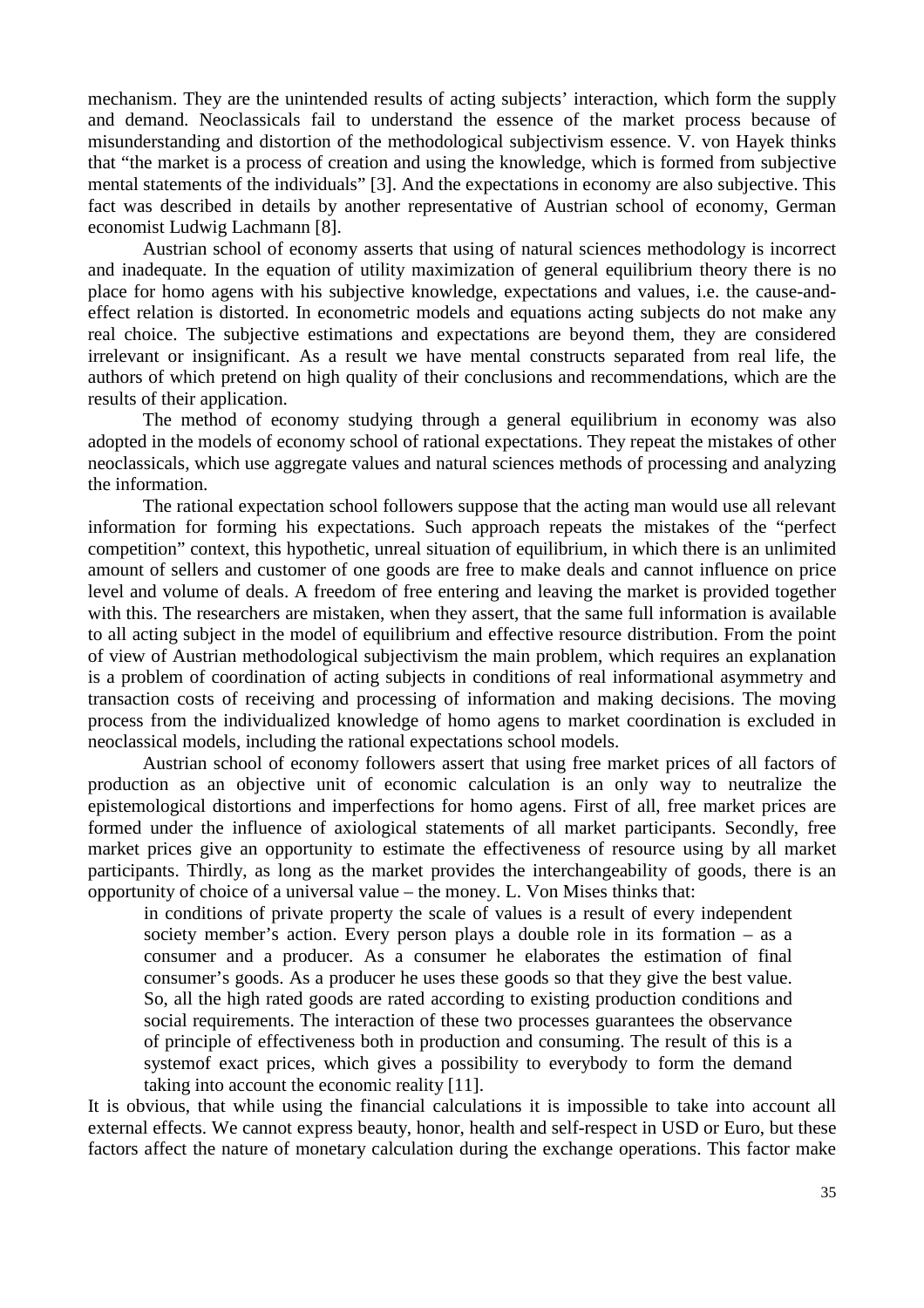mechanism. They are the unintended results of acting subjects' interaction, which form the supply and demand. Neoclassicals fail to understand the essence of the market process because of misunderstanding and distortion of the methodological subjectivism essence. V. von Hayek thinks that "the market is a process of creation and using the knowledge, which is formed from subjective mental statements of the individuals" [3]. And the expectations in economy are also subjective. This fact was described in details by another representative of Austrian school of economy, German economist Ludwig Lachmann [8].

Austrian school of economy asserts that using of natural sciences methodology is incorrect and inadequate. In the equation of utility maximization of general equilibrium theory there is no place for homo agens with his subjective knowledge, expectations and values, i.e. the cause-and-effect relation is distorted. In econometric models and equations acting subjects do not make any real choice. The subjective estimations and expectations are beyond them, they are considered irrelevant or insignificant. As a result we have mental constructs separated from real life, the authors of which pretend on high quality of their conclusions and recommendations, which are the results of their application.

The method of economy studying through a general equilibrium in economy was also adopted in the models of economy school of rational expectations. They repeat the mistakes of other neoclassicals, which use aggregate values and natural sciences methods of processing and analyzing the information.

The rational expectation school followers suppose that the acting man would use all relevant information for forming his expectations. Such approach repeats the mistakes of the "perfect competition" context, this hypothetic, unreal situation of equilibrium, in which there is an unlimited amount of sellers and customer of one goods are free to make deals and cannot influence on price level and volume of deals. A freedom of free entering and leaving the market is provided together with this. The researchers are mistaken, when they assert, that the same full information is available to all acting subject in the model of equilibrium and effective resource distribution. From the point of view of Austrian methodological subjectivism the main problem, which requires an explanation is a problem of coordination of acting subjects in conditions of real informational asymmetry and transaction costs of receiving and processing of information and making decisions. The moving process from the individualized knowledge of homo agens to market coordination is excluded in neoclassical models, including the rational expectations school models.

Austrian school of economy followers assert that using free market prices of all factors of production as an objective unit of economic calculation is an only way to neutralize the epistemological distortions and imperfections for homo agens. First of all, free market prices are formed under the influence of axiological statements of all market participants. Secondly, free market prices give an opportunity to estimate the effectiveness of resource using by all market participants. Thirdly, as long as the market provides the interchangeability of goods, there is an opportunity of choice of a universal value – the money. L. Von Mises thinks that:

> in conditions of private property the scale of values is a result of every independent society member's action. Every person plays a double role in its formation – as a consumer and a producer. As a consumer he elaborates the estimation of final consumer's goods. As a producer he uses these goods so that they give the best value. So, all the high rated goods are rated according to existing production conditions and social requirements. The interaction of these two processes guarantees the observance of principle of effectiveness both in production and consuming. The result of this is a systemof exact prices, which gives a possibility to everybody to form the demand taking into account the economic reality [11].

It is obvious, that while using the financial calculations it is impossible to take into account all external effects. We cannot express beauty, honor, health and self-respect in USD or Euro, but these factors affect the nature of monetary calculation during the exchange operations. This factor make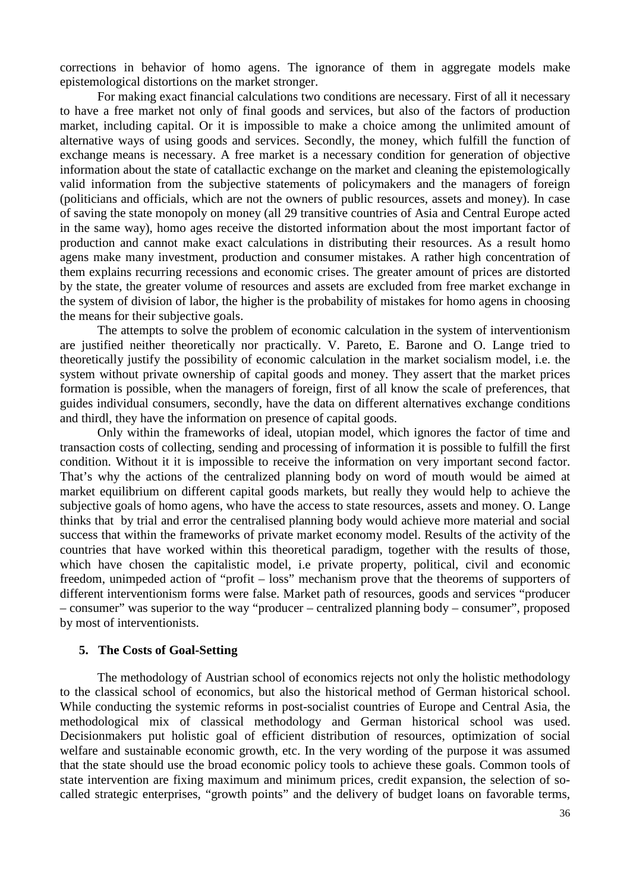corrections in behavior of homo agens. The ignorance of them in aggregate models make epistemological distortions on the market stronger.

For making exact financial calculations two conditions are necessary. First of all it necessary to have a free market not only of final goods and services, but also of the factors of production market, including capital. Or it is impossible to make a choice among the unlimited amount of alternative ways of using goods and services. Secondly, the money, which fulfill the function of exchange means is necessary. A free market is a necessary condition for generation of objective information about the state of catallactic exchange on the market and cleaning the epistemologically valid information from the subjective statements of policymakers and the managers of foreign (politicians and officials, which are not the owners of public resources, assets and money). In case of saving the state monopoly on money (all 29 transitive countries of Asia and Central Europe acted in the same way), homo ages receive the distorted information about the most important factor of production and cannot make exact calculations in distributing their resources. As a result homo agens make many investment, production and consumer mistakes. A rather high concentration of them explains recurring recessions and economic crises. The greater amount of prices are distorted by the state, the greater volume of resources and assets are excluded from free market exchange in the system of division of labor, the higher is the probability of mistakes for homo agens in choosing the means for their subjective goals.

The attempts to solve the problem of economic calculation in the system of interventionism are justified neither theoretically nor practically. V. Pareto, E. Barone and O. Lange tried to theoretically justify the possibility of economic calculation in the market socialism model, i.e. the system without private ownership of capital goods and money. They assert that the market prices formation is possible, when the managers of foreign, first of all know the scale of preferences, that guides individual consumers, secondly, have the data on different alternatives exchange conditions and thirdl, they have the information on presence of capital goods.

Only within the frameworks of ideal, utopian model, which ignores the factor of time and transaction costs of collecting, sending and processing of information it is possible to fulfill the first condition. Without it it is impossible to receive the information on very important second factor. That's why the actions of the centralized planning body on word of mouth would be aimed at market equilibrium on different capital goods markets, but really they would help to achieve the subjective goals of homo agens, who have the access to state resources, assets and money. O. Lange thinks that by trial and error the centralised planning body would achieve more material and social success that within the frameworks of private market economy model. Results of the activity of the countries that have worked within this theoretical paradigm, together with the results of those, which have chosen the capitalistic model, i.e private property, political, civil and economic freedom, unimpeded action of "profit – loss" mechanism prove that the theorems of supporters of different interventionism forms were false. Market path of resources, goods and services "producer – consumer" was superior to the way "producer – centralized planning body – consumer", proposed by most of interventionists.

## 5. The Costs of Goal-Setting

The methodology of Austrian school of economics rejects not only the holistic methodology to the classical school of economics, but also the historical method of German historical school. While conducting the systemic reforms in post-socialist countries of Europe and Central Asia, the methodological mix of classical methodology and German historical school was used. Decisionmakers put holistic goal of efficient distribution of resources, optimization of social welfare and sustainable economic growth, etc. In the very wording of the purpose it was assumed that the state should use the broad economic policy tools to achieve these goals. Common tools of state intervention are fixing maximum and minimum prices, credit expansion, the selection of so-called strategic enterprises, "growth points" and the delivery of budget loans on favorable terms,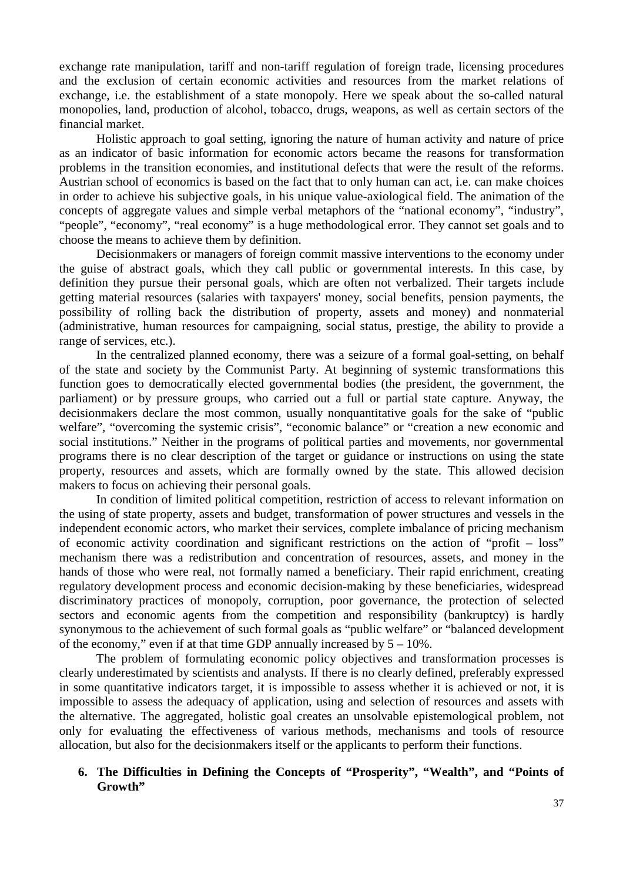exchange rate manipulation, tariff and non-tariff regulation of foreign trade, licensing procedures and the exclusion of certain economic activities and resources from the market relations of exchange, i.e. the establishment of a state monopoly. Here we speak about the so-called natural monopolies, land, production of alcohol, tobacco, drugs, weapons, as well as certain sectors of the financial market.

Holistic approach to goal setting, ignoring the nature of human activity and nature of price as an indicator of basic information for economic actors became the reasons for transformation problems in the transition economies, and institutional defects that were the result of the reforms. Austrian school of economics is based on the fact that to only human can act, i.e. can make choices in order to achieve his subjective goals, in his unique value-axiological field. The animation of the concepts of aggregate values and simple verbal metaphors of the "national economy", "industry", "people", "economy", "real economy" is a huge methodological error. They cannot set goals and to choose the means to achieve them by definition.

Decisionmakers or managers of foreign commit massive interventions to the economy under the guise of abstract goals, which they call public or governmental interests. In this case, by definition they pursue their personal goals, which are often not verbalized. Their targets include getting material resources (salaries with taxpayers' money, social benefits, pension payments, the possibility of rolling back the distribution of property, assets and money) and nonmaterial (administrative, human resources for campaigning, social status, prestige, the ability to provide a range of services, etc.).

In the centralized planned economy, there was a seizure of a formal goal-setting, on behalf of the state and society by the Communist Party. At beginning of systemic transformations this function goes to democratically elected governmental bodies (the president, the government, the parliament) or by pressure groups, who carried out a full or partial state capture. Anyway, the decisionmakers declare the most common, usually nonquantitative goals for the sake of "public welfare", "overcoming the systemic crisis", "economic balance" or "creation a new economic and social institutions." Neither in the programs of political parties and movements, nor governmental programs there is no clear description of the target or guidance or instructions on using the state property, resources and assets, which are formally owned by the state. This allowed decision makers to focus on achieving their personal goals.

In condition of limited political competition, restriction of access to relevant information on the using of state property, assets and budget, transformation of power structures and vessels in the independent economic actors, who market their services, complete imbalance of pricing mechanism of economic activity coordination and significant restrictions on the action of "profit – loss" mechanism there was a redistribution and concentration of resources, assets, and money in the hands of those who were real, not formally named a beneficiary. Their rapid enrichment, creating regulatory development process and economic decision-making by these beneficiaries, widespread discriminatory practices of monopoly, corruption, poor governance, the protection of selected sectors and economic agents from the competition and responsibility (bankruptcy) is hardly synonymous to the achievement of such formal goals as "public welfare" or "balanced development of the economy," even if at that time GDP annually increased by 5 – 10%.

The problem of formulating economic policy objectives and transformation processes is clearly underestimated by scientists and analysts. If there is no clearly defined, preferably expressed in some quantitative indicators target, it is impossible to assess whether it is achieved or not, it is impossible to assess the adequacy of application, using and selection of resources and assets with the alternative. The aggregated, holistic goal creates an unsolvable epistemological problem, not only for evaluating the effectiveness of various methods, mechanisms and tools of resource allocation, but also for the decisionmakers itself or the applicants to perform their functions.

## 6. The Difficulties in Defining the Concepts of "Prosperity", "Wealth", and "Points of Growth"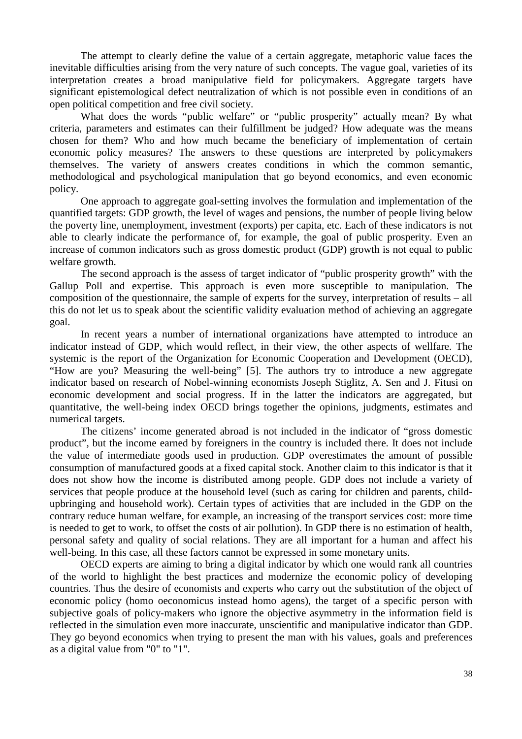The attempt to clearly define the value of a certain aggregate, metaphoric value faces the inevitable difficulties arising from the very nature of such concepts. The vague goal, varieties of its interpretation creates a broad manipulative field for policymakers. Aggregate targets have significant epistemological defect neutralization of which is not possible even in conditions of an open political competition and free civil society.

What does the words "public welfare" or "public prosperity" actually mean? By what criteria, parameters and estimates can their fulfillment be judged? How adequate was the means chosen for them? Who and how much became the beneficiary of implementation of certain economic policy measures? The answers to these questions are interpreted by policymakers themselves. The variety of answers creates conditions in which the common semantic, methodological and psychological manipulation that go beyond economics, and even economic policy.

One approach to aggregate goal-setting involves the formulation and implementation of the quantified targets: GDP growth, the level of wages and pensions, the number of people living below the poverty line, unemployment, investment (exports) per capita, etc. Each of these indicators is not able to clearly indicate the performance of, for example, the goal of public prosperity. Even an increase of common indicators such as gross domestic product (GDP) growth is not equal to public welfare growth.

The second approach is the assess of target indicator of "public prosperity growth" with the Gallup Poll and expertise. This approach is even more susceptible to manipulation. The composition of the questionnaire, the sample of experts for the survey, interpretation of results – all this do not let us to speak about the scientific validity evaluation method of achieving an aggregate goal.

In recent years a number of international organizations have attempted to introduce an indicator instead of GDP, which would reflect, in their view, the other aspects of wellfare. The systemic is the report of the Organization for Economic Cooperation and Development (OECD), "How are you? Measuring the well-being" [5]. The authors try to introduce a new aggregate indicator based on research of Nobel-winning economists Joseph Stiglitz, A. Sen and J. Fitusi on economic development and social progress. If in the latter the indicators are aggregated, but quantitative, the well-being index OECD brings together the opinions, judgments, estimates and numerical targets.

The citizens' income generated abroad is not included in the indicator of "gross domestic product", but the income earned by foreigners in the country is included there. It does not include the value of intermediate goods used in production. GDP overestimates the amount of possible consumption of manufactured goods at a fixed capital stock. Another claim to this indicator is that it does not show how the income is distributed among people. GDP does not include a variety of services that people produce at the household level (such as caring for children and parents, child-upbringing and household work). Certain types of activities that are included in the GDP on the contrary reduce human welfare, for example, an increasing of the transport services cost: more time is needed to get to work, to offset the costs of air pollution). In GDP there is no estimation of health, personal safety and quality of social relations. They are all important for a human and affect his well-being. In this case, all these factors cannot be expressed in some monetary units.

OECD experts are aiming to bring a digital indicator by which one would rank all countries of the world to highlight the best practices and modernize the economic policy of developing countries. Thus the desire of economists and experts who carry out the substitution of the object of economic policy (homo oeconomicus instead homo agens), the target of a specific person with subjective goals of policy-makers who ignore the objective asymmetry in the information field is reflected in the simulation even more inaccurate, unscientific and manipulative indicator than GDP. They go beyond economics when trying to present the man with his values, goals and preferences as a digital value from "0" to "1".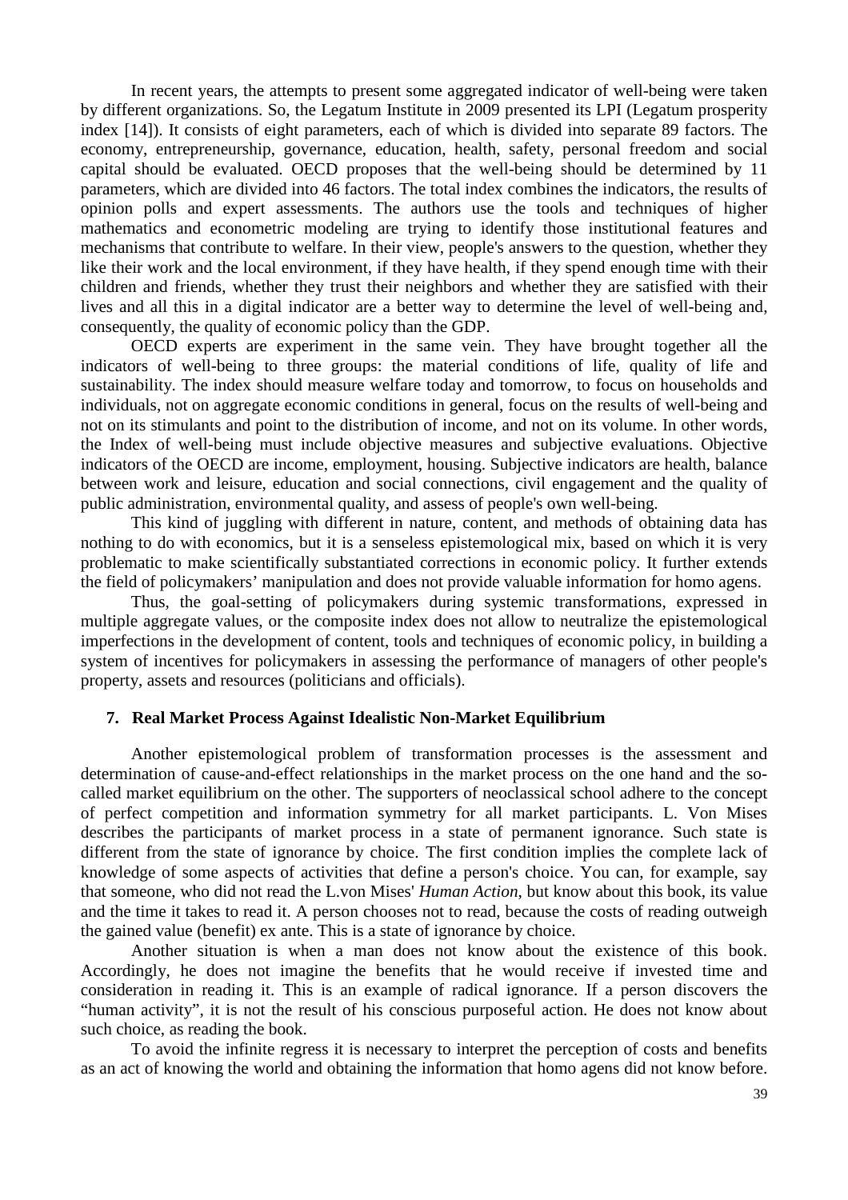In recent years, the attempts to present some aggregated indicator of well-being were taken by different organizations. So, the Legatum Institute in 2009 presented its LPI (Legatum prosperity index [14]). It consists of eight parameters, each of which is divided into separate 89 factors. The economy, entrepreneurship, governance, education, health, safety, personal freedom and social capital should be evaluated. OECD proposes that the well-being should be determined by 11 parameters, which are divided into 46 factors. The total index combines the indicators, the results of opinion polls and expert assessments. The authors use the tools and techniques of higher mathematics and econometric modeling are trying to identify those institutional features and mechanisms that contribute to welfare. In their view, people's answers to the question, whether they like their work and the local environment, if they have health, if they spend enough time with their children and friends, whether they trust their neighbors and whether they are satisfied with their lives and all this in a digital indicator are a better way to determine the level of well-being and, consequently, the quality of economic policy than the GDP.

OECD experts are experiment in the same vein. They have brought together all the indicators of well-being to three groups: the material conditions of life, quality of life and sustainability. The index should measure welfare today and tomorrow, to focus on households and individuals, not on aggregate economic conditions in general, focus on the results of well-being and not on its stimulants and point to the distribution of income, and not on its volume. In other words, the Index of well-being must include objective measures and subjective evaluations. Objective indicators of the OECD are income, employment, housing. Subjective indicators are health, balance between work and leisure, education and social connections, civil engagement and the quality of public administration, environmental quality, and assess of people's own well-being.

This kind of juggling with different in nature, content, and methods of obtaining data has nothing to do with economics, but it is a senseless epistemological mix, based on which it is very problematic to make scientifically substantiated corrections in economic policy. It further extends the field of policymakers' manipulation and does not provide valuable information for homo agens.

Thus, the goal-setting of policymakers during systemic transformations, expressed in multiple aggregate values, or the composite index does not allow to neutralize the epistemological imperfections in the development of content, tools and techniques of economic policy, in building a system of incentives for policymakers in assessing the performance of managers of other people's property, assets and resources (politicians and officials).

## 7. Real Market Process Against Idealistic Non-Market Equilibrium

Another epistemological problem of transformation processes is the assessment and determination of cause-and-effect relationships in the market process on the one hand and the so-called market equilibrium on the other. The supporters of neoclassical school adhere to the concept of perfect competition and information symmetry for all market participants. L. Von Mises describes the participants of market process in a state of permanent ignorance. Such state is different from the state of ignorance by choice. The first condition implies the complete lack of knowledge of some aspects of activities that define a person's choice. You can, for example, say that someone, who did not read the L.von Mises' *Human Action*, but know about this book, its value and the time it takes to read it. A person chooses not to read, because the costs of reading outweigh the gained value (benefit) ex ante. This is a state of ignorance by choice.

Another situation is when a man does not know about the existence of this book. Accordingly, he does not imagine the benefits that he would receive if invested time and consideration in reading it. This is an example of radical ignorance. If a person discovers the "human activity", it is not the result of his conscious purposeful action. He does not know about such choice, as reading the book.

To avoid the infinite regress it is necessary to interpret the perception of costs and benefits as an act of knowing the world and obtaining the information that homo agens did not know before.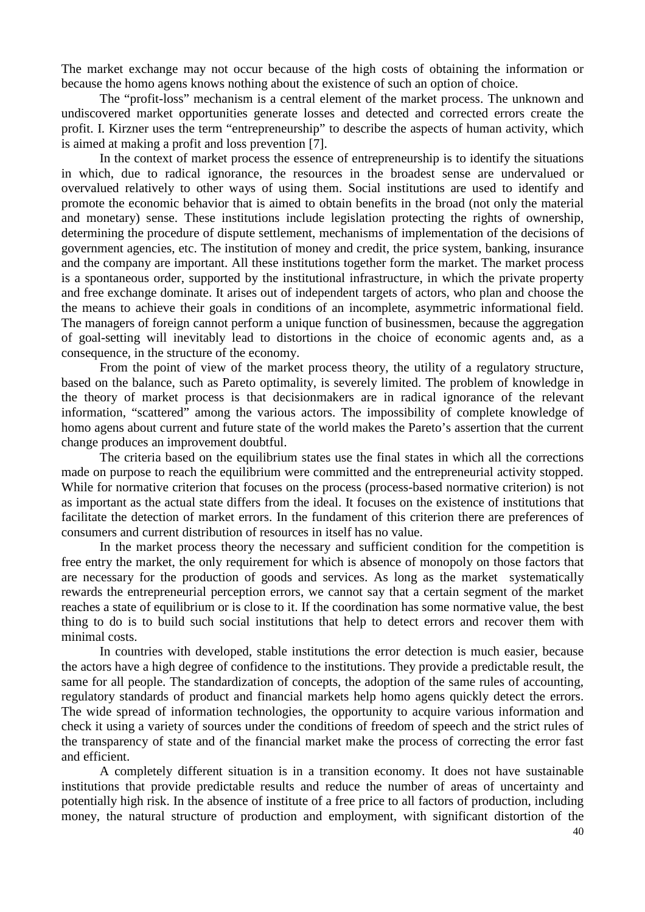The market exchange may not occur because of the high costs of obtaining the information or because the homo agens knows nothing about the existence of such an option of choice.

The "profit-loss" mechanism is a central element of the market process. The unknown and undiscovered market opportunities generate losses and detected and corrected errors create the profit. I. Kirzner uses the term "entrepreneurship" to describe the aspects of human activity, which is aimed at making a profit and loss prevention [7].

In the context of market process the essence of entrepreneurship is to identify the situations in which, due to radical ignorance, the resources in the broadest sense are undervalued or overvalued relatively to other ways of using them. Social institutions are used to identify and promote the economic behavior that is aimed to obtain benefits in the broad (not only the material and monetary) sense. These institutions include legislation protecting the rights of ownership, determining the procedure of dispute settlement, mechanisms of implementation of the decisions of government agencies, etc. The institution of money and credit, the price system, banking, insurance and the company are important. All these institutions together form the market. The market process is a spontaneous order, supported by the institutional infrastructure, in which the private property and free exchange dominate. It arises out of independent targets of actors, who plan and choose the the means to achieve their goals in conditions of an incomplete, asymmetric informational field. The managers of foreign cannot perform a unique function of businessmen, because the aggregation of goal-setting will inevitably lead to distortions in the choice of economic agents and, as a consequence, in the structure of the economy.

From the point of view of the market process theory, the utility of a regulatory structure, based on the balance, such as Pareto optimality, is severely limited. The problem of knowledge in the theory of market process is that decisionmakers are in radical ignorance of the relevant information, "scattered" among the various actors. The impossibility of complete knowledge of homo agens about current and future state of the world makes the Pareto's assertion that the current change produces an improvement doubtful.

The criteria based on the equilibrium states use the final states in which all the corrections made on purpose to reach the equilibrium were committed and the entrepreneurial activity stopped. While for normative criterion that focuses on the process (process-based normative criterion) is not as important as the actual state differs from the ideal. It focuses on the existence of institutions that facilitate the detection of market errors. In the fundament of this criterion there are preferences of consumers and current distribution of resources in itself has no value.

In the market process theory the necessary and sufficient condition for the competition is free entry the market, the only requirement for which is absence of monopoly on those factors that are necessary for the production of goods and services. As long as the market systematically rewards the entrepreneurial perception errors, we cannot say that a certain segment of the market reaches a state of equilibrium or is close to it. If the coordination has some normative value, the best thing to do is to build such social institutions that help to detect errors and recover them with minimal costs.

In countries with developed, stable institutions the error detection is much easier, because the actors have a high degree of confidence to the institutions. They provide a predictable result, the same for all people. The standardization of concepts, the adoption of the same rules of accounting, regulatory standards of product and financial markets help homo agens quickly detect the errors. The wide spread of information technologies, the opportunity to acquire various information and check it using a variety of sources under the conditions of freedom of speech and the strict rules of the transparency of state and of the financial market make the process of correcting the error fast and efficient.

A completely different situation is in a transition economy. It does not have sustainable institutions that provide predictable results and reduce the number of areas of uncertainty and potentially high risk. In the absence of institute of a free price to all factors of production, including money, the natural structure of production and employment, with significant distortion of the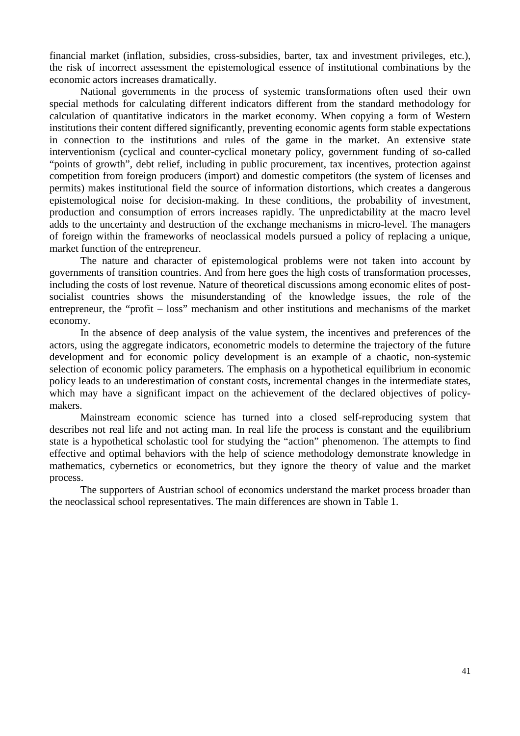financial market (inflation, subsidies, cross-subsidies, barter, tax and investment privileges, etc.), the risk of incorrect assessment the epistemological essence of institutional combinations by the economic actors increases dramatically.

National governments in the process of systemic transformations often used their own special methods for calculating different indicators different from the standard methodology for calculation of quantitative indicators in the market economy. When copying a form of Western institutions their content differed significantly, preventing economic agents form stable expectations in connection to the institutions and rules of the game in the market. An extensive state interventionism (cyclical and counter-cyclical monetary policy, government funding of so-called "points of growth", debt relief, including in public procurement, tax incentives, protection against competition from foreign producers (import) and domestic competitors (the system of licenses and permits) makes institutional field the source of information distortions, which creates a dangerous epistemological noise for decision-making. In these conditions, the probability of investment, production and consumption of errors increases rapidly. The unpredictability at the macro level adds to the uncertainty and destruction of the exchange mechanisms in micro-level. The managers of foreign within the frameworks of neoclassical models pursued a policy of replacing a unique, market function of the entrepreneur.

The nature and character of epistemological problems were not taken into account by governments of transition countries. And from here goes the high costs of transformation processes, including the costs of lost revenue. Nature of theoretical discussions among economic elites of post-socialist countries shows the misunderstanding of the knowledge issues, the role of the entrepreneur, the "profit – loss" mechanism and other institutions and mechanisms of the market economy.

In the absence of deep analysis of the value system, the incentives and preferences of the actors, using the aggregate indicators, econometric models to determine the trajectory of the future development and for economic policy development is an example of a chaotic, non-systemic selection of economic policy parameters. The emphasis on a hypothetical equilibrium in economic policy leads to an underestimation of constant costs, incremental changes in the intermediate states, which may have a significant impact on the achievement of the declared objectives of policy-makers.

Mainstream economic science has turned into a closed self-reproducing system that describes not real life and not acting man. In real life the process is constant and the equilibrium state is a hypothetical scholastic tool for studying the "action" phenomenon. The attempts to find effective and optimal behaviors with the help of science methodology demonstrate knowledge in mathematics, cybernetics or econometrics, but they ignore the theory of value and the market process.

The supporters of Austrian school of economics understand the market process broader than the neoclassical school representatives. The main differences are shown in Table 1.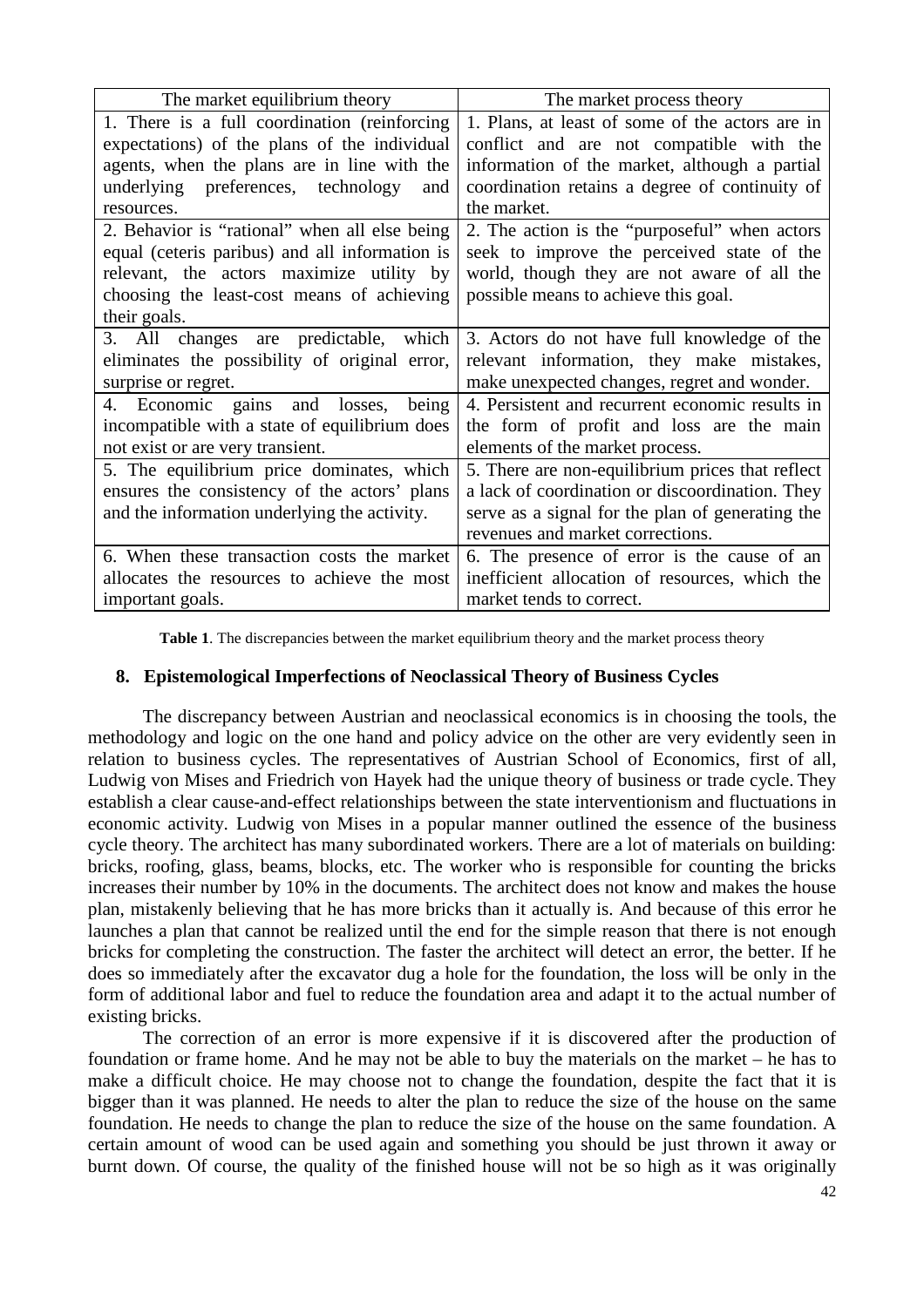| The market equilibrium theory | The market process theory |
|---|---|
| 1. There is a full coordination (reinforcing expectations) of the plans of the individual agents, when the plans are in line with the underlying preferences, technology and resources. | 1. Plans, at least of some of the actors are in conflict and are not compatible with the information of the market, although a partial coordination retains a degree of continuity of the market. |
| 2. Behavior is "rational" when all else being equal (ceteris paribus) and all information is relevant, the actors maximize utility by choosing the least-cost means of achieving their goals. | 2. The action is the "purposeful" when actors seek to improve the perceived state of the world, though they are not aware of all the possible means to achieve this goal. |
| 3. All changes are predictable, which eliminates the possibility of original error, surprise or regret. | 3. Actors do not have full knowledge of the relevant information, they make mistakes, make unexpected changes, regret and wonder. |
| 4. Economic gains and losses, being incompatible with a state of equilibrium does not exist or are very transient. | 4. Persistent and recurrent economic results in the form of profit and loss are the main elements of the market process. |
| 5. The equilibrium price dominates, which ensures the consistency of the actors' plans and the information underlying the activity. | 5. There are non-equilibrium prices that reflect a lack of coordination or discoordination. They serve as a signal for the plan of generating the revenues and market corrections. |
| 6. When these transaction costs the market allocates the resources to achieve the most important goals. | 6. The presence of error is the cause of an inefficient allocation of resources, which the market tends to correct. |

**Table 1**. The discrepancies between the market equilibrium theory and the market process theory

## 8. Epistemological Imperfections of Neoclassical Theory of Business Cycles

The discrepancy between Austrian and neoclassical economics is in choosing the tools, the methodology and logic on the one hand and policy advice on the other are very evidently seen in relation to business cycles. The representatives of Austrian School of Economics, first of all, Ludwig von Mises and Friedrich von Hayek had the unique theory of business or trade cycle. They establish a clear cause-and-effect relationships between the state interventionism and fluctuations in economic activity. Ludwig von Mises in a popular manner outlined the essence of the business cycle theory. The architect has many subordinated workers. There are a lot of materials on building: bricks, roofing, glass, beams, blocks, etc. The worker who is responsible for counting the bricks increases their number by 10% in the documents. The architect does not know and makes the house plan, mistakenly believing that he has more bricks than it actually is. And because of this error he launches a plan that cannot be realized until the end for the simple reason that there is not enough bricks for completing the construction. The faster the architect will detect an error, the better. If he does so immediately after the excavator dug a hole for the foundation, the loss will be only in the form of additional labor and fuel to reduce the foundation area and adapt it to the actual number of existing bricks.

The correction of an error is more expensive if it is discovered after the production of foundation or frame home. And he may not be able to buy the materials on the market – he has to make a difficult choice. He may choose not to change the foundation, despite the fact that it is bigger than it was planned. He needs to alter the plan to reduce the size of the house on the same foundation. He needs to change the plan to reduce the size of the house on the same foundation. A certain amount of wood can be used again and something you should be just thrown it away or burnt down. Of course, the quality of the finished house will not be so high as it was originally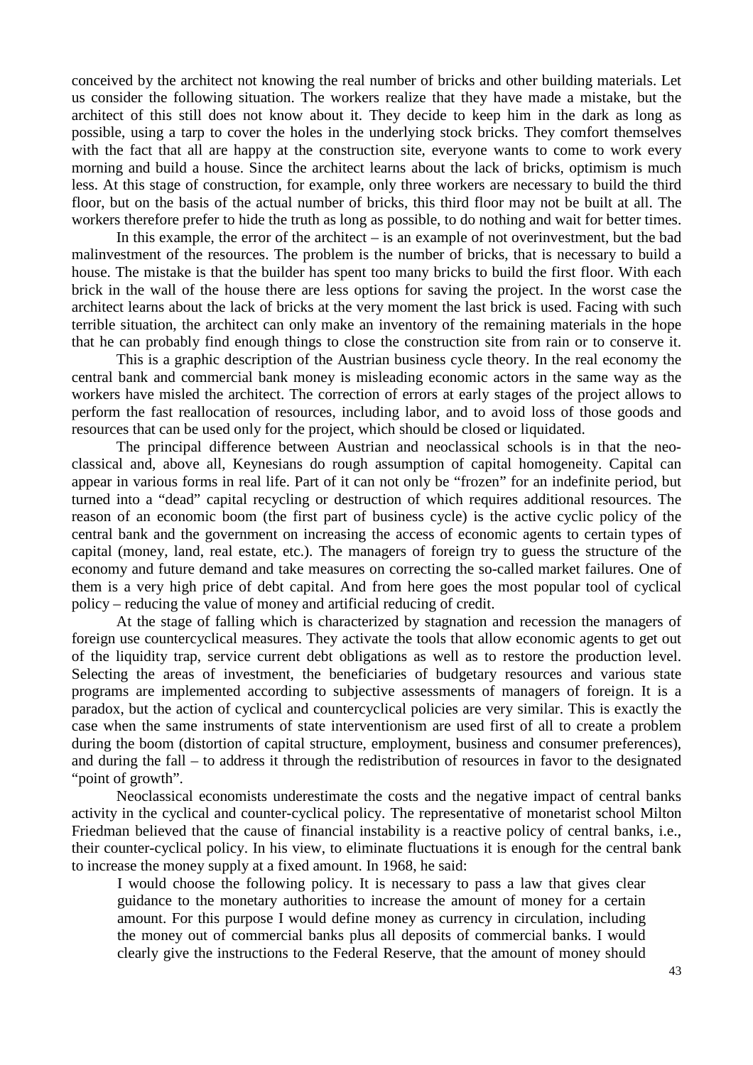conceived by the architect not knowing the real number of bricks and other building materials. Let us consider the following situation. The workers realize that they have made a mistake, but the architect of this still does not know about it. They decide to keep him in the dark as long as possible, using a tarp to cover the holes in the underlying stock bricks. They comfort themselves with the fact that all are happy at the construction site, everyone wants to come to work every morning and build a house. Since the architect learns about the lack of bricks, optimism is much less. At this stage of construction, for example, only three workers are necessary to build the third floor, but on the basis of the actual number of bricks, this third floor may not be built at all. The workers therefore prefer to hide the truth as long as possible, to do nothing and wait for better times.

In this example, the error of the architect – is an example of not overinvestment, but the bad malinvestment of the resources. The problem is the number of bricks, that is necessary to build a house. The mistake is that the builder has spent too many bricks to build the first floor. With each brick in the wall of the house there are less options for saving the project. In the worst case the architect learns about the lack of bricks at the very moment the last brick is used. Facing with such terrible situation, the architect can only make an inventory of the remaining materials in the hope that he can probably find enough things to close the construction site from rain or to conserve it.

This is a graphic description of the Austrian business cycle theory. In the real economy the central bank and commercial bank money is misleading economic actors in the same way as the workers have misled the architect. The correction of errors at early stages of the project allows to perform the fast reallocation of resources, including labor, and to avoid loss of those goods and resources that can be used only for the project, which should be closed or liquidated.

The principal difference between Austrian and neoclassical schools is in that the neoclassical and, above all, Keynesians do rough assumption of capital homogeneity. Capital can appear in various forms in real life. Part of it can not only be "frozen" for an indefinite period, but turned into a "dead" capital recycling or destruction of which requires additional resources. The reason of an economic boom (the first part of business cycle) is the active cyclic policy of the central bank and the government on increasing the access of economic agents to certain types of capital (money, land, real estate, etc.). The managers of foreign try to guess the structure of the economy and future demand and take measures on correcting the so-called market failures. One of them is a very high price of debt capital. And from here goes the most popular tool of cyclical policy – reducing the value of money and artificial reducing of credit.

At the stage of falling which is characterized by stagnation and recession the managers of foreign use countercyclical measures. They activate the tools that allow economic agents to get out of the liquidity trap, service current debt obligations as well as to restore the production level. Selecting the areas of investment, the beneficiaries of budgetary resources and various state programs are implemented according to subjective assessments of managers of foreign. It is a paradox, but the action of cyclical and countercyclical policies are very similar. This is exactly the case when the same instruments of state interventionism are used first of all to create a problem during the boom (distortion of capital structure, employment, business and consumer preferences), and during the fall – to address it through the redistribution of resources in favor to the designated "point of growth".

Neoclassical economists underestimate the costs and the negative impact of central banks activity in the cyclical and counter-cyclical policy. The representative of monetarist school Milton Friedman believed that the cause of financial instability is a reactive policy of central banks, i.e., their counter-cyclical policy. In his view, to eliminate fluctuations it is enough for the central bank to increase the money supply at a fixed amount. In 1968, he said:

> I would choose the following policy. It is necessary to pass a law that gives clear guidance to the monetary authorities to increase the amount of money for a certain amount. For this purpose I would define money as currency in circulation, including the money out of commercial banks plus all deposits of commercial banks. I would clearly give the instructions to the Federal Reserve, that the amount of money should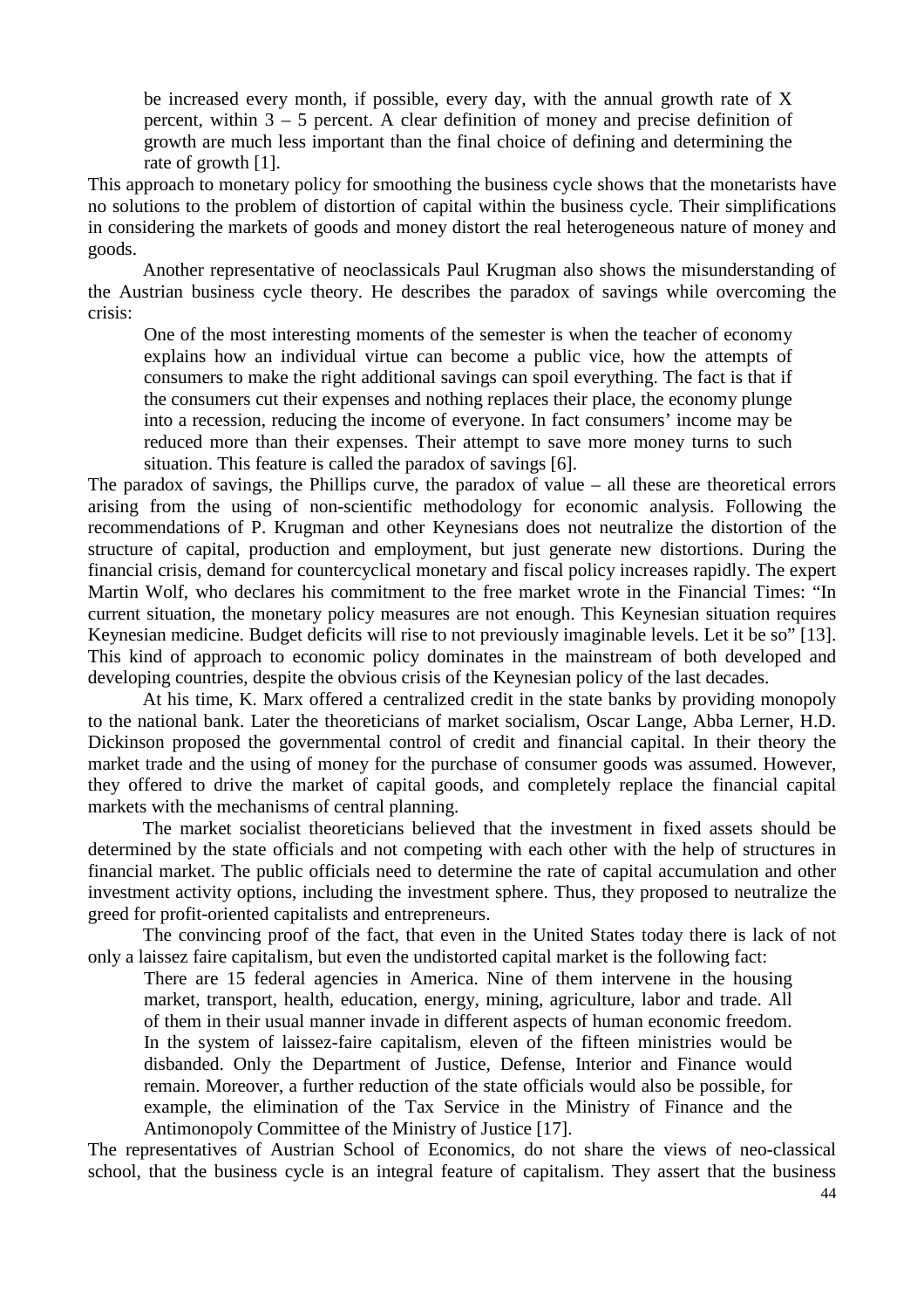> be increased every month, if possible, every day, with the annual growth rate of X percent, within 3 – 5 percent. A clear definition of money and precise definition of growth are much less important than the final choice of defining and determining the rate of growth [1].

This approach to monetary policy for smoothing the business cycle shows that the monetarists have no solutions to the problem of distortion of capital within the business cycle. Their simplifications in considering the markets of goods and money distort the real heterogeneous nature of money and goods.

Another representative of neoclassicals Paul Krugman also shows the misunderstanding of the Austrian business cycle theory. He describes the paradox of savings while overcoming the crisis:

> One of the most interesting moments of the semester is when the teacher of economy explains how an individual virtue can become a public vice, how the attempts of consumers to make the right additional savings can spoil everything. The fact is that if the consumers cut their expenses and nothing replaces their place, the economy plunge into a recession, reducing the income of everyone. In fact consumers' income may be reduced more than their expenses. Their attempt to save more money turns to such situation. This feature is called the paradox of savings [6].

The paradox of savings, the Phillips curve, the paradox of value – all these are theoretical errors arising from the using of non-scientific methodology for economic analysis. Following the recommendations of P. Krugman and other Keynesians does not neutralize the distortion of the structure of capital, production and employment, but just generate new distortions. During the financial crisis, demand for countercyclical monetary and fiscal policy increases rapidly. The expert Martin Wolf, who declares his commitment to the free market wrote in the Financial Times: "In current situation, the monetary policy measures are not enough. This Keynesian situation requires Keynesian medicine. Budget deficits will rise to not previously imaginable levels. Let it be so" [13]. This kind of approach to economic policy dominates in the mainstream of both developed and developing countries, despite the obvious crisis of the Keynesian policy of the last decades.

At his time, K. Marx offered a centralized credit in the state banks by providing monopoly to the national bank. Later the theoreticians of market socialism, Oscar Lange, Abba Lerner, H.D. Dickinson proposed the governmental control of credit and financial capital. In their theory the market trade and the using of money for the purchase of consumer goods was assumed. However, they offered to drive the market of capital goods, and completely replace the financial capital markets with the mechanisms of central planning.

The market socialist theoreticians believed that the investment in fixed assets should be determined by the state officials and not competing with each other with the help of structures in financial market. The public officials need to determine the rate of capital accumulation and other investment activity options, including the investment sphere. Thus, they proposed to neutralize the greed for profit-oriented capitalists and entrepreneurs.

The convincing proof of the fact, that even in the United States today there is lack of not only a laissez faire capitalism, but even the undistorted capital market is the following fact:

> There are 15 federal agencies in America. Nine of them intervene in the housing market, transport, health, education, energy, mining, agriculture, labor and trade. All of them in their usual manner invade in different aspects of human economic freedom. In the system of laissez-faire capitalism, eleven of the fifteen ministries would be disbanded. Only the Department of Justice, Defense, Interior and Finance would remain. Moreover, a further reduction of the state officials would also be possible, for example, the elimination of the Tax Service in the Ministry of Finance and the Antimonopoly Committee of the Ministry of Justice [17].

The representatives of Austrian School of Economics, do not share the views of neo-classical school, that the business cycle is an integral feature of capitalism. They assert that the business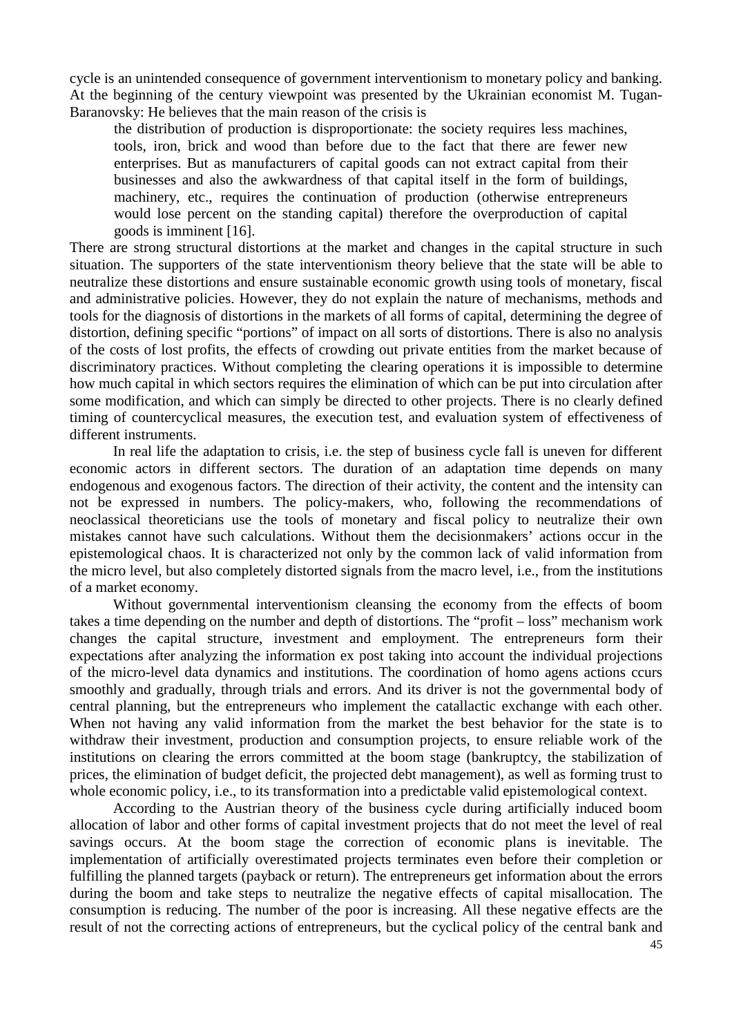cycle is an unintended consequence of government interventionism to monetary policy and banking. At the beginning of the century viewpoint was presented by the Ukrainian economist M. Tugan-Baranovsky: He believes that the main reason of the crisis is

> the distribution of production is disproportionate: the society requires less machines, tools, iron, brick and wood than before due to the fact that there are fewer new enterprises. But as manufacturers of capital goods can not extract capital from their businesses and also the awkwardness of that capital itself in the form of buildings, machinery, etc., requires the continuation of production (otherwise entrepreneurs would lose percent on the standing capital) therefore the overproduction of capital goods is imminent [16].

There are strong structural distortions at the market and changes in the capital structure in such situation. The supporters of the state interventionism theory believe that the state will be able to neutralize these distortions and ensure sustainable economic growth using tools of monetary, fiscal and administrative policies. However, they do not explain the nature of mechanisms, methods and tools for the diagnosis of distortions in the markets of all forms of capital, determining the degree of distortion, defining specific "portions" of impact on all sorts of distortions. There is also no analysis of the costs of lost profits, the effects of crowding out private entities from the market because of discriminatory practices. Without completing the clearing operations it is impossible to determine how much capital in which sectors requires the elimination of which can be put into circulation after some modification, and which can simply be directed to other projects. There is no clearly defined timing of countercyclical measures, the execution test, and evaluation system of effectiveness of different instruments.

In real life the adaptation to crisis, i.e. the step of business cycle fall is uneven for different economic actors in different sectors. The duration of an adaptation time depends on many endogenous and exogenous factors. The direction of their activity, the content and the intensity can not be expressed in numbers. The policy-makers, who, following the recommendations of neoclassical theoreticians use the tools of monetary and fiscal policy to neutralize their own mistakes cannot have such calculations. Without them the decisionmakers' actions occur in the epistemological chaos. It is characterized not only by the common lack of valid information from the micro level, but also completely distorted signals from the macro level, i.e., from the institutions of a market economy.

Without governmental interventionism cleansing the economy from the effects of boom takes a time depending on the number and depth of distortions. The "profit – loss" mechanism work changes the capital structure, investment and employment. The entrepreneurs form their expectations after analyzing the information ex post taking into account the individual projections of the micro-level data dynamics and institutions. The coordination of homo agens actions ccurs smoothly and gradually, through trials and errors. And its driver is not the governmental body of central planning, but the entrepreneurs who implement the catallactic exchange with each other. When not having any valid information from the market the best behavior for the state is to withdraw their investment, production and consumption projects, to ensure reliable work of the institutions on clearing the errors committed at the boom stage (bankruptcy, the stabilization of prices, the elimination of budget deficit, the projected debt management), as well as forming trust to whole economic policy, i.e., to its transformation into a predictable valid epistemological context.

According to the Austrian theory of the business cycle during artificially induced boom allocation of labor and other forms of capital investment projects that do not meet the level of real savings occurs. At the boom stage the correction of economic plans is inevitable. The implementation of artificially overestimated projects terminates even before their completion or fulfilling the planned targets (payback or return). The entrepreneurs get information about the errors during the boom and take steps to neutralize the negative effects of capital misallocation. The consumption is reducing. The number of the poor is increasing. All these negative effects are the result of not the correcting actions of entrepreneurs, but the cyclical policy of the central bank and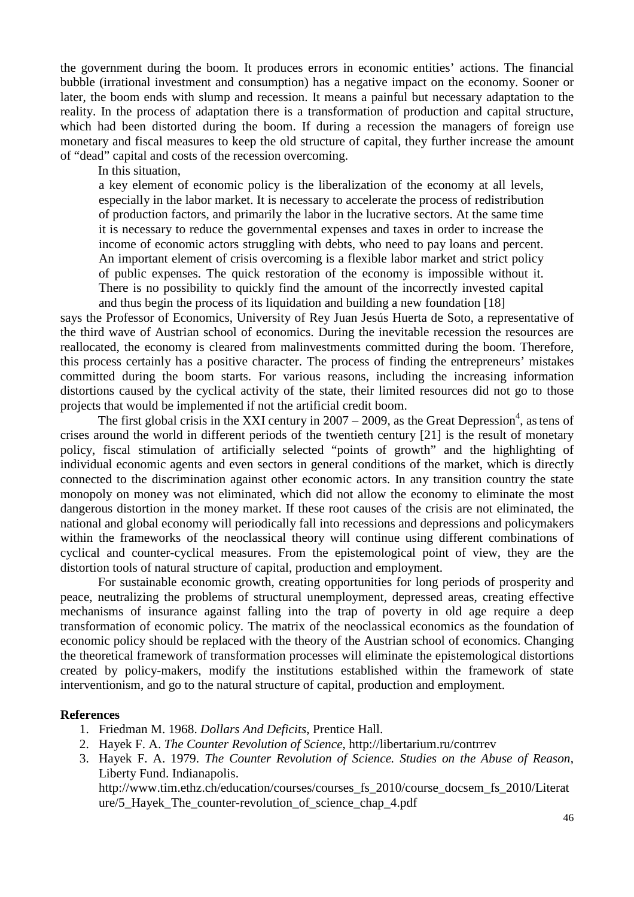the government during the boom. It produces errors in economic entities' actions. The financial bubble (irrational investment and consumption) has a negative impact on the economy. Sooner or later, the boom ends with slump and recession. It means a painful but necessary adaptation to the reality. In the process of adaptation there is a transformation of production and capital structure, which had been distorted during the boom. If during a recession the managers of foreign use monetary and fiscal measures to keep the old structure of capital, they further increase the amount of "dead" capital and costs of the recession overcoming.

In this situation,

> a key element of economic policy is the liberalization of the economy at all levels, especially in the labor market. It is necessary to accelerate the process of redistribution of production factors, and primarily the labor in the lucrative sectors. At the same time it is necessary to reduce the governmental expenses and taxes in order to increase the income of economic actors struggling with debts, who need to pay loans and percent. An important element of crisis overcoming is a flexible labor market and strict policy of public expenses. The quick restoration of the economy is impossible without it. There is no possibility to quickly find the amount of the incorrectly invested capital and thus begin the process of its liquidation and building a new foundation [18]

says the Professor of Economics, University of Rey Juan Jesús Huerta de Soto, a representative of the third wave of Austrian school of economics. During the inevitable recession the resources are reallocated, the economy is cleared from malinvestments committed during the boom. Therefore, this process certainly has a positive character. The process of finding the entrepreneurs' mistakes committed during the boom starts. For various reasons, including the increasing information distortions caused by the cyclical activity of the state, their limited resources did not go to those projects that would be implemented if not the artificial credit boom.

The first global crisis in the XXI century in 2007 – 2009, as the Great Depression[4], as tens of crises around the world in different periods of the twentieth century [21] is the result of monetary policy, fiscal stimulation of artificially selected "points of growth" and the highlighting of individual economic agents and even sectors in general conditions of the market, which is directly connected to the discrimination against other economic actors. In any transition country the state monopoly on money was not eliminated, which did not allow the economy to eliminate the most dangerous distortion in the money market. If these root causes of the crisis are not eliminated, the national and global economy will periodically fall into recessions and depressions and policymakers within the frameworks of the neoclassical theory will continue using different combinations of cyclical and counter-cyclical measures. From the epistemological point of view, they are the distortion tools of natural structure of capital, production and employment.

For sustainable economic growth, creating opportunities for long periods of prosperity and peace, neutralizing the problems of structural unemployment, depressed areas, creating effective mechanisms of insurance against falling into the trap of poverty in old age require a deep transformation of economic policy. The matrix of the neoclassical economics as the foundation of economic policy should be replaced with the theory of the Austrian school of economics. Changing the theoretical framework of transformation processes will eliminate the epistemological distortions created by policy-makers, modify the institutions established within the framework of state interventionism, and go to the natural structure of capital, production and employment.

**References**

1. Friedman M. 1968. *Dollars And Deficits*, Prentice Hall.
2. Hayek F. A. *The Counter Revolution of Science*, http://libertarium.ru/contrrev
3. Hayek F. A. 1979. *The Counter Revolution of Science. Studies on the Abuse of Reason*, Liberty Fund. Indianapolis. http://www.tim.ethz.ch/education/courses/courses_fs_2010/course_docsem_fs_2010/Literature/5_Hayek_The_counter-revolution_of_science_chap_4.pdf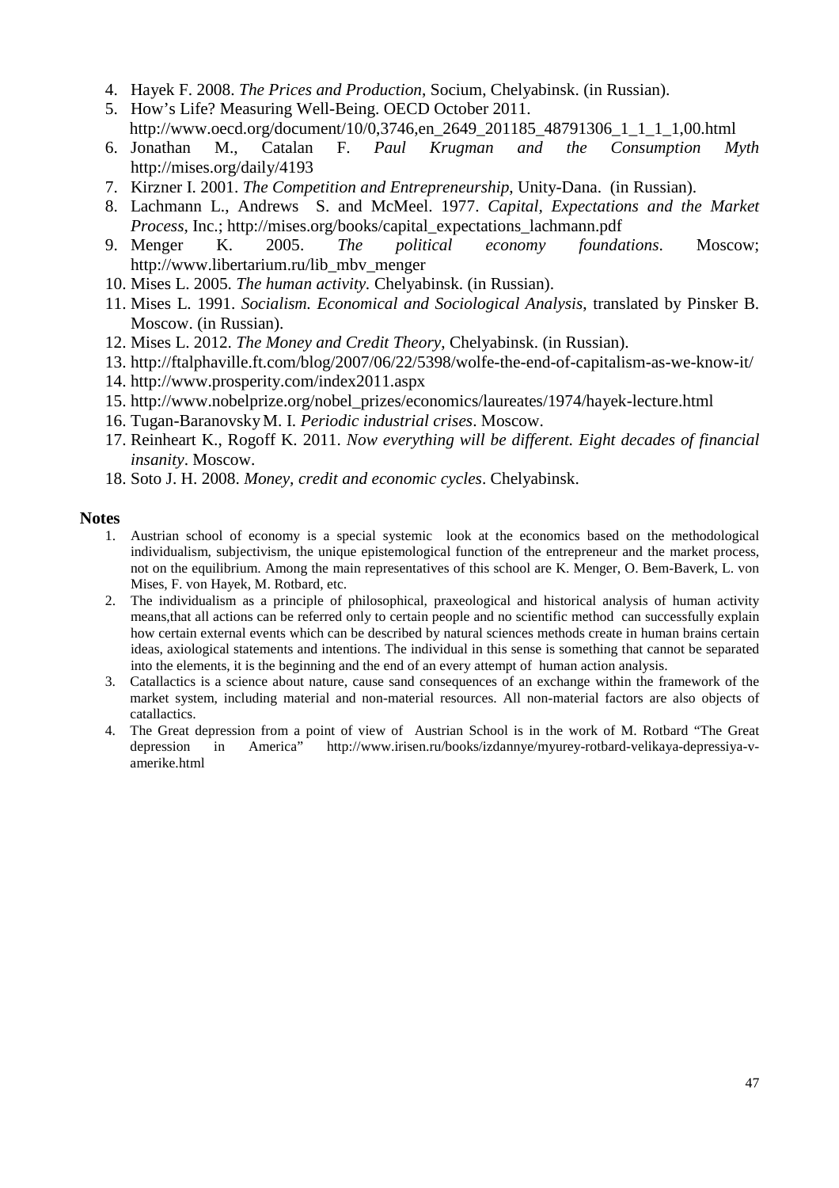4. Hayek F. 2008. *The Prices and Production*, Socium, Chelyabinsk. (in Russian).
5. How's Life? Measuring Well-Being. OECD October 2011. http://www.oecd.org/document/10/0,3746,en_2649_201185_48791306_1_1_1_1,00.html
6. Jonathan M., Catalan F. *Paul Krugman and the Consumption Myth* http://mises.org/daily/4193
7. Kirzner I. 2001. *The Competition and Entrepreneurship*, Unity-Dana. (in Russian).
8. Lachmann L., Andrews S. and McMeel. 1977. *Capital, Expectations and the Market Process*, Inc.; http://mises.org/books/capital_expectations_lachmann.pdf
9. Menger K. 2005. *The political economy foundations*. Moscow; http://www.libertarium.ru/lib_mbv_menger
10. Mises L. 2005. *The human activity.* Chelyabinsk. (in Russian).
11. Mises L. 1991. *Socialism. Economical and Sociological Analysis*, translated by Pinsker B. Moscow. (in Russian).
12. Mises L. 2012. *The Money and Credit Theory*, Chelyabinsk. (in Russian).
13. http://ftalphaville.ft.com/blog/2007/06/22/5398/wolfe-the-end-of-capitalism-as-we-know-it/
14. http://www.prosperity.com/index2011.aspx
15. http://www.nobelprize.org/nobel_prizes/economics/laureates/1974/hayek-lecture.html
16. Tugan-Baranovsky M. I. *Periodic industrial crises*. Moscow.
17. Reinheart K., Rogoff K. 2011. *Now everything will be different. Eight decades of financial insanity*. Moscow.
18. Soto J. H. 2008. *Money, credit and economic cycles*. Chelyabinsk.

**Notes**

1. Austrian school of economy is a special systemic look at the economics based on the methodological individualism, subjectivism, the unique epistemological function of the entrepreneur and the market process, not on the equilibrium. Among the main representatives of this school are K. Menger, O. Bem-Baverk, L. von Mises, F. von Hayek, M. Rotbard, etc.
2. The individualism as a principle of philosophical, praxeological and historical analysis of human activity means,that all actions can be referred only to certain people and no scientific method can successfully explain how certain external events which can be described by natural sciences methods create in human brains certain ideas, axiological statements and intentions. The individual in this sense is something that cannot be separated into the elements, it is the beginning and the end of an every attempt of human action analysis.
3. Catallactics is a science about nature, cause sand consequences of an exchange within the framework of the market system, including material and non-material resources. All non-material factors are also objects of catallactics.
4. The Great depression from a point of view of Austrian School is in the work of M. Rotbard "The Great depression in America" http://www.irisen.ru/books/izdannye/myurey-rotbard-velikaya-depressiya-v-amerike.html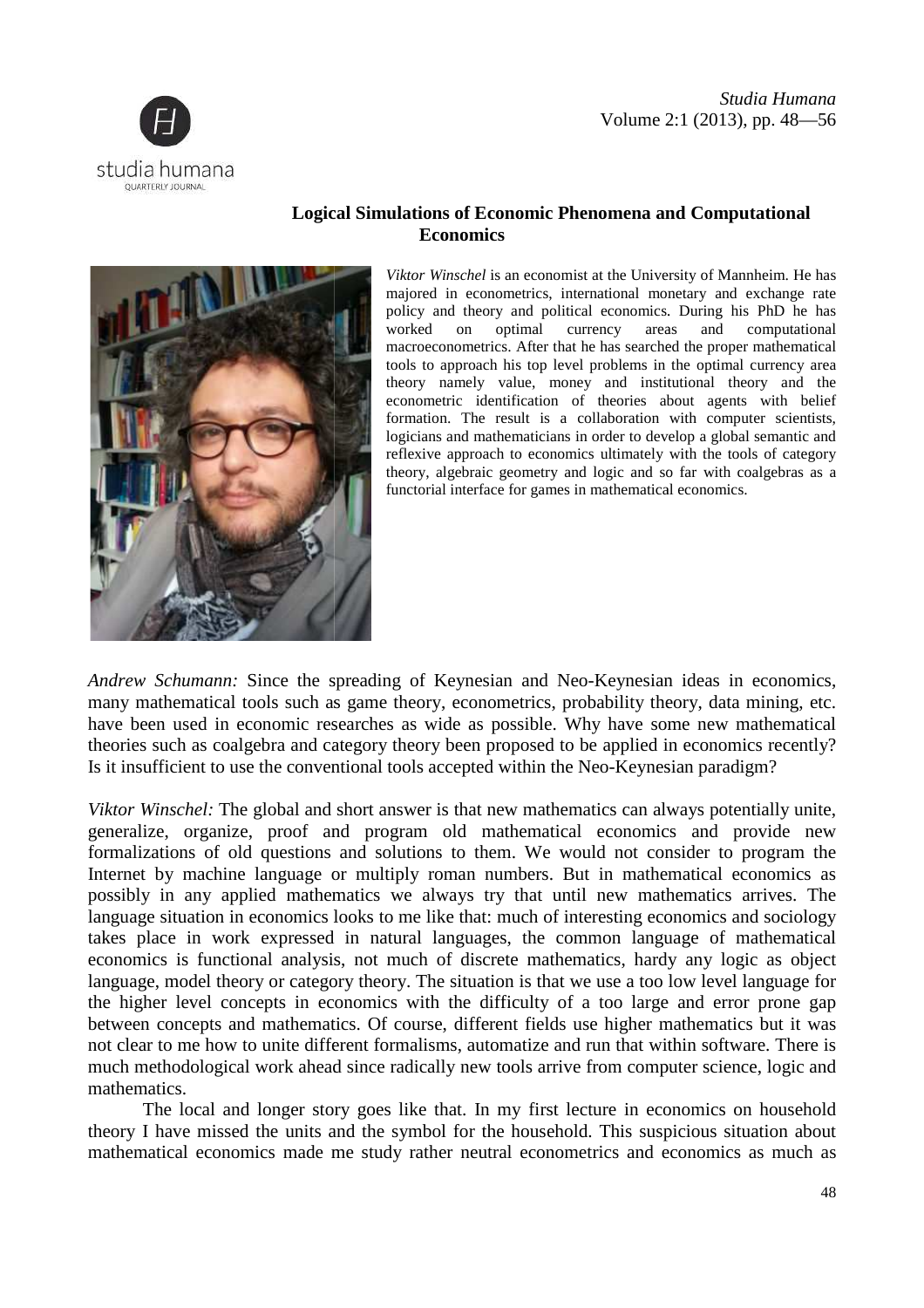## Logical Simulations of Economic Phenomena and Computational Economics

*Viktor Winschel* is an economist at the University of Mannheim. He has majored in econometrics, international monetary and exchange rate policy and theory and political economics. During his PhD he has worked on optimal currency areas and computational macroeconometrics. After that he has searched the proper mathematical tools to approach his top level problems in the optimal currency area theory namely value, money and institutional theory and the econometric identification of theories about agents with belief formation. The result is a collaboration with computer scientists, logicians and mathematicians in order to develop a global semantic and reflexive approach to economics ultimately with the tools of category theory, algebraic geometry and logic and so far with coalgebras as a functorial interface for games in mathematical economics.

*Andrew Schumann:* Since the spreading of Keynesian and Neo-Keynesian ideas in economics, many mathematical tools such as game theory, econometrics, probability theory, data mining, etc. have been used in economic researches as wide as possible. Why have some new mathematical theories such as coalgebra and category theory been proposed to be applied in economics recently? Is it insufficient to use the conventional tools accepted within the Neo-Keynesian paradigm?

*Viktor Winschel:* The global and short answer is that new mathematics can always potentially unite, generalize, organize, proof and program old mathematical economics and provide new formalizations of old questions and solutions to them. We would not consider to program the Internet by machine language or multiply roman numbers. But in mathematical economics as possibly in any applied mathematics we always try that until new mathematics arrives. The language situation in economics looks to me like that: much of interesting economics and sociology takes place in work expressed in natural languages, the common language of mathematical economics is functional analysis, not much of discrete mathematics, hardy any logic as object language, model theory or category theory. The situation is that we use a too low level language for the higher level concepts in economics with the difficulty of a too large and error prone gap between concepts and mathematics. Of course, different fields use higher mathematics but it was not clear to me how to unite different formalisms, automatize and run that within software. There is much methodological work ahead since radically new tools arrive from computer science, logic and mathematics.

The local and longer story goes like that. In my first lecture in economics on household theory I have missed the units and the symbol for the household. This suspicious situation about mathematical economics made me study rather neutral econometrics and economics as much as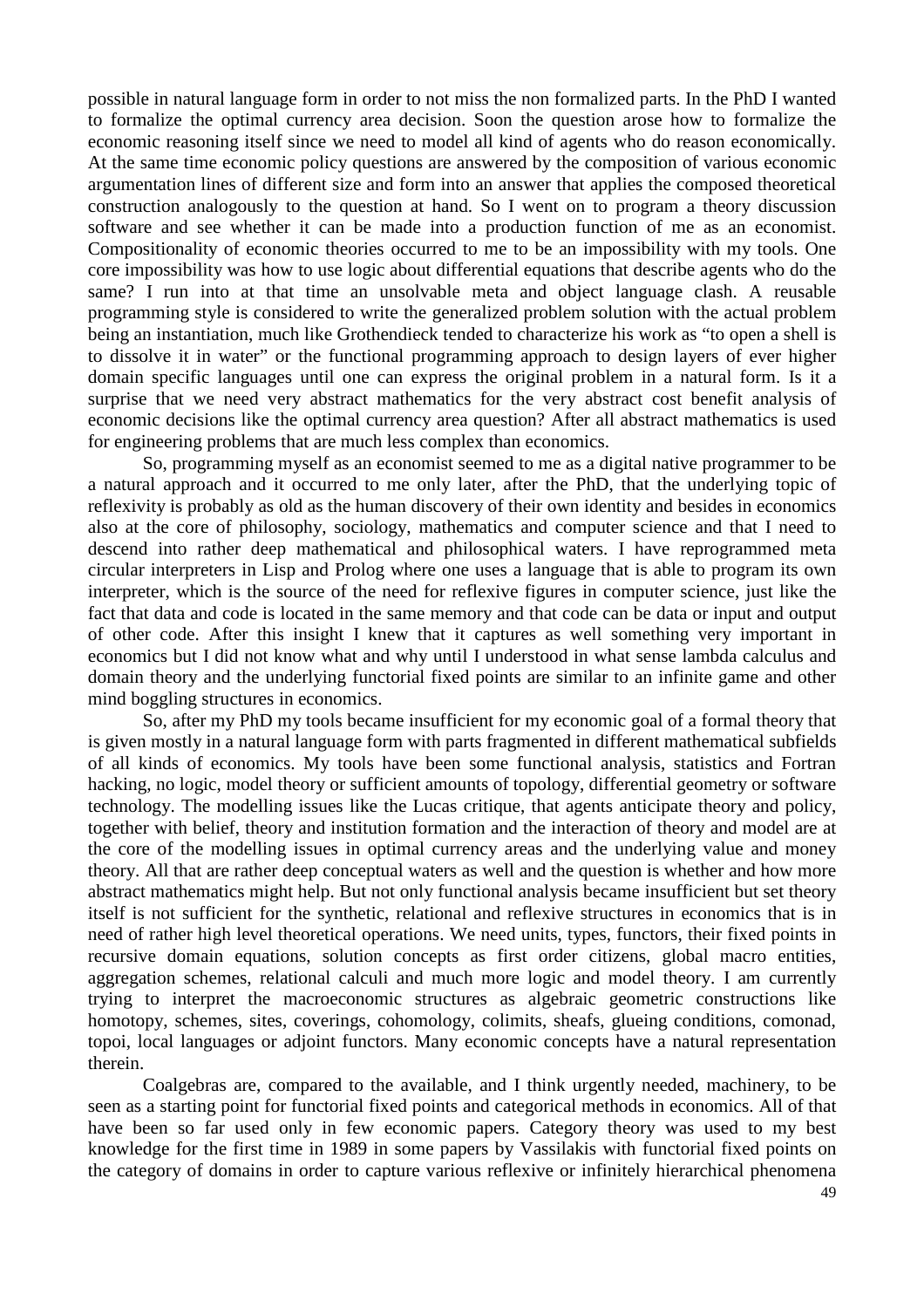possible in natural language form in order to not miss the non formalized parts. In the PhD I wanted to formalize the optimal currency area decision. Soon the question arose how to formalize the economic reasoning itself since we need to model all kind of agents who do reason economically. At the same time economic policy questions are answered by the composition of various economic argumentation lines of different size and form into an answer that applies the composed theoretical construction analogously to the question at hand. So I went on to program a theory discussion software and see whether it can be made into a production function of me as an economist. Compositionality of economic theories occurred to me to be an impossibility with my tools. One core impossibility was how to use logic about differential equations that describe agents who do the same? I run into at that time an unsolvable meta and object language clash. A reusable programming style is considered to write the generalized problem solution with the actual problem being an instantiation, much like Grothendieck tended to characterize his work as "to open a shell is to dissolve it in water" or the functional programming approach to design layers of ever higher domain specific languages until one can express the original problem in a natural form. Is it a surprise that we need very abstract mathematics for the very abstract cost benefit analysis of economic decisions like the optimal currency area question? After all abstract mathematics is used for engineering problems that are much less complex than economics.

So, programming myself as an economist seemed to me as a digital native programmer to be a natural approach and it occurred to me only later, after the PhD, that the underlying topic of reflexivity is probably as old as the human discovery of their own identity and besides in economics also at the core of philosophy, sociology, mathematics and computer science and that I need to descend into rather deep mathematical and philosophical waters. I have reprogrammed meta circular interpreters in Lisp and Prolog where one uses a language that is able to program its own interpreter, which is the source of the need for reflexive figures in computer science, just like the fact that data and code is located in the same memory and that code can be data or input and output of other code. After this insight I knew that it captures as well something very important in economics but I did not know what and why until I understood in what sense lambda calculus and domain theory and the underlying functorial fixed points are similar to an infinite game and other mind boggling structures in economics.

So, after my PhD my tools became insufficient for my economic goal of a formal theory that is given mostly in a natural language form with parts fragmented in different mathematical subfields of all kinds of economics. My tools have been some functional analysis, statistics and Fortran hacking, no logic, model theory or sufficient amounts of topology, differential geometry or software technology. The modelling issues like the Lucas critique, that agents anticipate theory and policy, together with belief, theory and institution formation and the interaction of theory and model are at the core of the modelling issues in optimal currency areas and the underlying value and money theory. All that are rather deep conceptual waters as well and the question is whether and how more abstract mathematics might help. But not only functional analysis became insufficient but set theory itself is not sufficient for the synthetic, relational and reflexive structures in economics that is in need of rather high level theoretical operations. We need units, types, functors, their fixed points in recursive domain equations, solution concepts as first order citizens, global macro entities, aggregation schemes, relational calculi and much more logic and model theory. I am currently trying to interpret the macroeconomic structures as algebraic geometric constructions like homotopy, schemes, sites, coverings, cohomology, colimits, sheafs, glueing conditions, comonad, topoi, local languages or adjoint functors. Many economic concepts have a natural representation therein.

Coalgebras are, compared to the available, and I think urgently needed, machinery, to be seen as a starting point for functorial fixed points and categorical methods in economics. All of that have been so far used only in few economic papers. Category theory was used to my best knowledge for the first time in 1989 in some papers by Vassilakis with functorial fixed points on the category of domains in order to capture various reflexive or infinitely hierarchical phenomena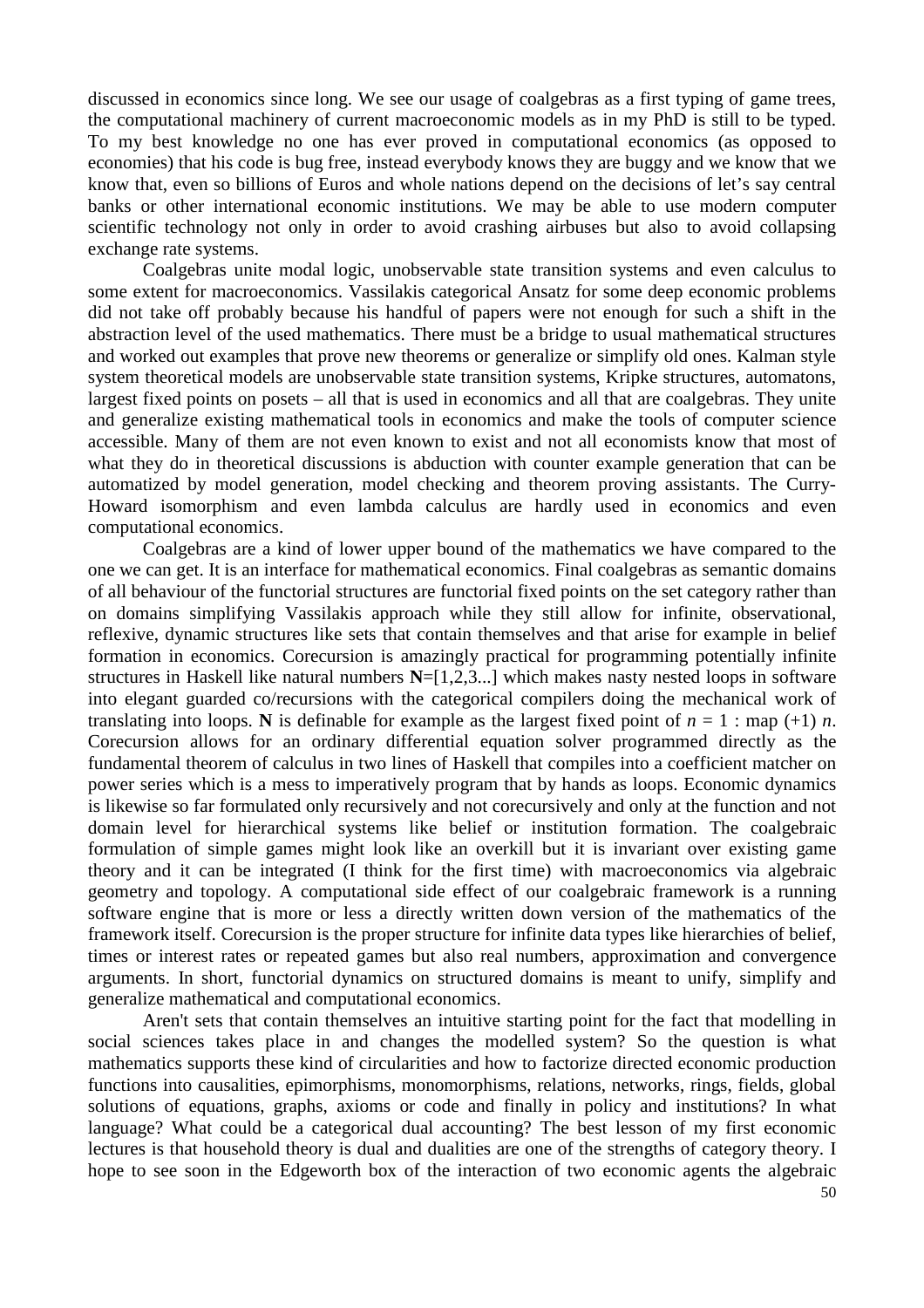discussed in economics since long. We see our usage of coalgebras as a first typing of game trees, the computational machinery of current macroeconomic models as in my PhD is still to be typed. To my best knowledge no one has ever proved in computational economics (as opposed to economies) that his code is bug free, instead everybody knows they are buggy and we know that we know that, even so billions of Euros and whole nations depend on the decisions of let's say central banks or other international economic institutions. We may be able to use modern computer scientific technology not only in order to avoid crashing airbuses but also to avoid collapsing exchange rate systems.

Coalgebras unite modal logic, unobservable state transition systems and even calculus to some extent for macroeconomics. Vassilakis categorical Ansatz for some deep economic problems did not take off probably because his handful of papers were not enough for such a shift in the abstraction level of the used mathematics. There must be a bridge to usual mathematical structures and worked out examples that prove new theorems or generalize or simplify old ones. Kalman style system theoretical models are unobservable state transition systems, Kripke structures, automatons, largest fixed points on posets – all that is used in economics and all that are coalgebras. They unite and generalize existing mathematical tools in economics and make the tools of computer science accessible. Many of them are not even known to exist and not all economists know that most of what they do in theoretical discussions is abduction with counter example generation that can be automatized by model generation, model checking and theorem proving assistants. The Curry-Howard isomorphism and even lambda calculus are hardly used in economics and even computational economics.

Coalgebras are a kind of lower upper bound of the mathematics we have compared to the one we can get. It is an interface for mathematical economics. Final coalgebras as semantic domains of all behaviour of the functorial structures are functorial fixed points on the set category rather than on domains simplifying Vassilakis approach while they still allow for infinite, observational, reflexive, dynamic structures like sets that contain themselves and that arise for example in belief formation in economics. Corecursion is amazingly practical for programming potentially infinite structures in Haskell like natural numbers **N**=[1,2,3...] which makes nasty nested loops in software into elegant guarded co/recursions with the categorical compilers doing the mechanical work of translating into loops. **N** is definable for example as the largest fixed point of $n$ = 1 : map (+1) $n$. Corecursion allows for an ordinary differential equation solver programmed directly as the fundamental theorem of calculus in two lines of Haskell that compiles into a coefficient matcher on power series which is a mess to imperatively program that by hands as loops. Economic dynamics is likewise so far formulated only recursively and not corecursively and only at the function and not domain level for hierarchical systems like belief or institution formation. The coalgebraic formulation of simple games might look like an overkill but it is invariant over existing game theory and it can be integrated (I think for the first time) with macroeconomics via algebraic geometry and topology. A computational side effect of our coalgebraic framework is a running software engine that is more or less a directly written down version of the mathematics of the framework itself. Corecursion is the proper structure for infinite data types like hierarchies of belief, times or interest rates or repeated games but also real numbers, approximation and convergence arguments. In short, functorial dynamics on structured domains is meant to unify, simplify and generalize mathematical and computational economics.

Aren't sets that contain themselves an intuitive starting point for the fact that modelling in social sciences takes place in and changes the modelled system? So the question is what mathematics supports these kind of circularities and how to factorize directed economic production functions into causalities, epimorphisms, monomorphisms, relations, networks, rings, fields, global solutions of equations, graphs, axioms or code and finally in policy and institutions? In what language? What could be a categorical dual accounting? The best lesson of my first economic lectures is that household theory is dual and dualities are one of the strengths of category theory. I hope to see soon in the Edgeworth box of the interaction of two economic agents the algebraic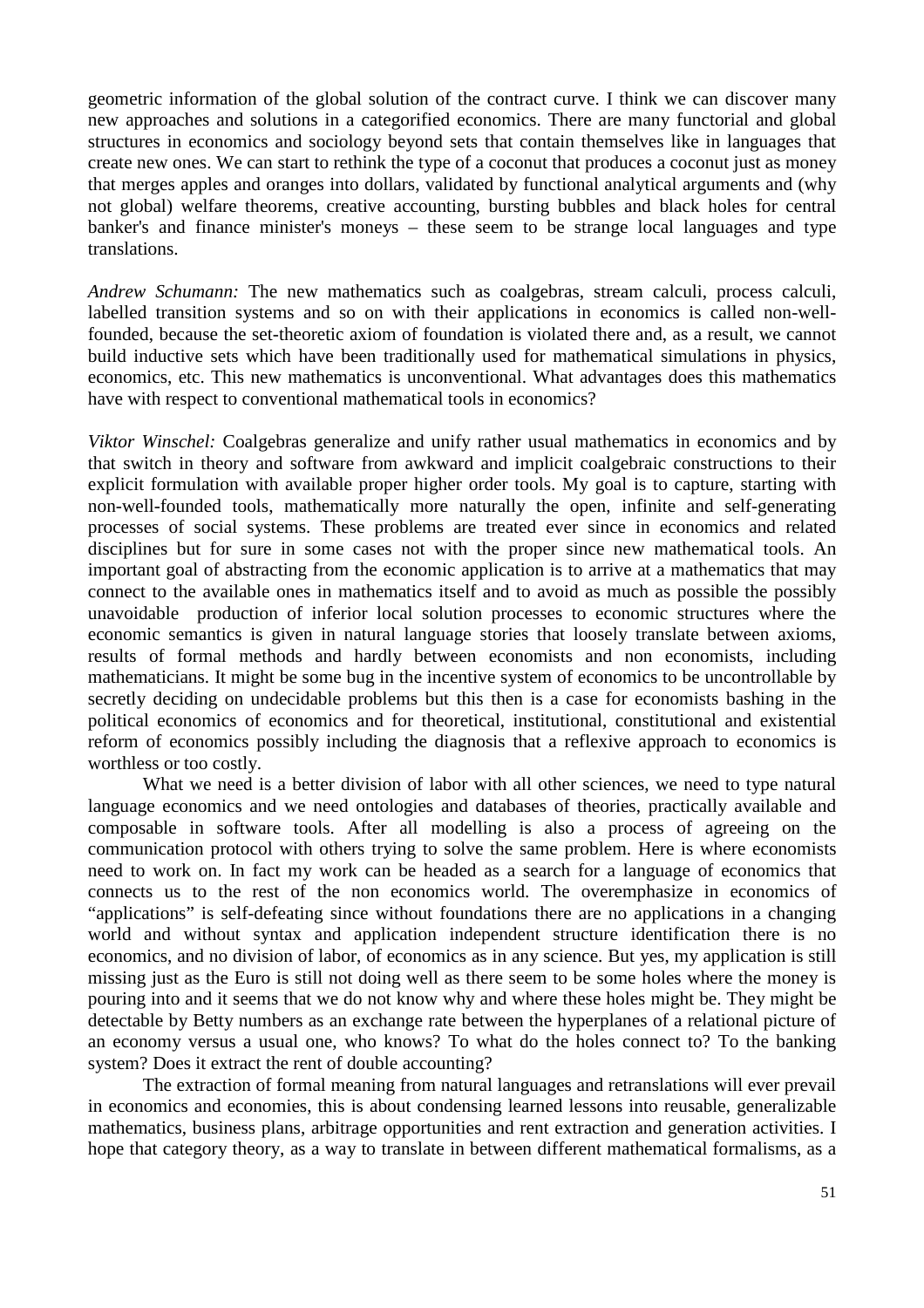geometric information of the global solution of the contract curve. I think we can discover many new approaches and solutions in a categorified economics. There are many functorial and global structures in economics and sociology beyond sets that contain themselves like in languages that create new ones. We can start to rethink the type of a coconut that produces a coconut just as money that merges apples and oranges into dollars, validated by functional analytical arguments and (why not global) welfare theorems, creative accounting, bursting bubbles and black holes for central banker's and finance minister's moneys – these seem to be strange local languages and type translations.

*Andrew Schumann:* The new mathematics such as coalgebras, stream calculi, process calculi, labelled transition systems and so on with their applications in economics is called non-well-founded, because the set-theoretic axiom of foundation is violated there and, as a result, we cannot build inductive sets which have been traditionally used for mathematical simulations in physics, economics, etc. This new mathematics is unconventional. What advantages does this mathematics have with respect to conventional mathematical tools in economics?

*Viktor Winschel:* Coalgebras generalize and unify rather usual mathematics in economics and by that switch in theory and software from awkward and implicit coalgebraic constructions to their explicit formulation with available proper higher order tools. My goal is to capture, starting with non-well-founded tools, mathematically more naturally the open, infinite and self-generating processes of social systems. These problems are treated ever since in economics and related disciplines but for sure in some cases not with the proper since new mathematical tools. An important goal of abstracting from the economic application is to arrive at a mathematics that may connect to the available ones in mathematics itself and to avoid as much as possible the possibly unavoidable production of inferior local solution processes to economic structures where the economic semantics is given in natural language stories that loosely translate between axioms, results of formal methods and hardly between economists and non economists, including mathematicians. It might be some bug in the incentive system of economics to be uncontrollable by secretly deciding on undecidable problems but this then is a case for economists bashing in the political economics of economics and for theoretical, institutional, constitutional and existential reform of economics possibly including the diagnosis that a reflexive approach to economics is worthless or too costly.

What we need is a better division of labor with all other sciences, we need to type natural language economics and we need ontologies and databases of theories, practically available and composable in software tools. After all modelling is also a process of agreeing on the communication protocol with others trying to solve the same problem. Here is where economists need to work on. In fact my work can be headed as a search for a language of economics that connects us to the rest of the non economics world. The overemphasize in economics of "applications" is self-defeating since without foundations there are no applications in a changing world and without syntax and application independent structure identification there is no economics, and no division of labor, of economics as in any science. But yes, my application is still missing just as the Euro is still not doing well as there seem to be some holes where the money is pouring into and it seems that we do not know why and where these holes might be. They might be detectable by Betty numbers as an exchange rate between the hyperplanes of a relational picture of an economy versus a usual one, who knows? To what do the holes connect to? To the banking system? Does it extract the rent of double accounting?

The extraction of formal meaning from natural languages and retranslations will ever prevail in economics and economies, this is about condensing learned lessons into reusable, generalizable mathematics, business plans, arbitrage opportunities and rent extraction and generation activities. I hope that category theory, as a way to translate in between different mathematical formalisms, as a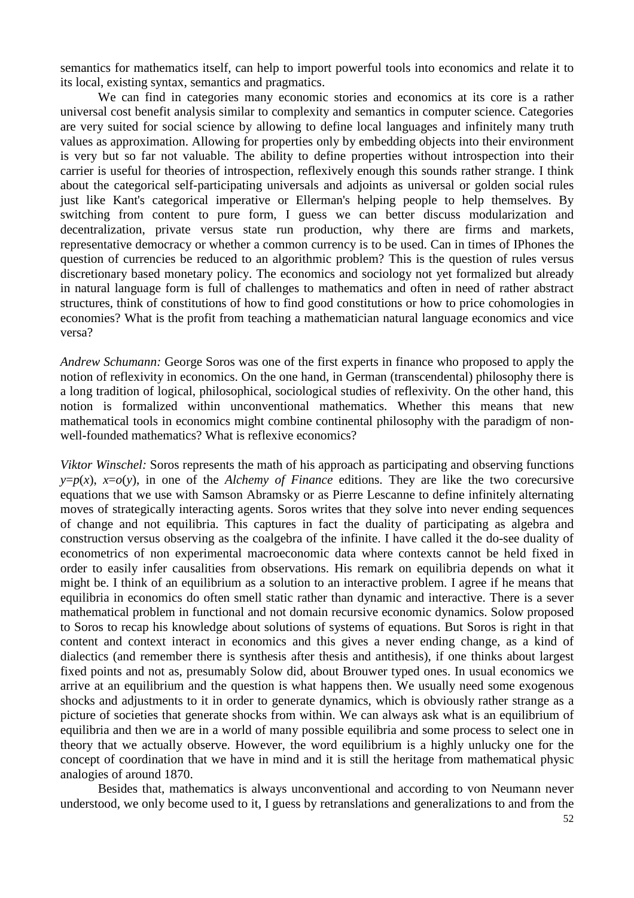semantics for mathematics itself, can help to import powerful tools into economics and relate it to its local, existing syntax, semantics and pragmatics.

We can find in categories many economic stories and economics at its core is a rather universal cost benefit analysis similar to complexity and semantics in computer science. Categories are very suited for social science by allowing to define local languages and infinitely many truth values as approximation. Allowing for properties only by embedding objects into their environment is very but so far not valuable. The ability to define properties without introspection into their carrier is useful for theories of introspection, reflexively enough this sounds rather strange. I think about the categorical self-participating universals and adjoints as universal or golden social rules just like Kant's categorical imperative or Ellerman's helping people to help themselves. By switching from content to pure form, I guess we can better discuss modularization and decentralization, private versus state run production, why there are firms and markets, representative democracy or whether a common currency is to be used. Can in times of IPhones the question of currencies be reduced to an algorithmic problem? This is the question of rules versus discretionary based monetary policy. The economics and sociology not yet formalized but already in natural language form is full of challenges to mathematics and often in need of rather abstract structures, think of constitutions of how to find good constitutions or how to price cohomologies in economies? What is the profit from teaching a mathematician natural language economics and vice versa?

*Andrew Schumann:* George Soros was one of the first experts in finance who proposed to apply the notion of reflexivity in economics. On the one hand, in German (transcendental) philosophy there is a long tradition of logical, philosophical, sociological studies of reflexivity. On the other hand, this notion is formalized within unconventional mathematics. Whether this means that new mathematical tools in economics might combine continental philosophy with the paradigm of non-well-founded mathematics? What is reflexive economics?

*Viktor Winschel:* Soros represents the math of his approach as participating and observing functions $y=p(x)$, $x=o(y)$, in one of the *Alchemy of Finance* editions. They are like the two corecursive equations that we use with Samson Abramsky or as Pierre Lescanne to define infinitely alternating moves of strategically interacting agents. Soros writes that they solve into never ending sequences of change and not equilibria. This captures in fact the duality of participating as algebra and construction versus observing as the coalgebra of the infinite. I have called it the do-see duality of econometrics of non experimental macroeconomic data where contexts cannot be held fixed in order to easily infer causalities from observations. His remark on equilibria depends on what it might be. I think of an equilibrium as a solution to an interactive problem. I agree if he means that equilibria in economics do often smell static rather than dynamic and interactive. There is a sever mathematical problem in functional and not domain recursive economic dynamics. Solow proposed to Soros to recap his knowledge about solutions of systems of equations. But Soros is right in that content and context interact in economics and this gives a never ending change, as a kind of dialectics (and remember there is synthesis after thesis and antithesis), if one thinks about largest fixed points and not as, presumably Solow did, about Brouwer typed ones. In usual economics we arrive at an equilibrium and the question is what happens then. We usually need some exogenous shocks and adjustments to it in order to generate dynamics, which is obviously rather strange as a picture of societies that generate shocks from within. We can always ask what is an equilibrium of equilibria and then we are in a world of many possible equilibria and some process to select one in theory that we actually observe. However, the word equilibrium is a highly unlucky one for the concept of coordination that we have in mind and it is still the heritage from mathematical physic analogies of around 1870.

Besides that, mathematics is always unconventional and according to von Neumann never understood, we only become used to it, I guess by retranslations and generalizations to and from the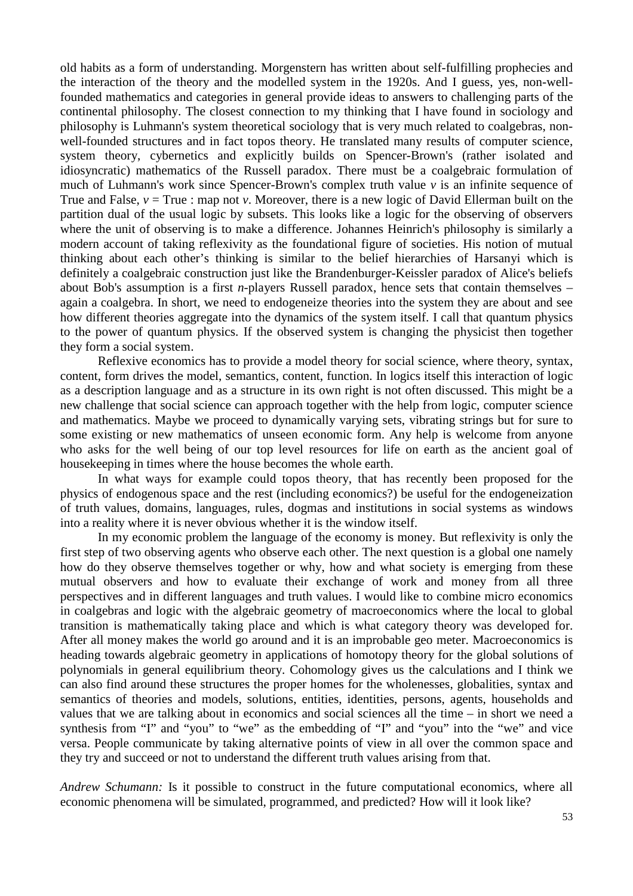old habits as a form of understanding. Morgenstern has written about self-fulfilling prophecies and the interaction of the theory and the modelled system in the 1920s. And I guess, yes, non-well-founded mathematics and categories in general provide ideas to answers to challenging parts of the continental philosophy. The closest connection to my thinking that I have found in sociology and philosophy is Luhmann's system theoretical sociology that is very much related to coalgebras, non-well-founded structures and in fact topos theory. He translated many results of computer science, system theory, cybernetics and explicitly builds on Spencer-Brown's (rather isolated and idiosyncratic) mathematics of the Russell paradox. There must be a coalgebraic formulation of much of Luhmann's work since Spencer-Brown's complex truth value $v$ is an infinite sequence of True and False, $v$ = True : map not $v$. Moreover, there is a new logic of David Ellerman built on the partition dual of the usual logic by subsets. This looks like a logic for the observing of observers where the unit of observing is to make a difference. Johannes Heinrich's philosophy is similarly a modern account of taking reflexivity as the foundational figure of societies. His notion of mutual thinking about each other's thinking is similar to the belief hierarchies of Harsanyi which is definitely a coalgebraic construction just like the Brandenburger-Keissler paradox of Alice's beliefs about Bob's assumption is a first $n$-players Russell paradox, hence sets that contain themselves – again a coalgebra. In short, we need to endogeneize theories into the system they are about and see how different theories aggregate into the dynamics of the system itself. I call that quantum physics to the power of quantum physics. If the observed system is changing the physicist then together they form a social system.

Reflexive economics has to provide a model theory for social science, where theory, syntax, content, form drives the model, semantics, content, function. In logics itself this interaction of logic as a description language and as a structure in its own right is not often discussed. This might be a new challenge that social science can approach together with the help from logic, computer science and mathematics. Maybe we proceed to dynamically varying sets, vibrating strings but for sure to some existing or new mathematics of unseen economic form. Any help is welcome from anyone who asks for the well being of our top level resources for life on earth as the ancient goal of housekeeping in times where the house becomes the whole earth.

In what ways for example could topos theory, that has recently been proposed for the physics of endogenous space and the rest (including economics?) be useful for the endogeneization of truth values, domains, languages, rules, dogmas and institutions in social systems as windows into a reality where it is never obvious whether it is the window itself.

In my economic problem the language of the economy is money. But reflexivity is only the first step of two observing agents who observe each other. The next question is a global one namely how do they observe themselves together or why, how and what society is emerging from these mutual observers and how to evaluate their exchange of work and money from all three perspectives and in different languages and truth values. I would like to combine micro economics in coalgebras and logic with the algebraic geometry of macroeconomics where the local to global transition is mathematically taking place and which is what category theory was developed for. After all money makes the world go around and it is an improbable geo meter. Macroeconomics is heading towards algebraic geometry in applications of homotopy theory for the global solutions of polynomials in general equilibrium theory. Cohomology gives us the calculations and I think we can also find around these structures the proper homes for the wholenesses, globalities, syntax and semantics of theories and models, solutions, entities, identities, persons, agents, households and values that we are talking about in economics and social sciences all the time – in short we need a synthesis from "I" and "you" to "we" as the embedding of "I" and "you" into the "we" and vice versa. People communicate by taking alternative points of view in all over the common space and they try and succeed or not to understand the different truth values arising from that.

*Andrew Schumann:* Is it possible to construct in the future computational economics, where all economic phenomena will be simulated, programmed, and predicted? How will it look like?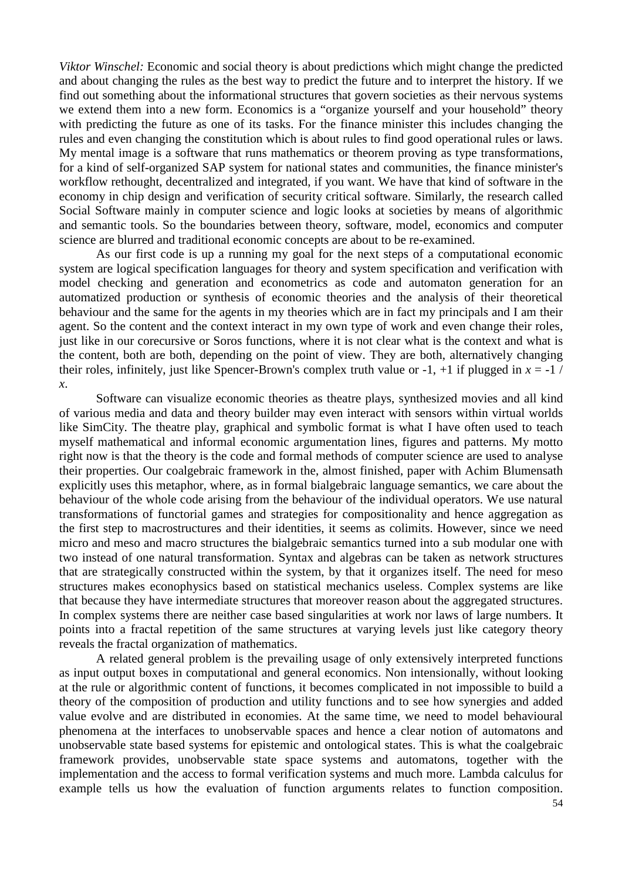*Viktor Winschel:* Economic and social theory is about predictions which might change the predicted and about changing the rules as the best way to predict the future and to interpret the history. If we find out something about the informational structures that govern societies as their nervous systems we extend them into a new form. Economics is a "organize yourself and your household" theory with predicting the future as one of its tasks. For the finance minister this includes changing the rules and even changing the constitution which is about rules to find good operational rules or laws. My mental image is a software that runs mathematics or theorem proving as type transformations, for a kind of self-organized SAP system for national states and communities, the finance minister's workflow rethought, decentralized and integrated, if you want. We have that kind of software in the economy in chip design and verification of security critical software. Similarly, the research called Social Software mainly in computer science and logic looks at societies by means of algorithmic and semantic tools. So the boundaries between theory, software, model, economics and computer science are blurred and traditional economic concepts are about to be re-examined.

As our first code is up a running my goal for the next steps of a computational economic system are logical specification languages for theory and system specification and verification with model checking and generation and econometrics as code and automaton generation for an automatized production or synthesis of economic theories and the analysis of their theoretical behaviour and the same for the agents in my theories which are in fact my principals and I am their agent. So the content and the context interact in my own type of work and even change their roles, just like in our corecursive or Soros functions, where it is not clear what is the context and what is the content, both are both, depending on the point of view. They are both, alternatively changing their roles, infinitely, just like Spencer-Brown's complex truth value or -1, +1 if plugged in $x = -1 / x$.

Software can visualize economic theories as theatre plays, synthesized movies and all kind of various media and data and theory builder may even interact with sensors within virtual worlds like SimCity. The theatre play, graphical and symbolic format is what I have often used to teach myself mathematical and informal economic argumentation lines, figures and patterns. My motto right now is that the theory is the code and formal methods of computer science are used to analyse their properties. Our coalgebraic framework in the, almost finished, paper with Achim Blumensath explicitly uses this metaphor, where, as in formal bialgebraic language semantics, we care about the behaviour of the whole code arising from the behaviour of the individual operators. We use natural transformations of functorial games and strategies for compositionality and hence aggregation as the first step to macrostructures and their identities, it seems as colimits. However, since we need micro and meso and macro structures the bialgebraic semantics turned into a sub modular one with two instead of one natural transformation. Syntax and algebras can be taken as network structures that are strategically constructed within the system, by that it organizes itself. The need for meso structures makes econophysics based on statistical mechanics useless. Complex systems are like that because they have intermediate structures that moreover reason about the aggregated structures. In complex systems there are neither case based singularities at work nor laws of large numbers. It points into a fractal repetition of the same structures at varying levels just like category theory reveals the fractal organization of mathematics.

A related general problem is the prevailing usage of only extensively interpreted functions as input output boxes in computational and general economics. Non intensionally, without looking at the rule or algorithmic content of functions, it becomes complicated in not impossible to build a theory of the composition of production and utility functions and to see how synergies and added value evolve and are distributed in economies. At the same time, we need to model behavioural phenomena at the interfaces to unobservable spaces and hence a clear notion of automatons and unobservable state based systems for epistemic and ontological states. This is what the coalgebraic framework provides, unobservable state space systems and automatons, together with the implementation and the access to formal verification systems and much more. Lambda calculus for example tells us how the evaluation of function arguments relates to function composition.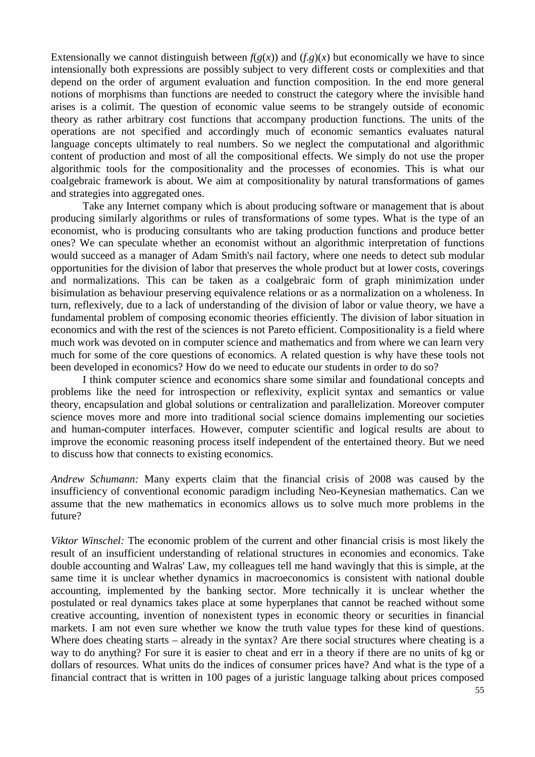Extensionally we cannot distinguish between $f(g(x))$ and $(f.g)(x)$ but economically we have to since intensionally both expressions are possibly subject to very different costs or complexities and that depend on the order of argument evaluation and function composition. In the end more general notions of morphisms than functions are needed to construct the category where the invisible hand arises is a colimit. The question of economic value seems to be strangely outside of economic theory as rather arbitrary cost functions that accompany production functions. The units of the operations are not specified and accordingly much of economic semantics evaluates natural language concepts ultimately to real numbers. So we neglect the computational and algorithmic content of production and most of all the compositional effects. We simply do not use the proper algorithmic tools for the compositionality and the processes of economies. This is what our coalgebraic framework is about. We aim at compositionality by natural transformations of games and strategies into aggregated ones.

Take any Internet company which is about producing software or management that is about producing similarly algorithms or rules of transformations of some types. What is the type of an economist, who is producing consultants who are taking production functions and produce better ones? We can speculate whether an economist without an algorithmic interpretation of functions would succeed as a manager of Adam Smith's nail factory, where one needs to detect sub modular opportunities for the division of labor that preserves the whole product but at lower costs, coverings and normalizations. This can be taken as a coalgebraic form of graph minimization under bisimulation as behaviour preserving equivalence relations or as a normalization on a wholeness. In turn, reflexively, due to a lack of understanding of the division of labor or value theory, we have a fundamental problem of composing economic theories efficiently. The division of labor situation in economics and with the rest of the sciences is not Pareto efficient. Compositionality is a field where much work was devoted on in computer science and mathematics and from where we can learn very much for some of the core questions of economics. A related question is why have these tools not been developed in economics? How do we need to educate our students in order to do so?

I think computer science and economics share some similar and foundational concepts and problems like the need for introspection or reflexivity, explicit syntax and semantics or value theory, encapsulation and global solutions or centralization and parallelization. Moreover computer science moves more and more into traditional social science domains implementing our societies and human-computer interfaces. However, computer scientific and logical results are about to improve the economic reasoning process itself independent of the entertained theory. But we need to discuss how that connects to existing economics.

*Andrew Schumann:* Many experts claim that the financial crisis of 2008 was caused by the insufficiency of conventional economic paradigm including Neo-Keynesian mathematics. Can we assume that the new mathematics in economics allows us to solve much more problems in the future?

*Viktor Winschel:* The economic problem of the current and other financial crisis is most likely the result of an insufficient understanding of relational structures in economies and economics. Take double accounting and Walras' Law, my colleagues tell me hand wavingly that this is simple, at the same time it is unclear whether dynamics in macroeconomics is consistent with national double accounting, implemented by the banking sector. More technically it is unclear whether the postulated or real dynamics takes place at some hyperplanes that cannot be reached without some creative accounting, invention of nonexistent types in economic theory or securities in financial markets. I am not even sure whether we know the truth value types for these kind of questions. Where does cheating starts – already in the syntax? Are there social structures where cheating is a way to do anything? For sure it is easier to cheat and err in a theory if there are no units of kg or dollars of resources. What units do the indices of consumer prices have? And what is the type of a financial contract that is written in 100 pages of a juristic language talking about prices composed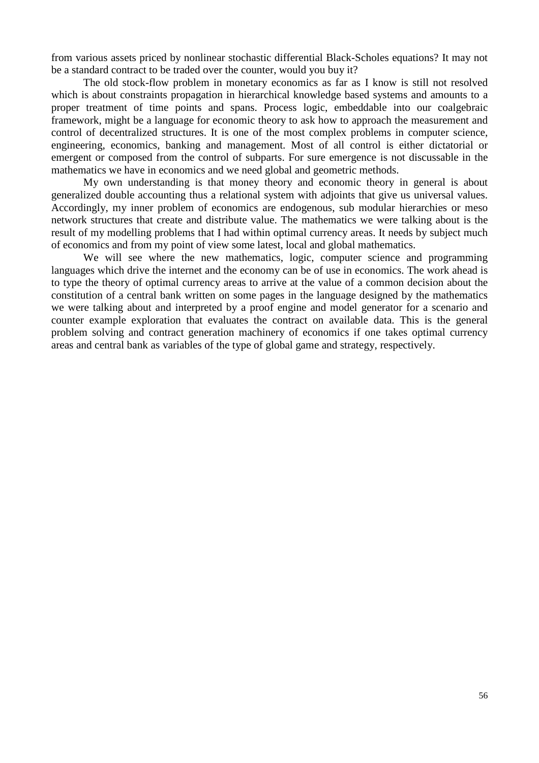from various assets priced by nonlinear stochastic differential Black-Scholes equations? It may not be a standard contract to be traded over the counter, would you buy it?

The old stock-flow problem in monetary economics as far as I know is still not resolved which is about constraints propagation in hierarchical knowledge based systems and amounts to a proper treatment of time points and spans. Process logic, embeddable into our coalgebraic framework, might be a language for economic theory to ask how to approach the measurement and control of decentralized structures. It is one of the most complex problems in computer science, engineering, economics, banking and management. Most of all control is either dictatorial or emergent or composed from the control of subparts. For sure emergence is not discussable in the mathematics we have in economics and we need global and geometric methods.

My own understanding is that money theory and economic theory in general is about generalized double accounting thus a relational system with adjoints that give us universal values. Accordingly, my inner problem of economics are endogenous, sub modular hierarchies or meso network structures that create and distribute value. The mathematics we were talking about is the result of my modelling problems that I had within optimal currency areas. It needs by subject much of economics and from my point of view some latest, local and global mathematics.

We will see where the new mathematics, logic, computer science and programming languages which drive the internet and the economy can be of use in economics. The work ahead is to type the theory of optimal currency areas to arrive at the value of a common decision about the constitution of a central bank written on some pages in the language designed by the mathematics we were talking about and interpreted by a proof engine and model generator for a scenario and counter example exploration that evaluates the contract on available data. This is the general problem solving and contract generation machinery of economics if one takes optimal currency areas and central bank as variables of the type of global game and strategy, respectively.